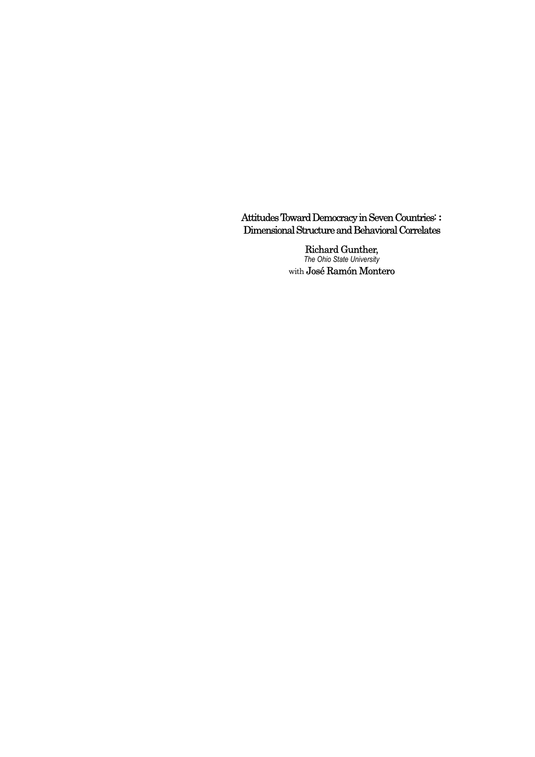# Attitudes Toward Democracy in Seven Countries: : Dimensional Structure and Behavioral Correlates

Richard Gunther,
*The Ohio State University*
with José Ramón Montero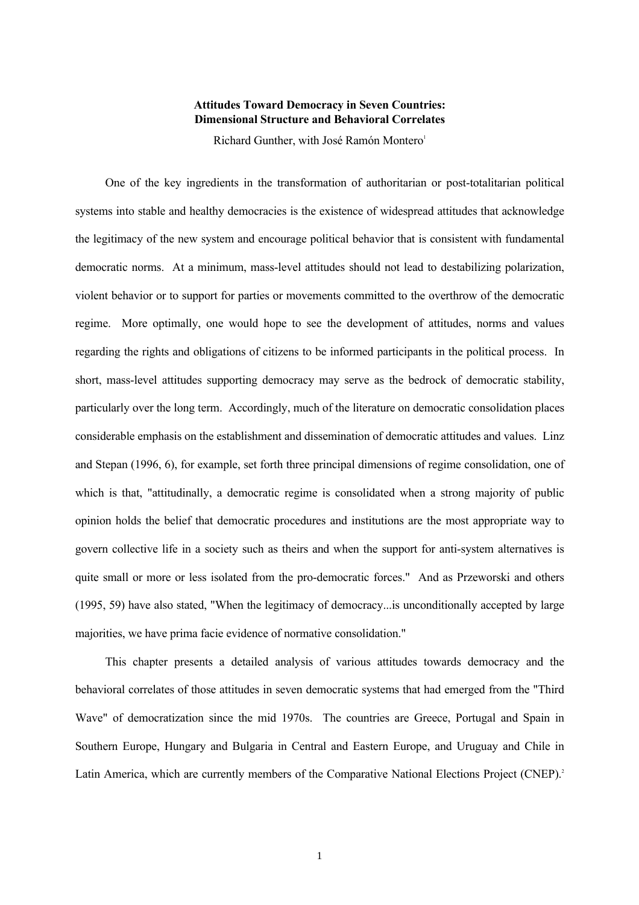**Attitudes Toward Democracy in Seven Countries: Dimensional Structure and Behavioral Correlates**

Richard Gunther, with José Ramón Montero[1]

One of the key ingredients in the transformation of authoritarian or post-totalitarian political systems into stable and healthy democracies is the existence of widespread attitudes that acknowledge the legitimacy of the new system and encourage political behavior that is consistent with fundamental democratic norms. At a minimum, mass-level attitudes should not lead to destabilizing polarization, violent behavior or to support for parties or movements committed to the overthrow of the democratic regime. More optimally, one would hope to see the development of attitudes, norms and values regarding the rights and obligations of citizens to be informed participants in the political process. In short, mass-level attitudes supporting democracy may serve as the bedrock of democratic stability, particularly over the long term. Accordingly, much of the literature on democratic consolidation places considerable emphasis on the establishment and dissemination of democratic attitudes and values. Linz and Stepan (1996, 6), for example, set forth three principal dimensions of regime consolidation, one of which is that, "attitudinally, a democratic regime is consolidated when a strong majority of public opinion holds the belief that democratic procedures and institutions are the most appropriate way to govern collective life in a society such as theirs and when the support for anti-system alternatives is quite small or more or less isolated from the pro-democratic forces." And as Przeworski and others (1995, 59) have also stated, "When the legitimacy of democracy...is unconditionally accepted by large majorities, we have prima facie evidence of normative consolidation."

This chapter presents a detailed analysis of various attitudes towards democracy and the behavioral correlates of those attitudes in seven democratic systems that had emerged from the "Third Wave" of democratization since the mid 1970s. The countries are Greece, Portugal and Spain in Southern Europe, Hungary and Bulgaria in Central and Eastern Europe, and Uruguay and Chile in Latin America, which are currently members of the Comparative National Elections Project (CNEP).[2]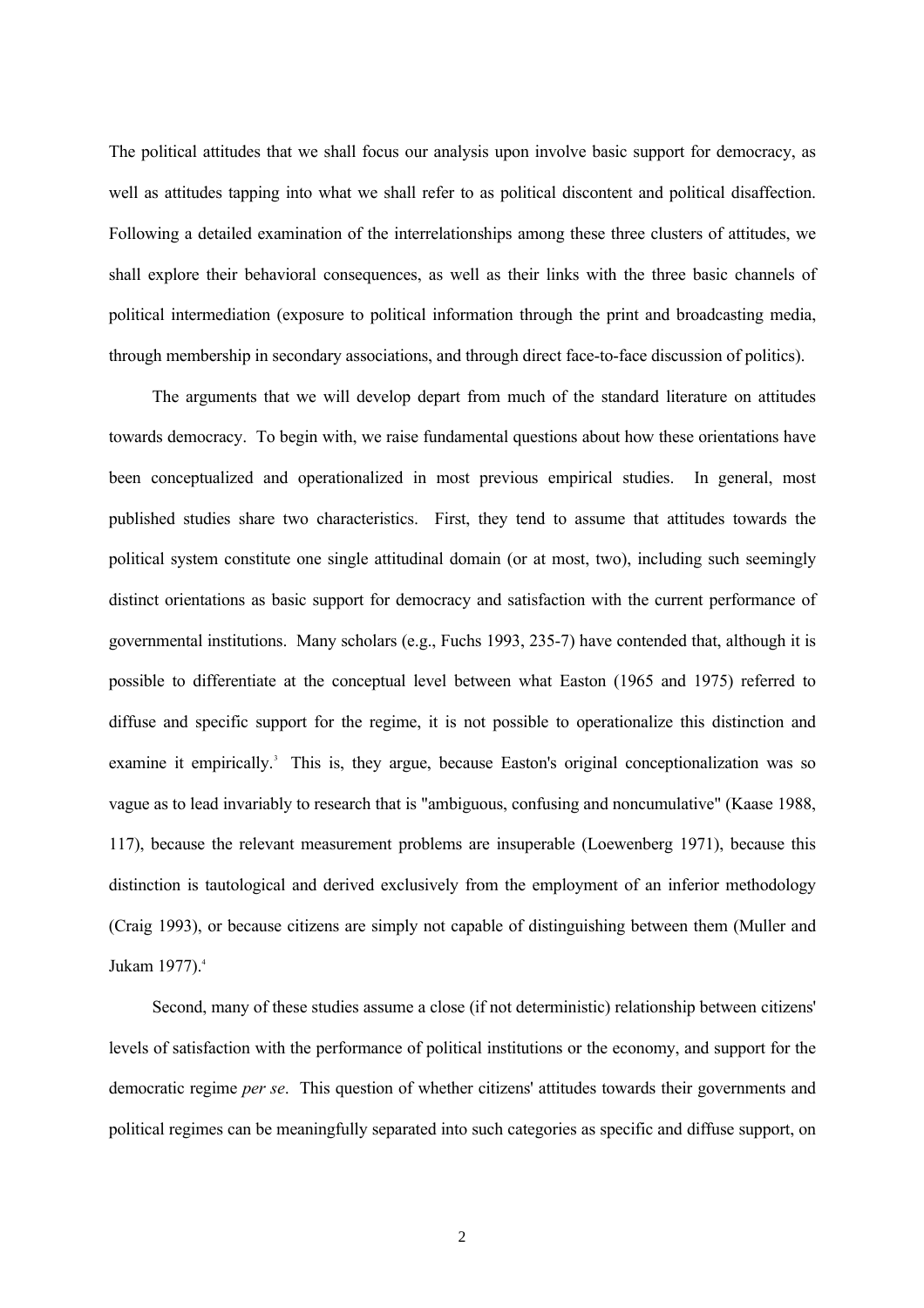The political attitudes that we shall focus our analysis upon involve basic support for democracy, as well as attitudes tapping into what we shall refer to as political discontent and political disaffection. Following a detailed examination of the interrelationships among these three clusters of attitudes, we shall explore their behavioral consequences, as well as their links with the three basic channels of political intermediation (exposure to political information through the print and broadcasting media, through membership in secondary associations, and through direct face-to-face discussion of politics).

The arguments that we will develop depart from much of the standard literature on attitudes towards democracy. To begin with, we raise fundamental questions about how these orientations have been conceptualized and operationalized in most previous empirical studies. In general, most published studies share two characteristics. First, they tend to assume that attitudes towards the political system constitute one single attitudinal domain (or at most, two), including such seemingly distinct orientations as basic support for democracy and satisfaction with the current performance of governmental institutions. Many scholars (e.g., Fuchs 1993, 235-7) have contended that, although it is possible to differentiate at the conceptual level between what Easton (1965 and 1975) referred to diffuse and specific support for the regime, it is not possible to operationalize this distinction and examine it empirically.[3] This is, they argue, because Easton's original conceptionalization was so vague as to lead invariably to research that is "ambiguous, confusing and noncumulative" (Kaase 1988, 117), because the relevant measurement problems are insuperable (Loewenberg 1971), because this distinction is tautological and derived exclusively from the employment of an inferior methodology (Craig 1993), or because citizens are simply not capable of distinguishing between them (Muller and Jukam 1977).[4]

Second, many of these studies assume a close (if not deterministic) relationship between citizens' levels of satisfaction with the performance of political institutions or the economy, and support for the democratic regime *per se*. This question of whether citizens' attitudes towards their governments and political regimes can be meaningfully separated into such categories as specific and diffuse support, on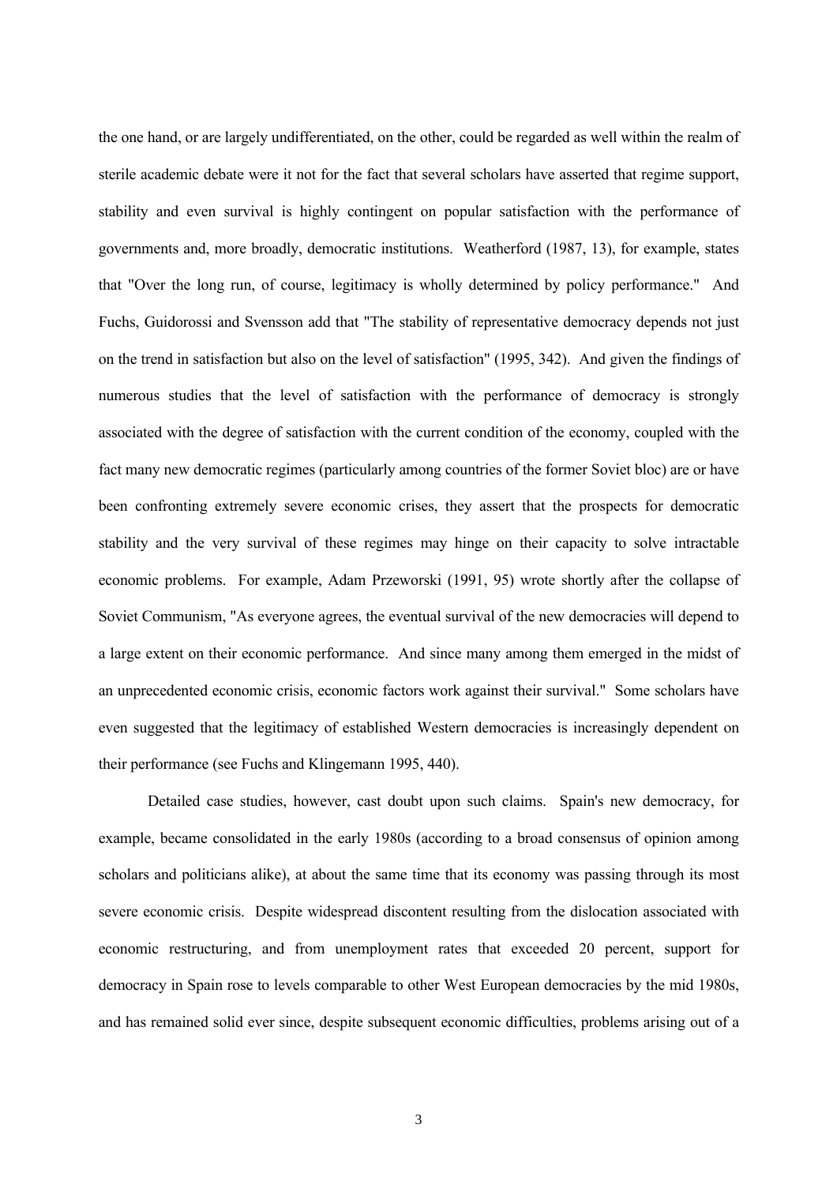the one hand, or are largely undifferentiated, on the other, could be regarded as well within the realm of sterile academic debate were it not for the fact that several scholars have asserted that regime support, stability and even survival is highly contingent on popular satisfaction with the performance of governments and, more broadly, democratic institutions. Weatherford (1987, 13), for example, states that "Over the long run, of course, legitimacy is wholly determined by policy performance." And Fuchs, Guidorossi and Svensson add that "The stability of representative democracy depends not just on the trend in satisfaction but also on the level of satisfaction" (1995, 342). And given the findings of numerous studies that the level of satisfaction with the performance of democracy is strongly associated with the degree of satisfaction with the current condition of the economy, coupled with the fact many new democratic regimes (particularly among countries of the former Soviet bloc) are or have been confronting extremely severe economic crises, they assert that the prospects for democratic stability and the very survival of these regimes may hinge on their capacity to solve intractable economic problems. For example, Adam Przeworski (1991, 95) wrote shortly after the collapse of Soviet Communism, "As everyone agrees, the eventual survival of the new democracies will depend to a large extent on their economic performance. And since many among them emerged in the midst of an unprecedented economic crisis, economic factors work against their survival." Some scholars have even suggested that the legitimacy of established Western democracies is increasingly dependent on their performance (see Fuchs and Klingemann 1995, 440).

Detailed case studies, however, cast doubt upon such claims. Spain's new democracy, for example, became consolidated in the early 1980s (according to a broad consensus of opinion among scholars and politicians alike), at about the same time that its economy was passing through its most severe economic crisis. Despite widespread discontent resulting from the dislocation associated with economic restructuring, and from unemployment rates that exceeded 20 percent, support for democracy in Spain rose to levels comparable to other West European democracies by the mid 1980s, and has remained solid ever since, despite subsequent economic difficulties, problems arising out of a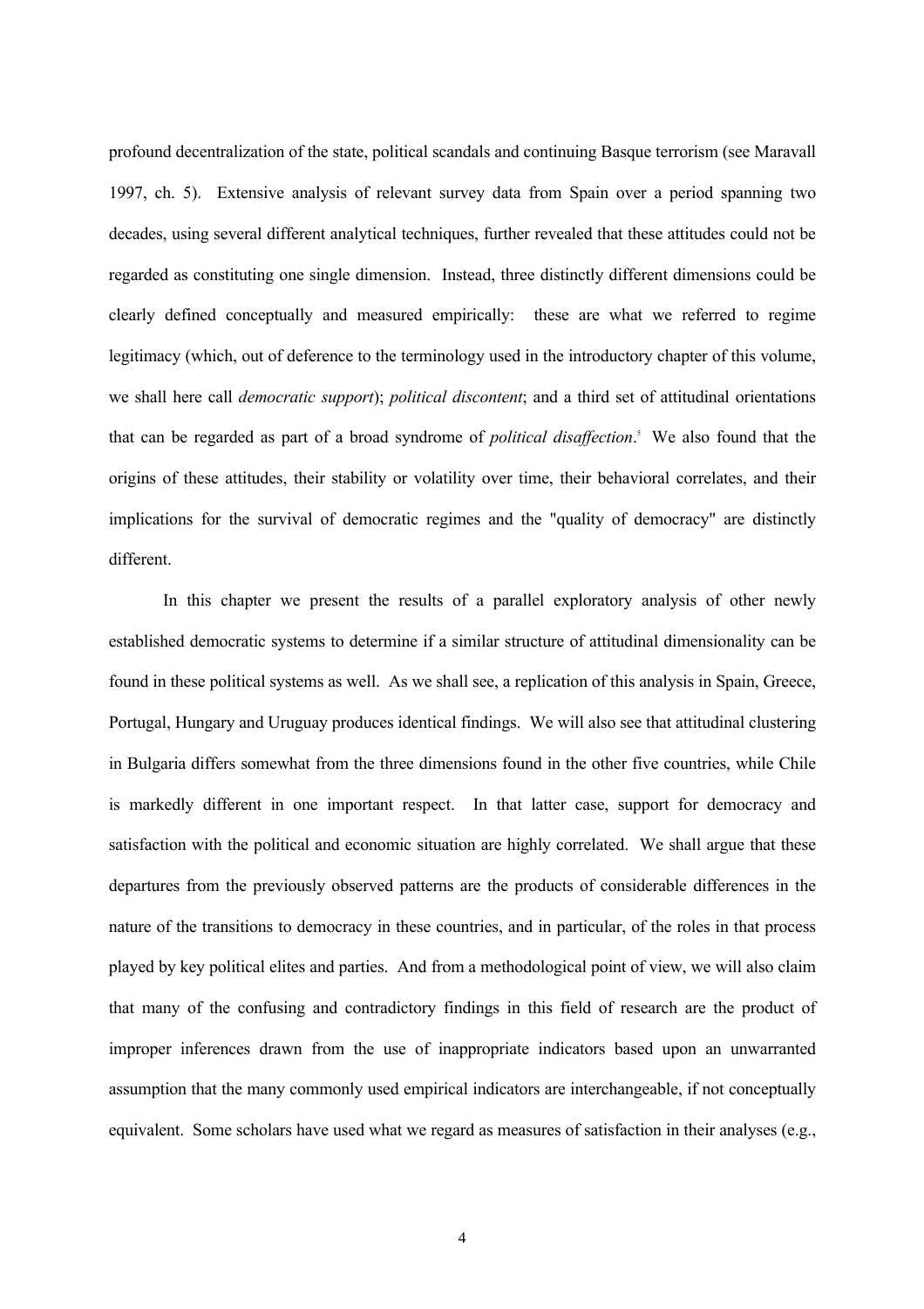profound decentralization of the state, political scandals and continuing Basque terrorism (see Maravall 1997, ch. 5). Extensive analysis of relevant survey data from Spain over a period spanning two decades, using several different analytical techniques, further revealed that these attitudes could not be regarded as constituting one single dimension. Instead, three distinctly different dimensions could be clearly defined conceptually and measured empirically: these are what we referred to regime legitimacy (which, out of deference to the terminology used in the introductory chapter of this volume, we shall here call *democratic support*); *political discontent*; and a third set of attitudinal orientations that can be regarded as part of a broad syndrome of *political disaffection*.[5] We also found that the origins of these attitudes, their stability or volatility over time, their behavioral correlates, and their implications for the survival of democratic regimes and the "quality of democracy" are distinctly different.

In this chapter we present the results of a parallel exploratory analysis of other newly established democratic systems to determine if a similar structure of attitudinal dimensionality can be found in these political systems as well. As we shall see, a replication of this analysis in Spain, Greece, Portugal, Hungary and Uruguay produces identical findings. We will also see that attitudinal clustering in Bulgaria differs somewhat from the three dimensions found in the other five countries, while Chile is markedly different in one important respect. In that latter case, support for democracy and satisfaction with the political and economic situation are highly correlated. We shall argue that these departures from the previously observed patterns are the products of considerable differences in the nature of the transitions to democracy in these countries, and in particular, of the roles in that process played by key political elites and parties. And from a methodological point of view, we will also claim that many of the confusing and contradictory findings in this field of research are the product of improper inferences drawn from the use of inappropriate indicators based upon an unwarranted assumption that the many commonly used empirical indicators are interchangeable, if not conceptually equivalent. Some scholars have used what we regard as measures of satisfaction in their analyses (e.g.,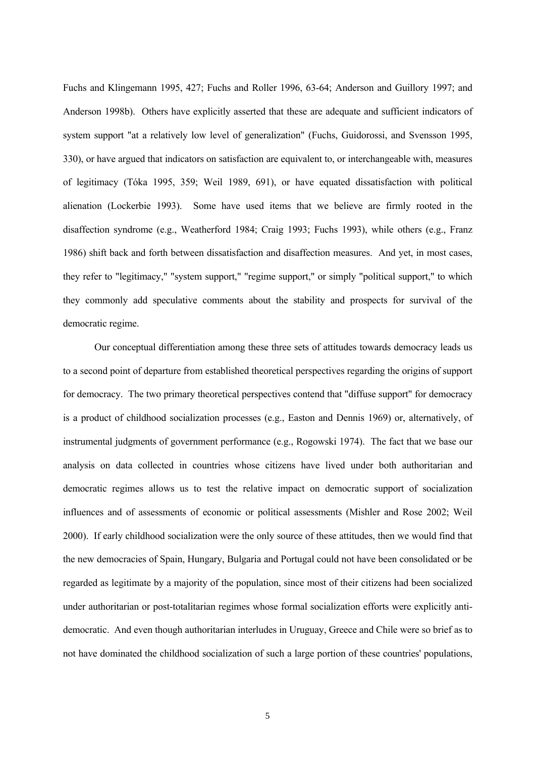Fuchs and Klingemann 1995, 427; Fuchs and Roller 1996, 63-64; Anderson and Guillory 1997; and Anderson 1998b). Others have explicitly asserted that these are adequate and sufficient indicators of system support "at a relatively low level of generalization" (Fuchs, Guidorossi, and Svensson 1995, 330), or have argued that indicators on satisfaction are equivalent to, or interchangeable with, measures of legitimacy (Tóka 1995, 359; Weil 1989, 691), or have equated dissatisfaction with political alienation (Lockerbie 1993). Some have used items that we believe are firmly rooted in the disaffection syndrome (e.g., Weatherford 1984; Craig 1993; Fuchs 1993), while others (e.g., Franz 1986) shift back and forth between dissatisfaction and disaffection measures. And yet, in most cases, they refer to "legitimacy," "system support," "regime support," or simply "political support," to which they commonly add speculative comments about the stability and prospects for survival of the democratic regime.

Our conceptual differentiation among these three sets of attitudes towards democracy leads us to a second point of departure from established theoretical perspectives regarding the origins of support for democracy. The two primary theoretical perspectives contend that "diffuse support" for democracy is a product of childhood socialization processes (e.g., Easton and Dennis 1969) or, alternatively, of instrumental judgments of government performance (e.g., Rogowski 1974). The fact that we base our analysis on data collected in countries whose citizens have lived under both authoritarian and democratic regimes allows us to test the relative impact on democratic support of socialization influences and of assessments of economic or political assessments (Mishler and Rose 2002; Weil 2000). If early childhood socialization were the only source of these attitudes, then we would find that the new democracies of Spain, Hungary, Bulgaria and Portugal could not have been consolidated or be regarded as legitimate by a majority of the population, since most of their citizens had been socialized under authoritarian or post-totalitarian regimes whose formal socialization efforts were explicitly anti-democratic. And even though authoritarian interludes in Uruguay, Greece and Chile were so brief as to not have dominated the childhood socialization of such a large portion of these countries' populations,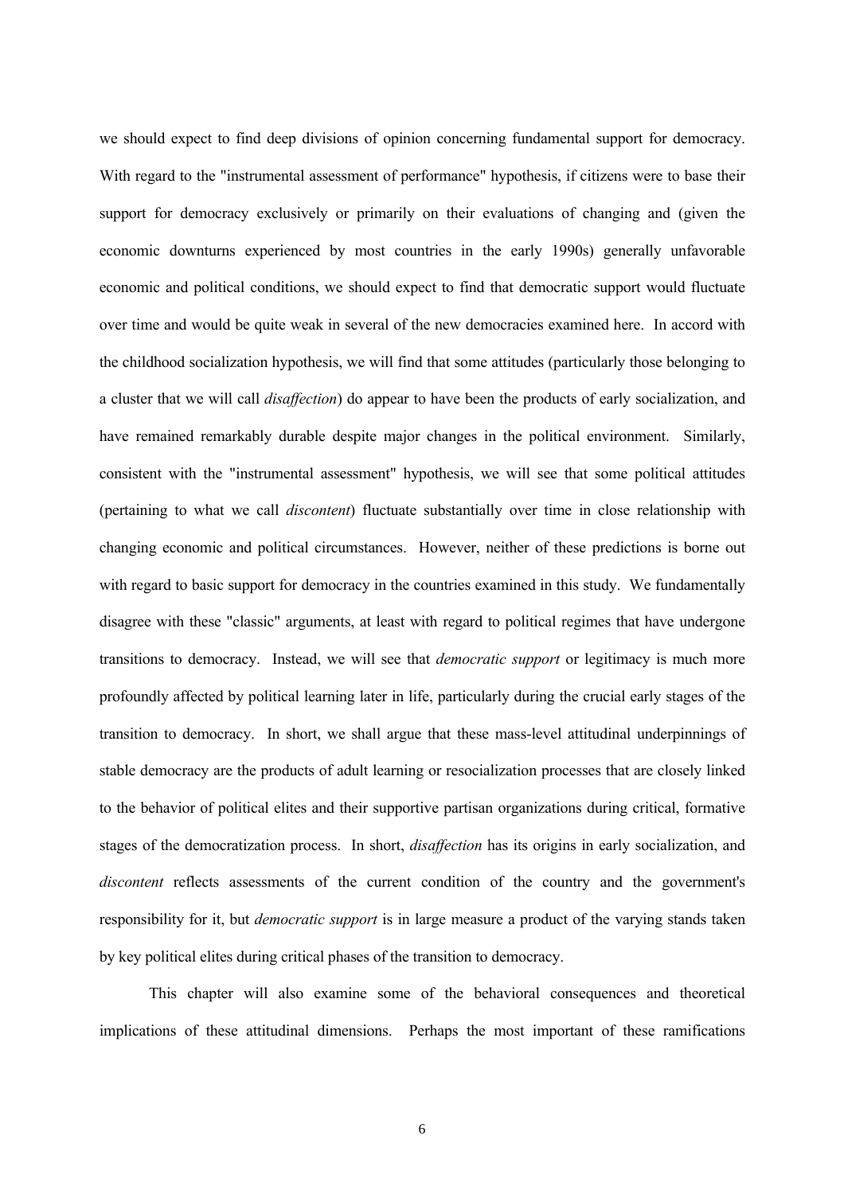we should expect to find deep divisions of opinion concerning fundamental support for democracy. With regard to the "instrumental assessment of performance" hypothesis, if citizens were to base their support for democracy exclusively or primarily on their evaluations of changing and (given the economic downturns experienced by most countries in the early 1990s) generally unfavorable economic and political conditions, we should expect to find that democratic support would fluctuate over time and would be quite weak in several of the new democracies examined here. In accord with the childhood socialization hypothesis, we will find that some attitudes (particularly those belonging to a cluster that we will call *disaffection*) do appear to have been the products of early socialization, and have remained remarkably durable despite major changes in the political environment. Similarly, consistent with the "instrumental assessment" hypothesis, we will see that some political attitudes (pertaining to what we call *discontent*) fluctuate substantially over time in close relationship with changing economic and political circumstances. However, neither of these predictions is borne out with regard to basic support for democracy in the countries examined in this study. We fundamentally disagree with these "classic" arguments, at least with regard to political regimes that have undergone transitions to democracy. Instead, we will see that *democratic support* or legitimacy is much more profoundly affected by political learning later in life, particularly during the crucial early stages of the transition to democracy. In short, we shall argue that these mass-level attitudinal underpinnings of stable democracy are the products of adult learning or resocialization processes that are closely linked to the behavior of political elites and their supportive partisan organizations during critical, formative stages of the democratization process. In short, *disaffection* has its origins in early socialization, and *discontent* reflects assessments of the current condition of the country and the government's responsibility for it, but *democratic support* is in large measure a product of the varying stands taken by key political elites during critical phases of the transition to democracy.

This chapter will also examine some of the behavioral consequences and theoretical implications of these attitudinal dimensions. Perhaps the most important of these ramifications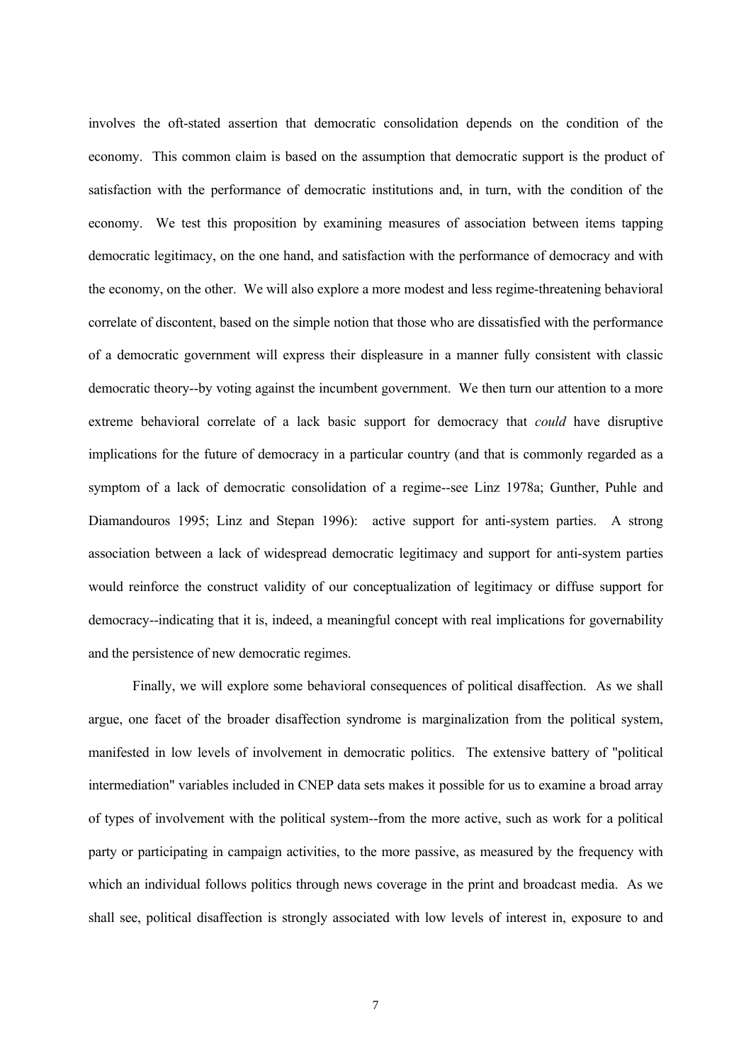involves the oft-stated assertion that democratic consolidation depends on the condition of the economy. This common claim is based on the assumption that democratic support is the product of satisfaction with the performance of democratic institutions and, in turn, with the condition of the economy. We test this proposition by examining measures of association between items tapping democratic legitimacy, on the one hand, and satisfaction with the performance of democracy and with the economy, on the other. We will also explore a more modest and less regime-threatening behavioral correlate of discontent, based on the simple notion that those who are dissatisfied with the performance of a democratic government will express their displeasure in a manner fully consistent with classic democratic theory--by voting against the incumbent government. We then turn our attention to a more extreme behavioral correlate of a lack basic support for democracy that *could* have disruptive implications for the future of democracy in a particular country (and that is commonly regarded as a symptom of a lack of democratic consolidation of a regime--see Linz 1978a; Gunther, Puhle and Diamandouros 1995; Linz and Stepan 1996): active support for anti-system parties. A strong association between a lack of widespread democratic legitimacy and support for anti-system parties would reinforce the construct validity of our conceptualization of legitimacy or diffuse support for democracy--indicating that it is, indeed, a meaningful concept with real implications for governability and the persistence of new democratic regimes.

Finally, we will explore some behavioral consequences of political disaffection. As we shall argue, one facet of the broader disaffection syndrome is marginalization from the political system, manifested in low levels of involvement in democratic politics. The extensive battery of "political intermediation" variables included in CNEP data sets makes it possible for us to examine a broad array of types of involvement with the political system--from the more active, such as work for a political party or participating in campaign activities, to the more passive, as measured by the frequency with which an individual follows politics through news coverage in the print and broadcast media. As we shall see, political disaffection is strongly associated with low levels of interest in, exposure to and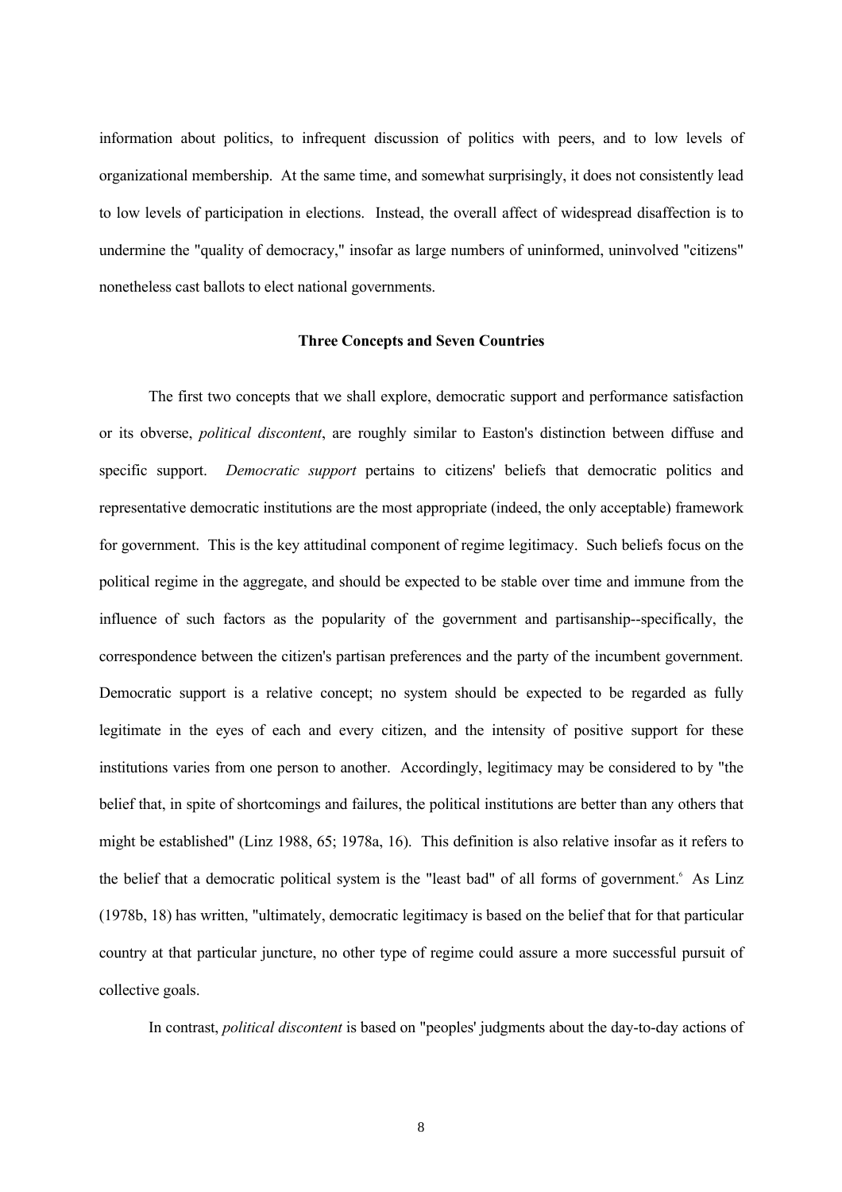information about politics, to infrequent discussion of politics with peers, and to low levels of organizational membership. At the same time, and somewhat surprisingly, it does not consistently lead to low levels of participation in elections. Instead, the overall affect of widespread disaffection is to undermine the "quality of democracy," insofar as large numbers of uninformed, uninvolved "citizens" nonetheless cast ballots to elect national governments.

### Three Concepts and Seven Countries

The first two concepts that we shall explore, democratic support and performance satisfaction or its obverse, *political discontent*, are roughly similar to Easton's distinction between diffuse and specific support. *Democratic support* pertains to citizens' beliefs that democratic politics and representative democratic institutions are the most appropriate (indeed, the only acceptable) framework for government. This is the key attitudinal component of regime legitimacy. Such beliefs focus on the political regime in the aggregate, and should be expected to be stable over time and immune from the influence of such factors as the popularity of the government and partisanship--specifically, the correspondence between the citizen's partisan preferences and the party of the incumbent government. Democratic support is a relative concept; no system should be expected to be regarded as fully legitimate in the eyes of each and every citizen, and the intensity of positive support for these institutions varies from one person to another. Accordingly, legitimacy may be considered to by "the belief that, in spite of shortcomings and failures, the political institutions are better than any others that might be established" (Linz 1988, 65; 1978a, 16). This definition is also relative insofar as it refers to the belief that a democratic political system is the "least bad" of all forms of government.[6] As Linz (1978b, 18) has written, "ultimately, democratic legitimacy is based on the belief that for that particular country at that particular juncture, no other type of regime could assure a more successful pursuit of collective goals.

In contrast, *political discontent* is based on "peoples' judgments about the day-to-day actions of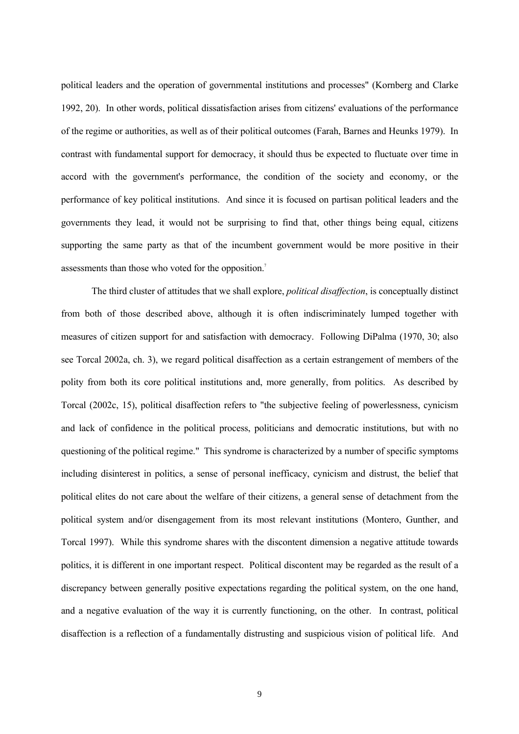political leaders and the operation of governmental institutions and processes" (Kornberg and Clarke 1992, 20). In other words, political dissatisfaction arises from citizens' evaluations of the performance of the regime or authorities, as well as of their political outcomes (Farah, Barnes and Heunks 1979). In contrast with fundamental support for democracy, it should thus be expected to fluctuate over time in accord with the government's performance, the condition of the society and economy, or the performance of key political institutions. And since it is focused on partisan political leaders and the governments they lead, it would not be surprising to find that, other things being equal, citizens supporting the same party as that of the incumbent government would be more positive in their assessments than those who voted for the opposition.[7]

The third cluster of attitudes that we shall explore, *political disaffection*, is conceptually distinct from both of those described above, although it is often indiscriminately lumped together with measures of citizen support for and satisfaction with democracy. Following DiPalma (1970, 30; also see Torcal 2002a, ch. 3), we regard political disaffection as a certain estrangement of members of the polity from both its core political institutions and, more generally, from politics. As described by Torcal (2002c, 15), political disaffection refers to "the subjective feeling of powerlessness, cynicism and lack of confidence in the political process, politicians and democratic institutions, but with no questioning of the political regime." This syndrome is characterized by a number of specific symptoms including disinterest in politics, a sense of personal inefficacy, cynicism and distrust, the belief that political elites do not care about the welfare of their citizens, a general sense of detachment from the political system and/or disengagement from its most relevant institutions (Montero, Gunther, and Torcal 1997). While this syndrome shares with the discontent dimension a negative attitude towards politics, it is different in one important respect. Political discontent may be regarded as the result of a discrepancy between generally positive expectations regarding the political system, on the one hand, and a negative evaluation of the way it is currently functioning, on the other. In contrast, political disaffection is a reflection of a fundamentally distrusting and suspicious vision of political life. And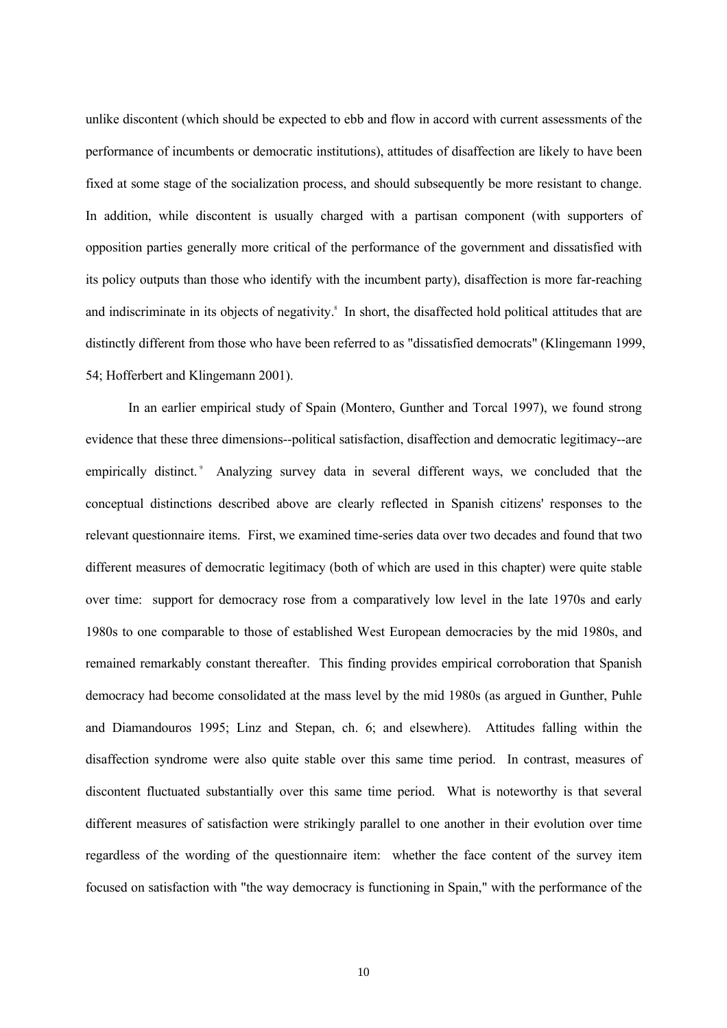unlike discontent (which should be expected to ebb and flow in accord with current assessments of the performance of incumbents or democratic institutions), attitudes of disaffection are likely to have been fixed at some stage of the socialization process, and should subsequently be more resistant to change. In addition, while discontent is usually charged with a partisan component (with supporters of opposition parties generally more critical of the performance of the government and dissatisfied with its policy outputs than those who identify with the incumbent party), disaffection is more far-reaching and indiscriminate in its objects of negativity.[8] In short, the disaffected hold political attitudes that are distinctly different from those who have been referred to as "dissatisfied democrats" (Klingemann 1999, 54; Hofferbert and Klingemann 2001).

In an earlier empirical study of Spain (Montero, Gunther and Torcal 1997), we found strong evidence that these three dimensions--political satisfaction, disaffection and democratic legitimacy--are empirically distinct.[9] Analyzing survey data in several different ways, we concluded that the conceptual distinctions described above are clearly reflected in Spanish citizens' responses to the relevant questionnaire items. First, we examined time-series data over two decades and found that two different measures of democratic legitimacy (both of which are used in this chapter) were quite stable over time: support for democracy rose from a comparatively low level in the late 1970s and early 1980s to one comparable to those of established West European democracies by the mid 1980s, and remained remarkably constant thereafter. This finding provides empirical corroboration that Spanish democracy had become consolidated at the mass level by the mid 1980s (as argued in Gunther, Puhle and Diamandouros 1995; Linz and Stepan, ch. 6; and elsewhere). Attitudes falling within the disaffection syndrome were also quite stable over this same time period. In contrast, measures of discontent fluctuated substantially over this same time period. What is noteworthy is that several different measures of satisfaction were strikingly parallel to one another in their evolution over time regardless of the wording of the questionnaire item: whether the face content of the survey item focused on satisfaction with "the way democracy is functioning in Spain," with the performance of the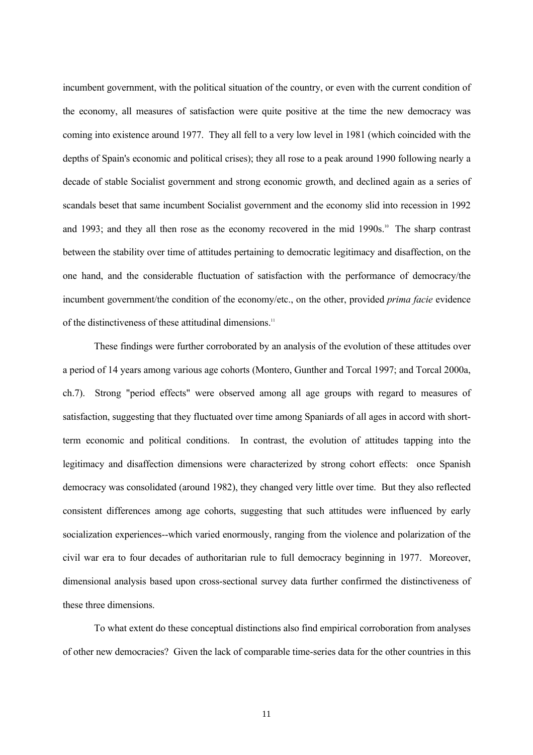incumbent government, with the political situation of the country, or even with the current condition of the economy, all measures of satisfaction were quite positive at the time the new democracy was coming into existence around 1977. They all fell to a very low level in 1981 (which coincided with the depths of Spain's economic and political crises); they all rose to a peak around 1990 following nearly a decade of stable Socialist government and strong economic growth, and declined again as a series of scandals beset that same incumbent Socialist government and the economy slid into recession in 1992 and 1993; and they all then rose as the economy recovered in the mid 1990s.[10] The sharp contrast between the stability over time of attitudes pertaining to democratic legitimacy and disaffection, on the one hand, and the considerable fluctuation of satisfaction with the performance of democracy/the incumbent government/the condition of the economy/etc., on the other, provided *prima facie* evidence of the distinctiveness of these attitudinal dimensions.[11]

These findings were further corroborated by an analysis of the evolution of these attitudes over a period of 14 years among various age cohorts (Montero, Gunther and Torcal 1997; and Torcal 2000a, ch.7). Strong "period effects" were observed among all age groups with regard to measures of satisfaction, suggesting that they fluctuated over time among Spaniards of all ages in accord with short-term economic and political conditions. In contrast, the evolution of attitudes tapping into the legitimacy and disaffection dimensions were characterized by strong cohort effects: once Spanish democracy was consolidated (around 1982), they changed very little over time. But they also reflected consistent differences among age cohorts, suggesting that such attitudes were influenced by early socialization experiences--which varied enormously, ranging from the violence and polarization of the civil war era to four decades of authoritarian rule to full democracy beginning in 1977. Moreover, dimensional analysis based upon cross-sectional survey data further confirmed the distinctiveness of these three dimensions.

To what extent do these conceptual distinctions also find empirical corroboration from analyses of other new democracies? Given the lack of comparable time-series data for the other countries in this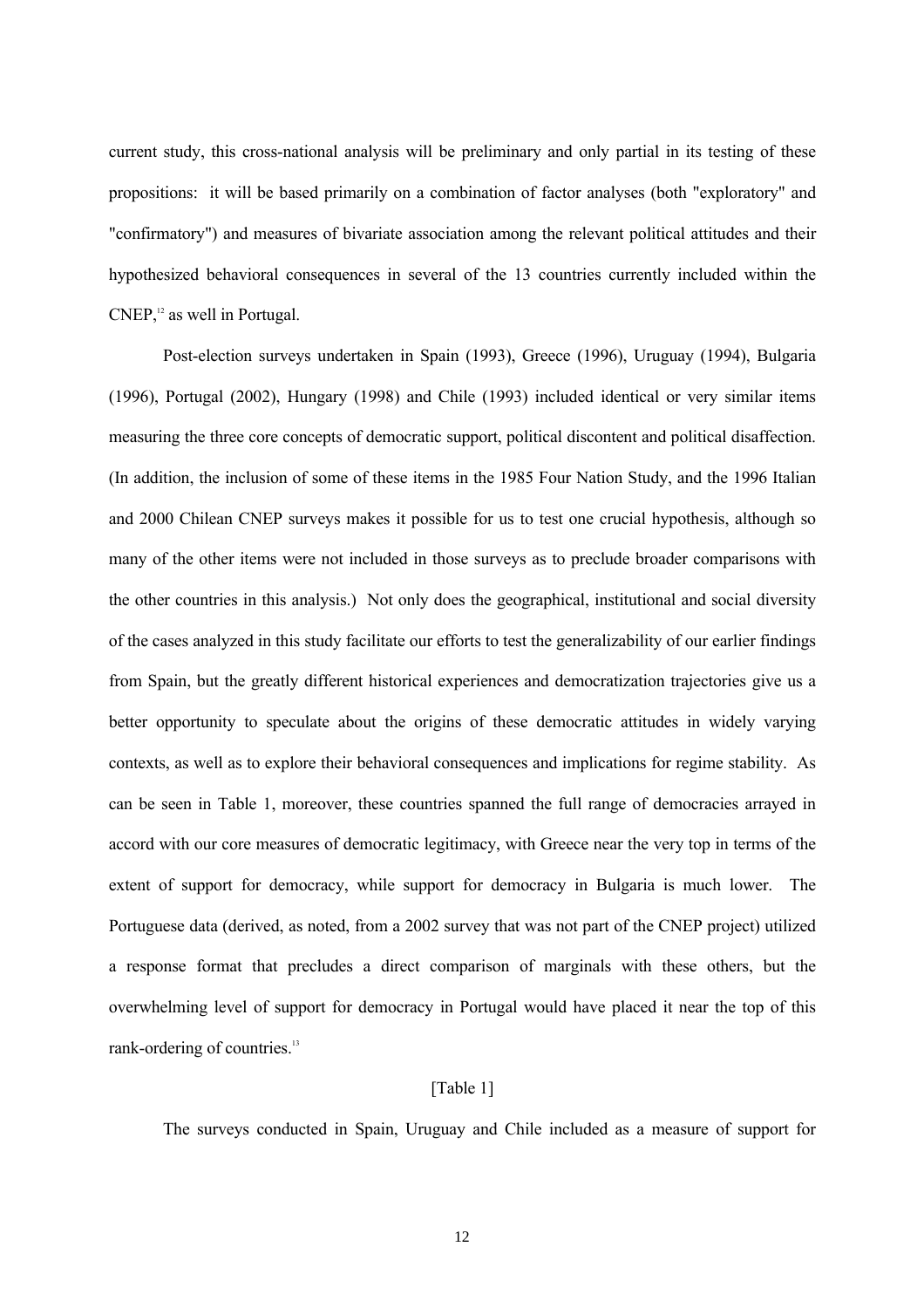current study, this cross-national analysis will be preliminary and only partial in its testing of these propositions: it will be based primarily on a combination of factor analyses (both "exploratory" and "confirmatory") and measures of bivariate association among the relevant political attitudes and their hypothesized behavioral consequences in several of the 13 countries currently included within the CNEP,[12] as well in Portugal.

Post-election surveys undertaken in Spain (1993), Greece (1996), Uruguay (1994), Bulgaria (1996), Portugal (2002), Hungary (1998) and Chile (1993) included identical or very similar items measuring the three core concepts of democratic support, political discontent and political disaffection. (In addition, the inclusion of some of these items in the 1985 Four Nation Study, and the 1996 Italian and 2000 Chilean CNEP surveys makes it possible for us to test one crucial hypothesis, although so many of the other items were not included in those surveys as to preclude broader comparisons with the other countries in this analysis.) Not only does the geographical, institutional and social diversity of the cases analyzed in this study facilitate our efforts to test the generalizability of our earlier findings from Spain, but the greatly different historical experiences and democratization trajectories give us a better opportunity to speculate about the origins of these democratic attitudes in widely varying contexts, as well as to explore their behavioral consequences and implications for regime stability. As can be seen in Table 1, moreover, these countries spanned the full range of democracies arrayed in accord with our core measures of democratic legitimacy, with Greece near the very top in terms of the extent of support for democracy, while support for democracy in Bulgaria is much lower. The Portuguese data (derived, as noted, from a 2002 survey that was not part of the CNEP project) utilized a response format that precludes a direct comparison of marginals with these others, but the overwhelming level of support for democracy in Portugal would have placed it near the top of this rank-ordering of countries.[13]

[Table 1]

The surveys conducted in Spain, Uruguay and Chile included as a measure of support for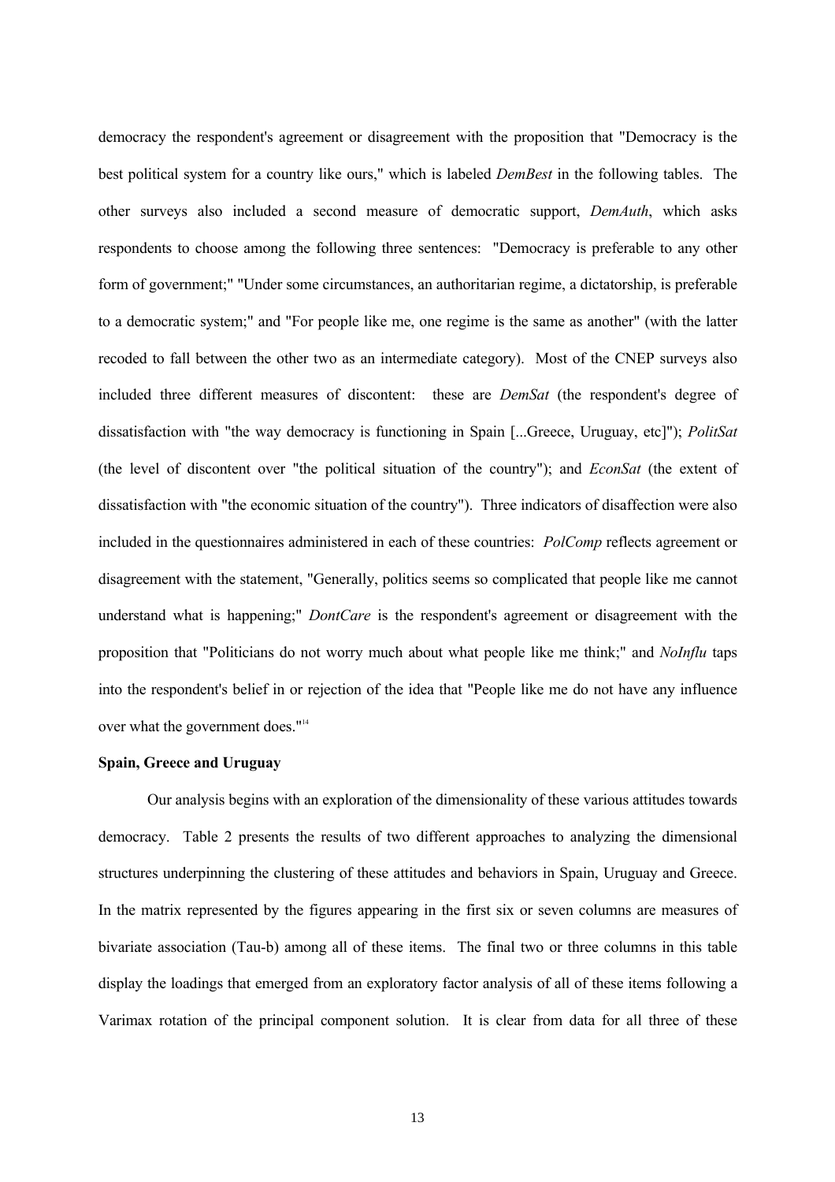democracy the respondent's agreement or disagreement with the proposition that "Democracy is the best political system for a country like ours," which is labeled *DemBest* in the following tables. The other surveys also included a second measure of democratic support, *DemAuth*, which asks respondents to choose among the following three sentences: "Democracy is preferable to any other form of government;" "Under some circumstances, an authoritarian regime, a dictatorship, is preferable to a democratic system;" and "For people like me, one regime is the same as another" (with the latter recoded to fall between the other two as an intermediate category). Most of the CNEP surveys also included three different measures of discontent: these are *DemSat* (the respondent's degree of dissatisfaction with "the way democracy is functioning in Spain [...Greece, Uruguay, etc]"); *PolitSat* (the level of discontent over "the political situation of the country"); and *EconSat* (the extent of dissatisfaction with "the economic situation of the country"). Three indicators of disaffection were also included in the questionnaires administered in each of these countries: *PolComp* reflects agreement or disagreement with the statement, "Generally, politics seems so complicated that people like me cannot understand what is happening;" *DontCare* is the respondent's agreement or disagreement with the proposition that "Politicians do not worry much about what people like me think;" and *NoInflu* taps into the respondent's belief in or rejection of the idea that "People like me do not have any influence over what the government does."[14]

**Spain, Greece and Uruguay**

Our analysis begins with an exploration of the dimensionality of these various attitudes towards democracy. Table 2 presents the results of two different approaches to analyzing the dimensional structures underpinning the clustering of these attitudes and behaviors in Spain, Uruguay and Greece. In the matrix represented by the figures appearing in the first six or seven columns are measures of bivariate association (Tau-b) among all of these items. The final two or three columns in this table display the loadings that emerged from an exploratory factor analysis of all of these items following a Varimax rotation of the principal component solution. It is clear from data for all three of these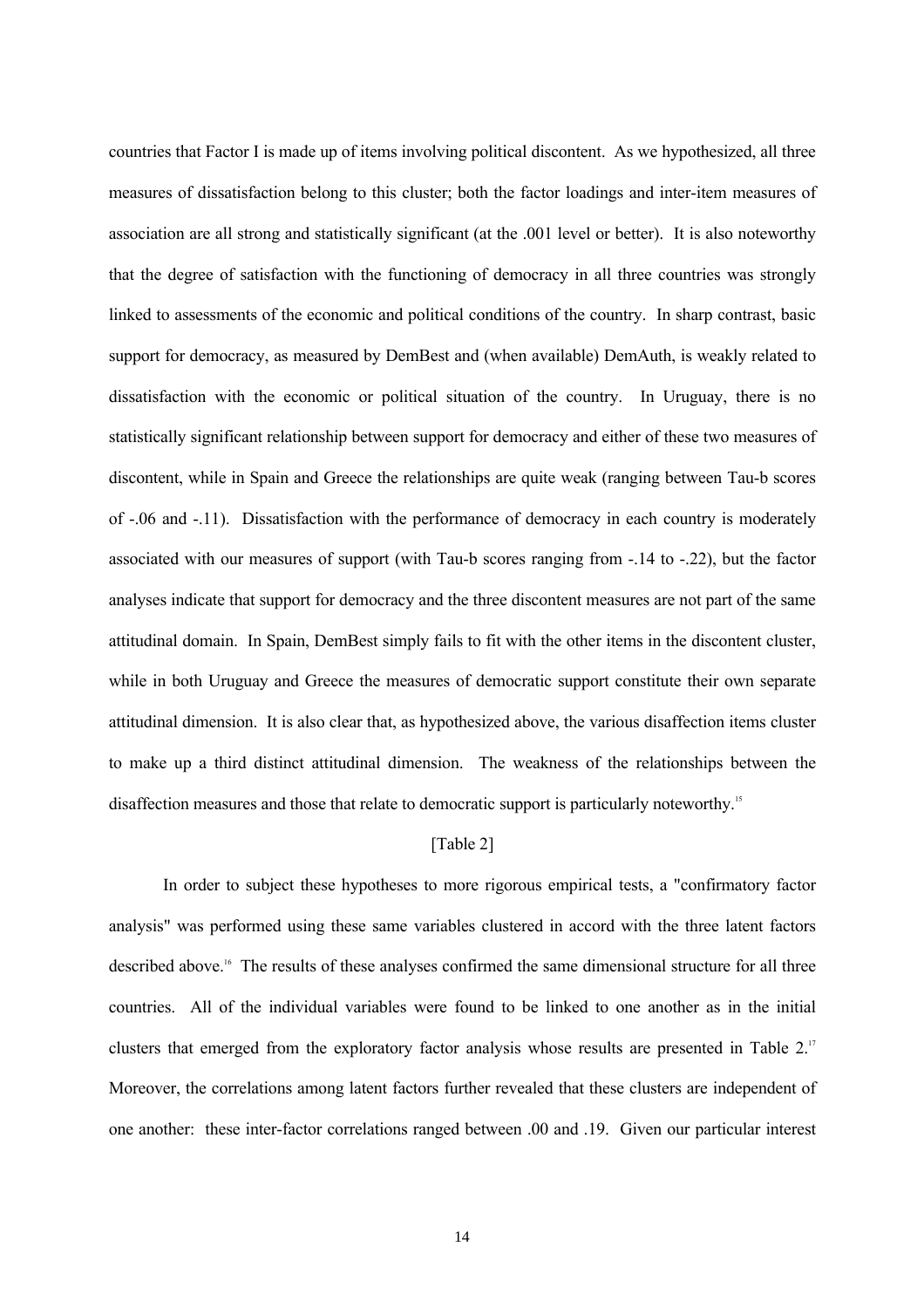countries that Factor I is made up of items involving political discontent. As we hypothesized, all three measures of dissatisfaction belong to this cluster; both the factor loadings and inter-item measures of association are all strong and statistically significant (at the .001 level or better). It is also noteworthy that the degree of satisfaction with the functioning of democracy in all three countries was strongly linked to assessments of the economic and political conditions of the country. In sharp contrast, basic support for democracy, as measured by DemBest and (when available) DemAuth, is weakly related to dissatisfaction with the economic or political situation of the country. In Uruguay, there is no statistically significant relationship between support for democracy and either of these two measures of discontent, while in Spain and Greece the relationships are quite weak (ranging between Tau-b scores of -.06 and -.11). Dissatisfaction with the performance of democracy in each country is moderately associated with our measures of support (with Tau-b scores ranging from -.14 to -.22), but the factor analyses indicate that support for democracy and the three discontent measures are not part of the same attitudinal domain. In Spain, DemBest simply fails to fit with the other items in the discontent cluster, while in both Uruguay and Greece the measures of democratic support constitute their own separate attitudinal dimension. It is also clear that, as hypothesized above, the various disaffection items cluster to make up a third distinct attitudinal dimension. The weakness of the relationships between the disaffection measures and those that relate to democratic support is particularly noteworthy.[15]

[Table 2]

In order to subject these hypotheses to more rigorous empirical tests, a "confirmatory factor analysis" was performed using these same variables clustered in accord with the three latent factors described above.[16] The results of these analyses confirmed the same dimensional structure for all three countries. All of the individual variables were found to be linked to one another as in the initial clusters that emerged from the exploratory factor analysis whose results are presented in Table 2.[17] Moreover, the correlations among latent factors further revealed that these clusters are independent of one another: these inter-factor correlations ranged between .00 and .19. Given our particular interest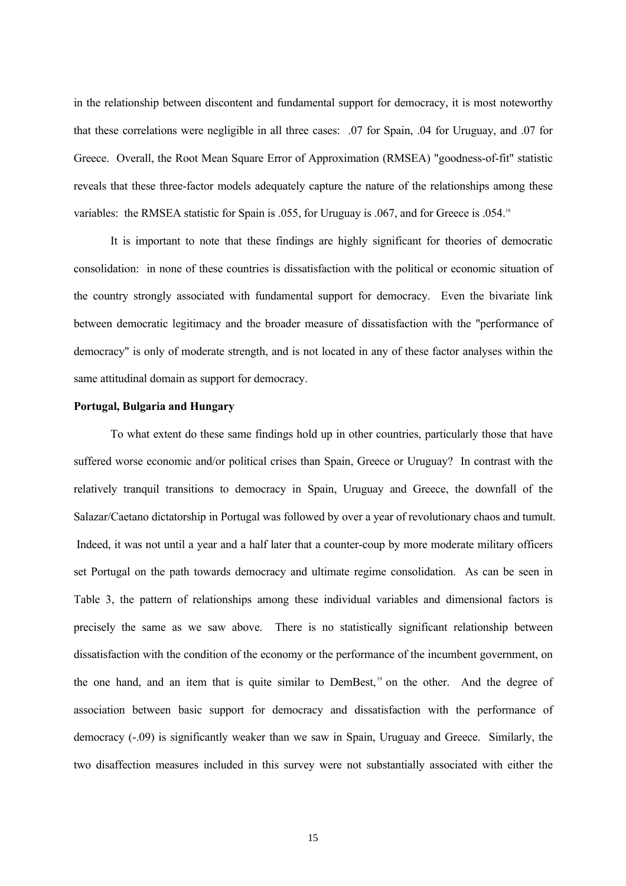in the relationship between discontent and fundamental support for democracy, it is most noteworthy that these correlations were negligible in all three cases: .07 for Spain, .04 for Uruguay, and .07 for Greece. Overall, the Root Mean Square Error of Approximation (RMSEA) "goodness-of-fit" statistic reveals that these three-factor models adequately capture the nature of the relationships among these variables: the RMSEA statistic for Spain is .055, for Uruguay is .067, and for Greece is .054.[18]

It is important to note that these findings are highly significant for theories of democratic consolidation: in none of these countries is dissatisfaction with the political or economic situation of the country strongly associated with fundamental support for democracy. Even the bivariate link between democratic legitimacy and the broader measure of dissatisfaction with the "performance of democracy" is only of moderate strength, and is not located in any of these factor analyses within the same attitudinal domain as support for democracy.

**Portugal, Bulgaria and Hungary**

To what extent do these same findings hold up in other countries, particularly those that have suffered worse economic and/or political crises than Spain, Greece or Uruguay? In contrast with the relatively tranquil transitions to democracy in Spain, Uruguay and Greece, the downfall of the Salazar/Caetano dictatorship in Portugal was followed by over a year of revolutionary chaos and tumult. Indeed, it was not until a year and a half later that a counter-coup by more moderate military officers set Portugal on the path towards democracy and ultimate regime consolidation. As can be seen in Table 3, the pattern of relationships among these individual variables and dimensional factors is precisely the same as we saw above. There is no statistically significant relationship between dissatisfaction with the condition of the economy or the performance of the incumbent government, on the one hand, and an item that is quite similar to DemBest,[19] on the other. And the degree of association between basic support for democracy and dissatisfaction with the performance of democracy (-.09) is significantly weaker than we saw in Spain, Uruguay and Greece. Similarly, the two disaffection measures included in this survey were not substantially associated with either the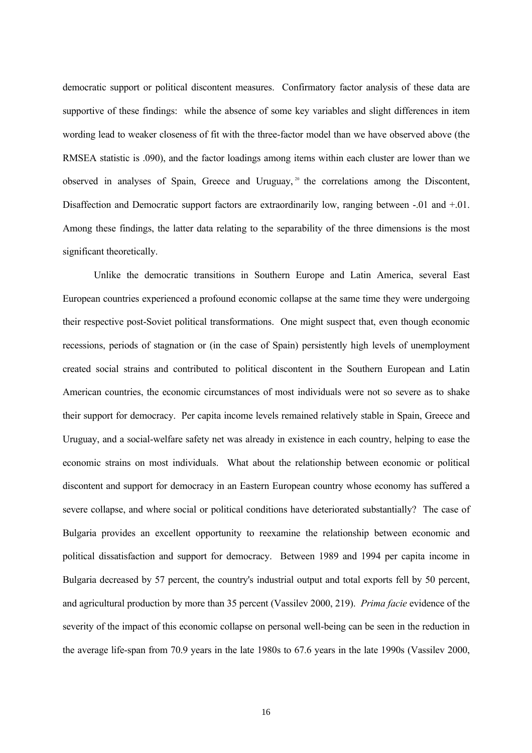democratic support or political discontent measures. Confirmatory factor analysis of these data are supportive of these findings: while the absence of some key variables and slight differences in item wording lead to weaker closeness of fit with the three-factor model than we have observed above (the RMSEA statistic is .090), and the factor loadings among items within each cluster are lower than we observed in analyses of Spain, Greece and Uruguay, [20] the correlations among the Discontent, Disaffection and Democratic support factors are extraordinarily low, ranging between -.01 and +.01. Among these findings, the latter data relating to the separability of the three dimensions is the most significant theoretically.

Unlike the democratic transitions in Southern Europe and Latin America, several East European countries experienced a profound economic collapse at the same time they were undergoing their respective post-Soviet political transformations. One might suspect that, even though economic recessions, periods of stagnation or (in the case of Spain) persistently high levels of unemployment created social strains and contributed to political discontent in the Southern European and Latin American countries, the economic circumstances of most individuals were not so severe as to shake their support for democracy. Per capita income levels remained relatively stable in Spain, Greece and Uruguay, and a social-welfare safety net was already in existence in each country, helping to ease the economic strains on most individuals. What about the relationship between economic or political discontent and support for democracy in an Eastern European country whose economy has suffered a severe collapse, and where social or political conditions have deteriorated substantially? The case of Bulgaria provides an excellent opportunity to reexamine the relationship between economic and political dissatisfaction and support for democracy. Between 1989 and 1994 per capita income in Bulgaria decreased by 57 percent, the country's industrial output and total exports fell by 50 percent, and agricultural production by more than 35 percent (Vassilev 2000, 219). *Prima facie* evidence of the severity of the impact of this economic collapse on personal well-being can be seen in the reduction in the average life-span from 70.9 years in the late 1980s to 67.6 years in the late 1990s (Vassilev 2000,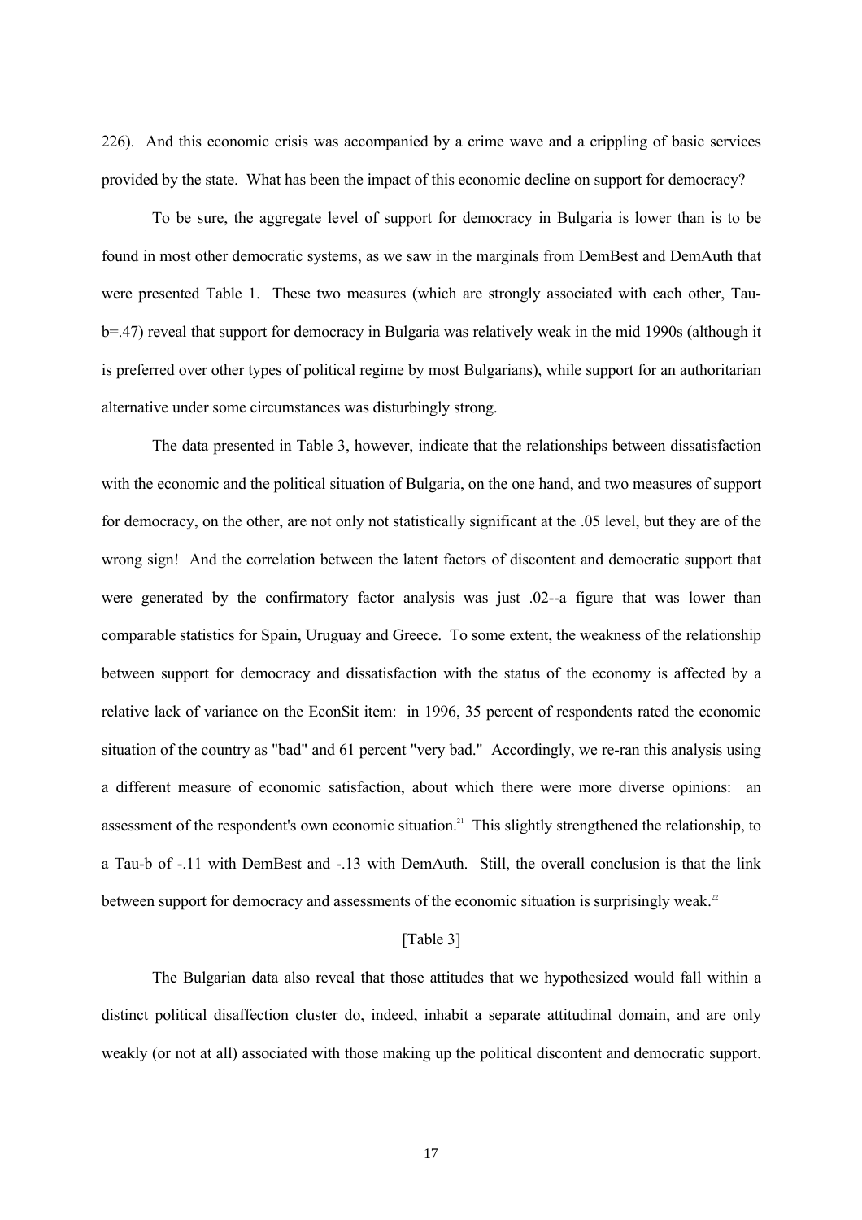226). And this economic crisis was accompanied by a crime wave and a crippling of basic services provided by the state. What has been the impact of this economic decline on support for democracy?

To be sure, the aggregate level of support for democracy in Bulgaria is lower than is to be found in most other democratic systems, as we saw in the marginals from DemBest and DemAuth that were presented Table 1. These two measures (which are strongly associated with each other, Tau-b=.47) reveal that support for democracy in Bulgaria was relatively weak in the mid 1990s (although it is preferred over other types of political regime by most Bulgarians), while support for an authoritarian alternative under some circumstances was disturbingly strong.

The data presented in Table 3, however, indicate that the relationships between dissatisfaction with the economic and the political situation of Bulgaria, on the one hand, and two measures of support for democracy, on the other, are not only not statistically significant at the .05 level, but they are of the wrong sign! And the correlation between the latent factors of discontent and democratic support that were generated by the confirmatory factor analysis was just .02--a figure that was lower than comparable statistics for Spain, Uruguay and Greece. To some extent, the weakness of the relationship between support for democracy and dissatisfaction with the status of the economy is affected by a relative lack of variance on the EconSit item: in 1996, 35 percent of respondents rated the economic situation of the country as "bad" and 61 percent "very bad." Accordingly, we re-ran this analysis using a different measure of economic satisfaction, about which there were more diverse opinions: an assessment of the respondent's own economic situation.[21] This slightly strengthened the relationship, to a Tau-b of -.11 with DemBest and -.13 with DemAuth. Still, the overall conclusion is that the link between support for democracy and assessments of the economic situation is surprisingly weak.[22]

[Table 3]

The Bulgarian data also reveal that those attitudes that we hypothesized would fall within a distinct political disaffection cluster do, indeed, inhabit a separate attitudinal domain, and are only weakly (or not at all) associated with those making up the political discontent and democratic support.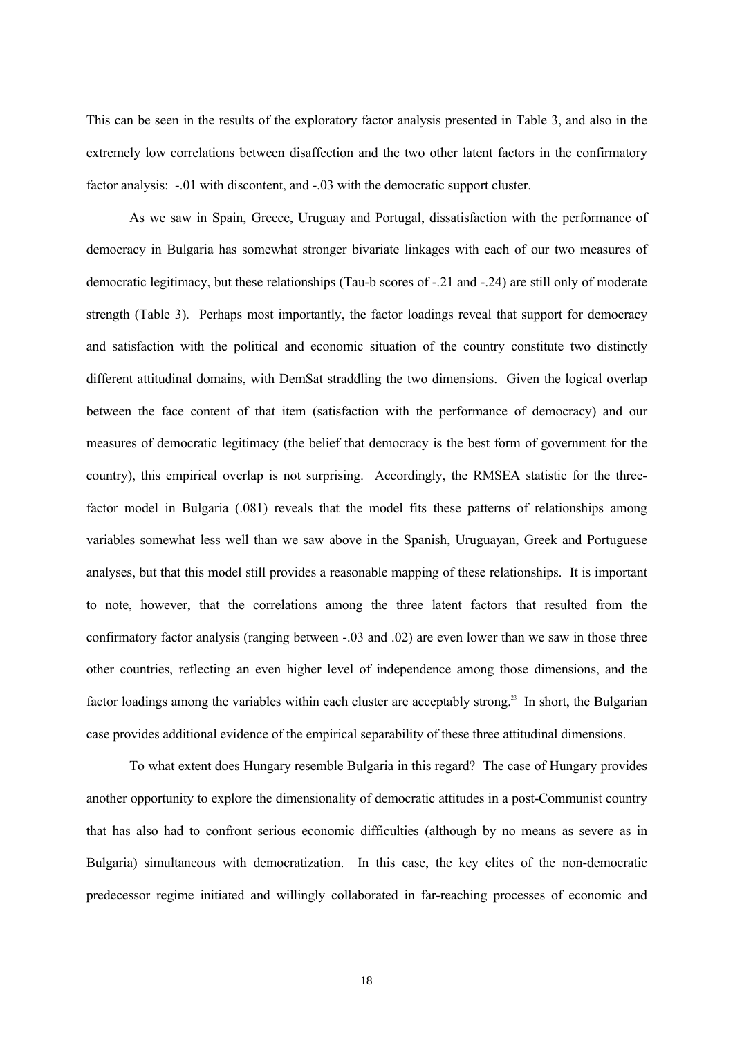This can be seen in the results of the exploratory factor analysis presented in Table 3, and also in the extremely low correlations between disaffection and the two other latent factors in the confirmatory factor analysis: -.01 with discontent, and -.03 with the democratic support cluster.

As we saw in Spain, Greece, Uruguay and Portugal, dissatisfaction with the performance of democracy in Bulgaria has somewhat stronger bivariate linkages with each of our two measures of democratic legitimacy, but these relationships (Tau-b scores of -.21 and -.24) are still only of moderate strength (Table 3). Perhaps most importantly, the factor loadings reveal that support for democracy and satisfaction with the political and economic situation of the country constitute two distinctly different attitudinal domains, with DemSat straddling the two dimensions. Given the logical overlap between the face content of that item (satisfaction with the performance of democracy) and our measures of democratic legitimacy (the belief that democracy is the best form of government for the country), this empirical overlap is not surprising. Accordingly, the RMSEA statistic for the three-factor model in Bulgaria (.081) reveals that the model fits these patterns of relationships among variables somewhat less well than we saw above in the Spanish, Uruguayan, Greek and Portuguese analyses, but that this model still provides a reasonable mapping of these relationships. It is important to note, however, that the correlations among the three latent factors that resulted from the confirmatory factor analysis (ranging between -.03 and .02) are even lower than we saw in those three other countries, reflecting an even higher level of independence among those dimensions, and the factor loadings among the variables within each cluster are acceptably strong.[23] In short, the Bulgarian case provides additional evidence of the empirical separability of these three attitudinal dimensions.

To what extent does Hungary resemble Bulgaria in this regard? The case of Hungary provides another opportunity to explore the dimensionality of democratic attitudes in a post-Communist country that has also had to confront serious economic difficulties (although by no means as severe as in Bulgaria) simultaneous with democratization. In this case, the key elites of the non-democratic predecessor regime initiated and willingly collaborated in far-reaching processes of economic and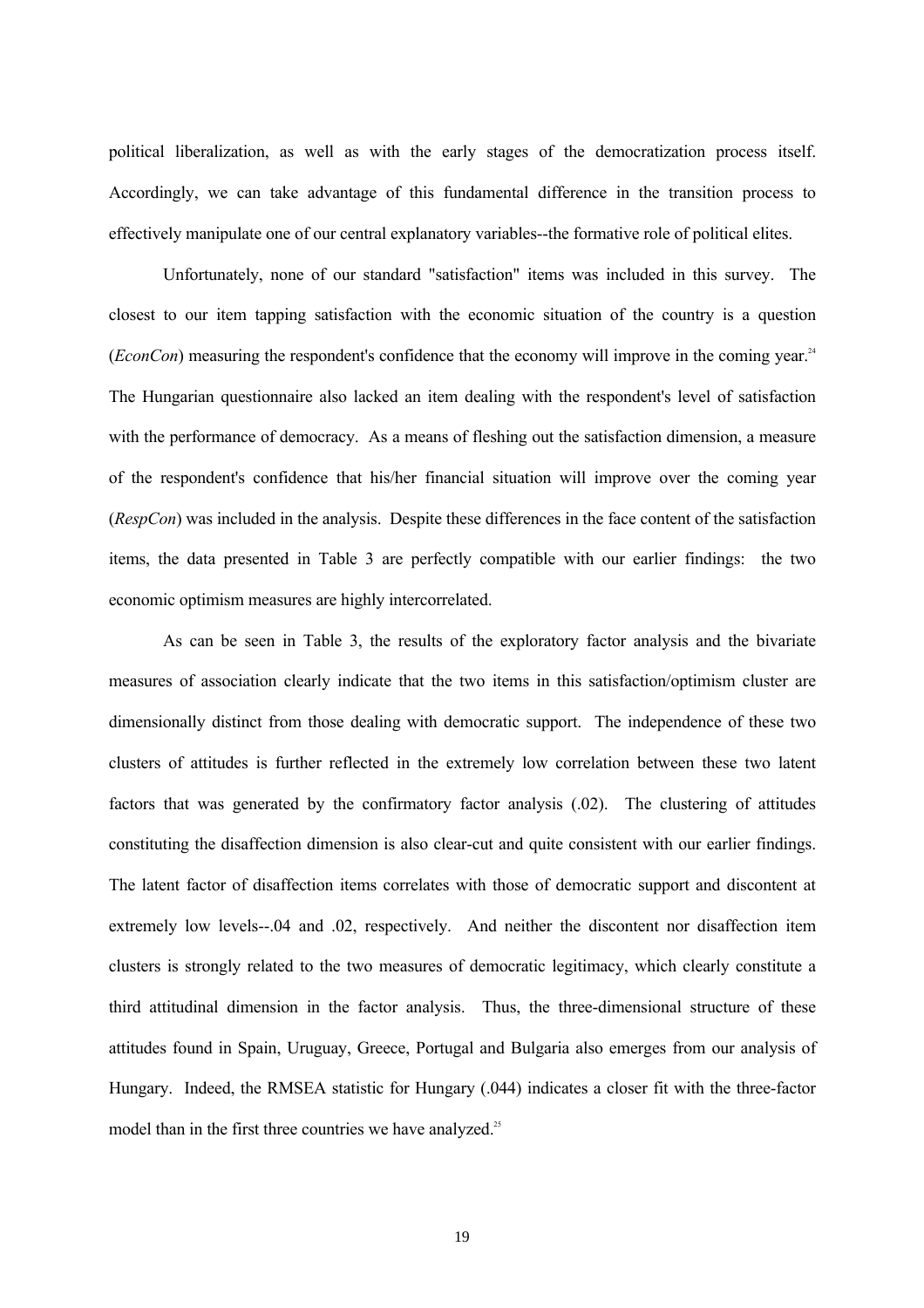political liberalization, as well as with the early stages of the democratization process itself. Accordingly, we can take advantage of this fundamental difference in the transition process to effectively manipulate one of our central explanatory variables--the formative role of political elites.

Unfortunately, none of our standard "satisfaction" items was included in this survey. The closest to our item tapping satisfaction with the economic situation of the country is a question (*EconCon*) measuring the respondent's confidence that the economy will improve in the coming year.[24] The Hungarian questionnaire also lacked an item dealing with the respondent's level of satisfaction with the performance of democracy. As a means of fleshing out the satisfaction dimension, a measure of the respondent's confidence that his/her financial situation will improve over the coming year (*RespCon*) was included in the analysis. Despite these differences in the face content of the satisfaction items, the data presented in Table 3 are perfectly compatible with our earlier findings: the two economic optimism measures are highly intercorrelated.

As can be seen in Table 3, the results of the exploratory factor analysis and the bivariate measures of association clearly indicate that the two items in this satisfaction/optimism cluster are dimensionally distinct from those dealing with democratic support. The independence of these two clusters of attitudes is further reflected in the extremely low correlation between these two latent factors that was generated by the confirmatory factor analysis (.02). The clustering of attitudes constituting the disaffection dimension is also clear-cut and quite consistent with our earlier findings. The latent factor of disaffection items correlates with those of democratic support and discontent at extremely low levels--.04 and .02, respectively. And neither the discontent nor disaffection item clusters is strongly related to the two measures of democratic legitimacy, which clearly constitute a third attitudinal dimension in the factor analysis. Thus, the three-dimensional structure of these attitudes found in Spain, Uruguay, Greece, Portugal and Bulgaria also emerges from our analysis of Hungary. Indeed, the RMSEA statistic for Hungary (.044) indicates a closer fit with the three-factor model than in the first three countries we have analyzed.[25]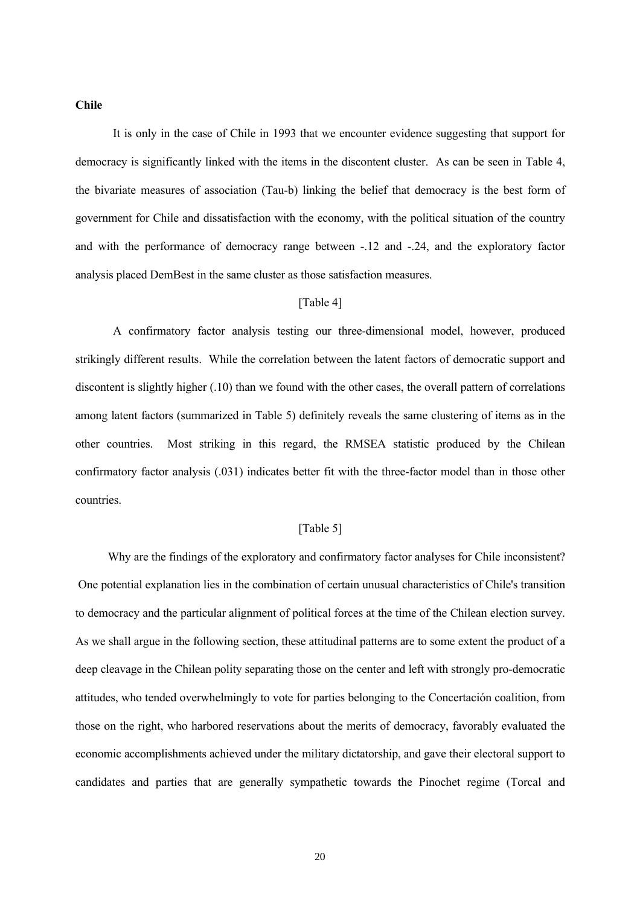**Chile**

It is only in the case of Chile in 1993 that we encounter evidence suggesting that support for democracy is significantly linked with the items in the discontent cluster. As can be seen in Table 4, the bivariate measures of association (Tau-b) linking the belief that democracy is the best form of government for Chile and dissatisfaction with the economy, with the political situation of the country and with the performance of democracy range between -.12 and -.24, and the exploratory factor analysis placed DemBest in the same cluster as those satisfaction measures.

[Table 4]

A confirmatory factor analysis testing our three-dimensional model, however, produced strikingly different results. While the correlation between the latent factors of democratic support and discontent is slightly higher (.10) than we found with the other cases, the overall pattern of correlations among latent factors (summarized in Table 5) definitely reveals the same clustering of items as in the other countries. Most striking in this regard, the RMSEA statistic produced by the Chilean confirmatory factor analysis (.031) indicates better fit with the three-factor model than in those other countries.

[Table 5]

Why are the findings of the exploratory and confirmatory factor analyses for Chile inconsistent? One potential explanation lies in the combination of certain unusual characteristics of Chile's transition to democracy and the particular alignment of political forces at the time of the Chilean election survey. As we shall argue in the following section, these attitudinal patterns are to some extent the product of a deep cleavage in the Chilean polity separating those on the center and left with strongly pro-democratic attitudes, who tended overwhelmingly to vote for parties belonging to the Concertación coalition, from those on the right, who harbored reservations about the merits of democracy, favorably evaluated the economic accomplishments achieved under the military dictatorship, and gave their electoral support to candidates and parties that are generally sympathetic towards the Pinochet regime (Torcal and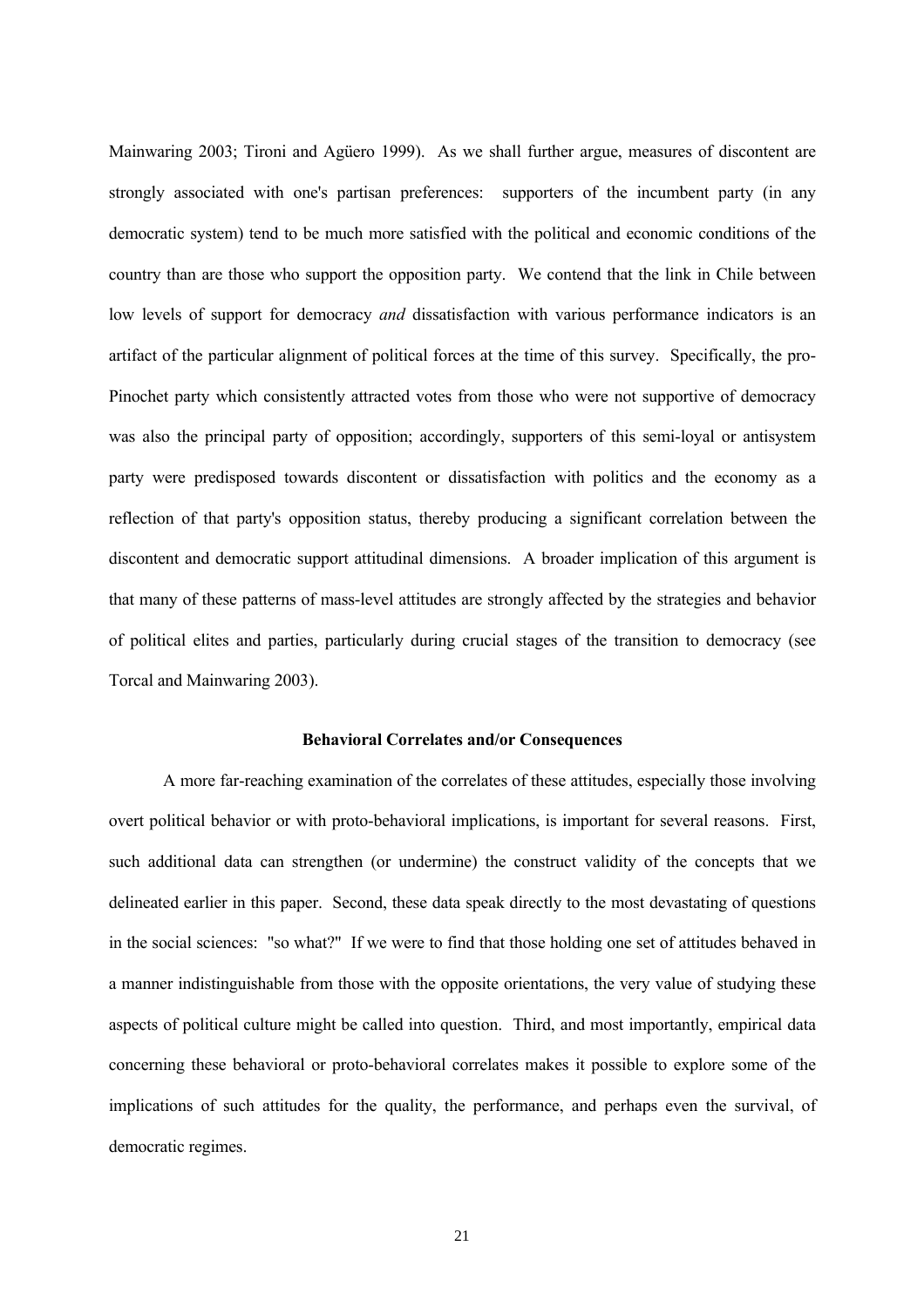Mainwaring 2003; Tironi and Agüero 1999). As we shall further argue, measures of discontent are strongly associated with one's partisan preferences: supporters of the incumbent party (in any democratic system) tend to be much more satisfied with the political and economic conditions of the country than are those who support the opposition party. We contend that the link in Chile between low levels of support for democracy *and* dissatisfaction with various performance indicators is an artifact of the particular alignment of political forces at the time of this survey. Specifically, the pro-Pinochet party which consistently attracted votes from those who were not supportive of democracy was also the principal party of opposition; accordingly, supporters of this semi-loyal or antisystem party were predisposed towards discontent or dissatisfaction with politics and the economy as a reflection of that party's opposition status, thereby producing a significant correlation between the discontent and democratic support attitudinal dimensions. A broader implication of this argument is that many of these patterns of mass-level attitudes are strongly affected by the strategies and behavior of political elites and parties, particularly during crucial stages of the transition to democracy (see Torcal and Mainwaring 2003).

## Behavioral Correlates and/or Consequences

A more far-reaching examination of the correlates of these attitudes, especially those involving overt political behavior or with proto-behavioral implications, is important for several reasons. First, such additional data can strengthen (or undermine) the construct validity of the concepts that we delineated earlier in this paper. Second, these data speak directly to the most devastating of questions in the social sciences: "so what?" If we were to find that those holding one set of attitudes behaved in a manner indistinguishable from those with the opposite orientations, the very value of studying these aspects of political culture might be called into question. Third, and most importantly, empirical data concerning these behavioral or proto-behavioral correlates makes it possible to explore some of the implications of such attitudes for the quality, the performance, and perhaps even the survival, of democratic regimes.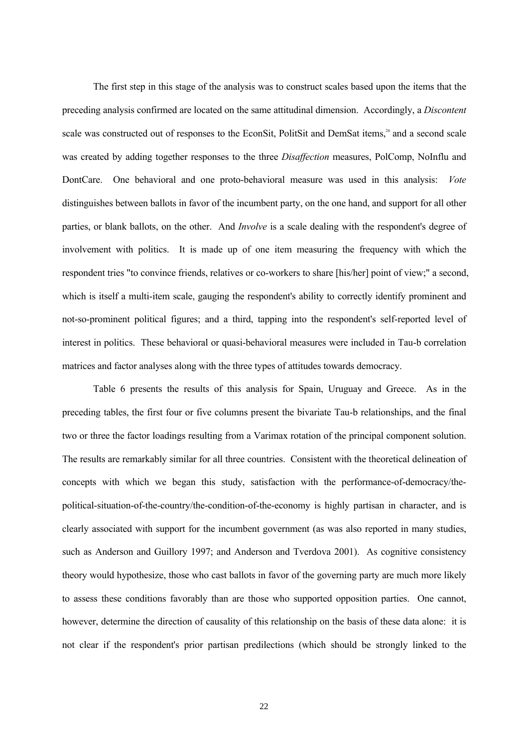The first step in this stage of the analysis was to construct scales based upon the items that the preceding analysis confirmed are located on the same attitudinal dimension. Accordingly, a *Discontent* scale was constructed out of responses to the EconSit, PolitSit and DemSat items,[26] and a second scale was created by adding together responses to the three *Disaffection* measures, PolComp, NoInflu and DontCare. One behavioral and one proto-behavioral measure was used in this analysis: *Vote* distinguishes between ballots in favor of the incumbent party, on the one hand, and support for all other parties, or blank ballots, on the other. And *Involve* is a scale dealing with the respondent's degree of involvement with politics. It is made up of one item measuring the frequency with which the respondent tries "to convince friends, relatives or co-workers to share [his/her] point of view;" a second, which is itself a multi-item scale, gauging the respondent's ability to correctly identify prominent and not-so-prominent political figures; and a third, tapping into the respondent's self-reported level of interest in politics. These behavioral or quasi-behavioral measures were included in Tau-b correlation matrices and factor analyses along with the three types of attitudes towards democracy.

Table 6 presents the results of this analysis for Spain, Uruguay and Greece. As in the preceding tables, the first four or five columns present the bivariate Tau-b relationships, and the final two or three the factor loadings resulting from a Varimax rotation of the principal component solution. The results are remarkably similar for all three countries. Consistent with the theoretical delineation of concepts with which we began this study, satisfaction with the performance-of-democracy/the-political-situation-of-the-country/the-condition-of-the-economy is highly partisan in character, and is clearly associated with support for the incumbent government (as was also reported in many studies, such as Anderson and Guillory 1997; and Anderson and Tverdova 2001). As cognitive consistency theory would hypothesize, those who cast ballots in favor of the governing party are much more likely to assess these conditions favorably than are those who supported opposition parties. One cannot, however, determine the direction of causality of this relationship on the basis of these data alone: it is not clear if the respondent's prior partisan predilections (which should be strongly linked to the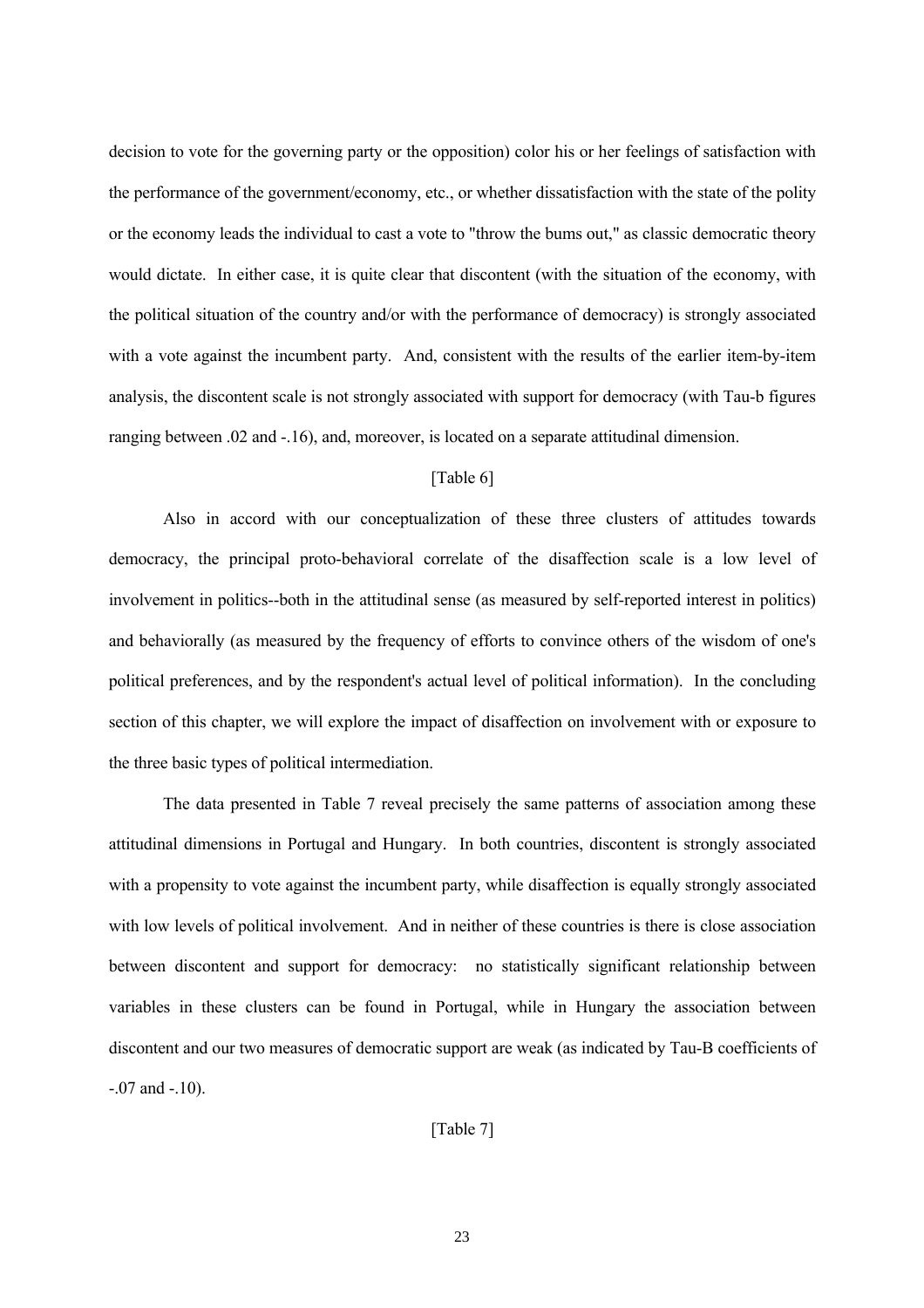decision to vote for the governing party or the opposition) color his or her feelings of satisfaction with the performance of the government/economy, etc., or whether dissatisfaction with the state of the polity or the economy leads the individual to cast a vote to "throw the bums out," as classic democratic theory would dictate. In either case, it is quite clear that discontent (with the situation of the economy, with the political situation of the country and/or with the performance of democracy) is strongly associated with a vote against the incumbent party. And, consistent with the results of the earlier item-by-item analysis, the discontent scale is not strongly associated with support for democracy (with Tau-b figures ranging between .02 and -.16), and, moreover, is located on a separate attitudinal dimension.

[Table 6]

Also in accord with our conceptualization of these three clusters of attitudes towards democracy, the principal proto-behavioral correlate of the disaffection scale is a low level of involvement in politics--both in the attitudinal sense (as measured by self-reported interest in politics) and behaviorally (as measured by the frequency of efforts to convince others of the wisdom of one's political preferences, and by the respondent's actual level of political information). In the concluding section of this chapter, we will explore the impact of disaffection on involvement with or exposure to the three basic types of political intermediation.

The data presented in Table 7 reveal precisely the same patterns of association among these attitudinal dimensions in Portugal and Hungary. In both countries, discontent is strongly associated with a propensity to vote against the incumbent party, while disaffection is equally strongly associated with low levels of political involvement. And in neither of these countries is there is close association between discontent and support for democracy: no statistically significant relationship between variables in these clusters can be found in Portugal, while in Hungary the association between discontent and our two measures of democratic support are weak (as indicated by Tau-B coefficients of -.07 and -.10).

[Table 7]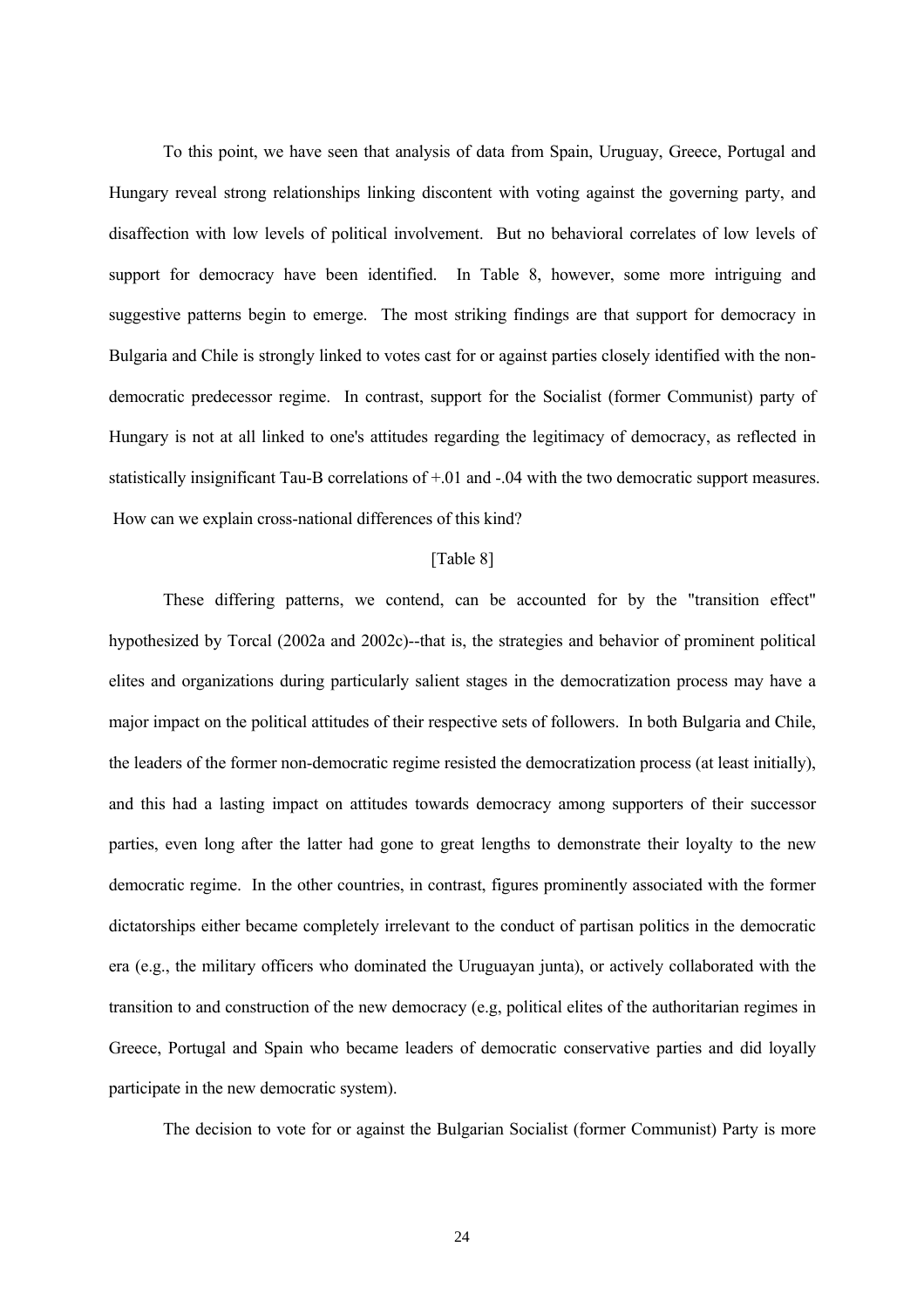To this point, we have seen that analysis of data from Spain, Uruguay, Greece, Portugal and Hungary reveal strong relationships linking discontent with voting against the governing party, and disaffection with low levels of political involvement. But no behavioral correlates of low levels of support for democracy have been identified. In Table 8, however, some more intriguing and suggestive patterns begin to emerge. The most striking findings are that support for democracy in Bulgaria and Chile is strongly linked to votes cast for or against parties closely identified with the non-democratic predecessor regime. In contrast, support for the Socialist (former Communist) party of Hungary is not at all linked to one's attitudes regarding the legitimacy of democracy, as reflected in statistically insignificant Tau-B correlations of +.01 and -.04 with the two democratic support measures. How can we explain cross-national differences of this kind?

[Table 8]

These differing patterns, we contend, can be accounted for by the "transition effect" hypothesized by Torcal (2002a and 2002c)--that is, the strategies and behavior of prominent political elites and organizations during particularly salient stages in the democratization process may have a major impact on the political attitudes of their respective sets of followers. In both Bulgaria and Chile, the leaders of the former non-democratic regime resisted the democratization process (at least initially), and this had a lasting impact on attitudes towards democracy among supporters of their successor parties, even long after the latter had gone to great lengths to demonstrate their loyalty to the new democratic regime. In the other countries, in contrast, figures prominently associated with the former dictatorships either became completely irrelevant to the conduct of partisan politics in the democratic era (e.g., the military officers who dominated the Uruguayan junta), or actively collaborated with the transition to and construction of the new democracy (e.g, political elites of the authoritarian regimes in Greece, Portugal and Spain who became leaders of democratic conservative parties and did loyally participate in the new democratic system).

The decision to vote for or against the Bulgarian Socialist (former Communist) Party is more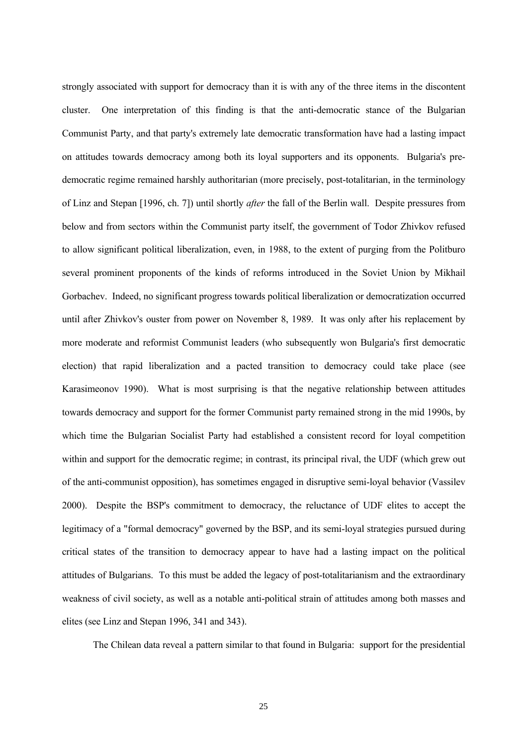strongly associated with support for democracy than it is with any of the three items in the discontent cluster. One interpretation of this finding is that the anti-democratic stance of the Bulgarian Communist Party, and that party's extremely late democratic transformation have had a lasting impact on attitudes towards democracy among both its loyal supporters and its opponents. Bulgaria's pre-democratic regime remained harshly authoritarian (more precisely, post-totalitarian, in the terminology of Linz and Stepan [1996, ch. 7]) until shortly *after* the fall of the Berlin wall. Despite pressures from below and from sectors within the Communist party itself, the government of Todor Zhivkov refused to allow significant political liberalization, even, in 1988, to the extent of purging from the Politburo several prominent proponents of the kinds of reforms introduced in the Soviet Union by Mikhail Gorbachev. Indeed, no significant progress towards political liberalization or democratization occurred until after Zhivkov's ouster from power on November 8, 1989. It was only after his replacement by more moderate and reformist Communist leaders (who subsequently won Bulgaria's first democratic election) that rapid liberalization and a pacted transition to democracy could take place (see Karasimeonov 1990). What is most surprising is that the negative relationship between attitudes towards democracy and support for the former Communist party remained strong in the mid 1990s, by which time the Bulgarian Socialist Party had established a consistent record for loyal competition within and support for the democratic regime; in contrast, its principal rival, the UDF (which grew out of the anti-communist opposition), has sometimes engaged in disruptive semi-loyal behavior (Vassilev 2000). Despite the BSP's commitment to democracy, the reluctance of UDF elites to accept the legitimacy of a "formal democracy" governed by the BSP, and its semi-loyal strategies pursued during critical states of the transition to democracy appear to have had a lasting impact on the political attitudes of Bulgarians. To this must be added the legacy of post-totalitarianism and the extraordinary weakness of civil society, as well as a notable anti-political strain of attitudes among both masses and elites (see Linz and Stepan 1996, 341 and 343).

The Chilean data reveal a pattern similar to that found in Bulgaria: support for the presidential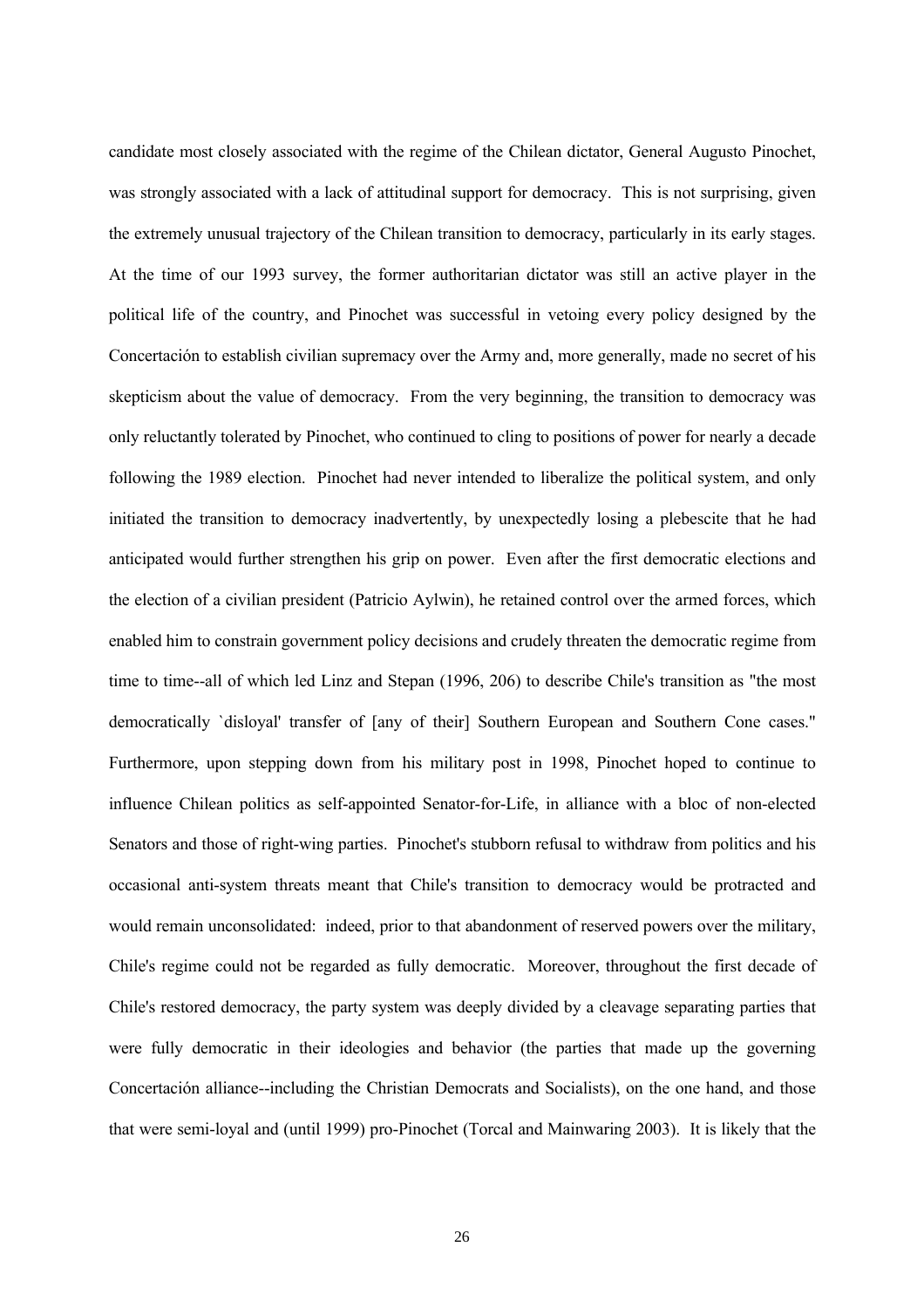candidate most closely associated with the regime of the Chilean dictator, General Augusto Pinochet, was strongly associated with a lack of attitudinal support for democracy. This is not surprising, given the extremely unusual trajectory of the Chilean transition to democracy, particularly in its early stages. At the time of our 1993 survey, the former authoritarian dictator was still an active player in the political life of the country, and Pinochet was successful in vetoing every policy designed by the Concertación to establish civilian supremacy over the Army and, more generally, made no secret of his skepticism about the value of democracy. From the very beginning, the transition to democracy was only reluctantly tolerated by Pinochet, who continued to cling to positions of power for nearly a decade following the 1989 election. Pinochet had never intended to liberalize the political system, and only initiated the transition to democracy inadvertently, by unexpectedly losing a plebescite that he had anticipated would further strengthen his grip on power. Even after the first democratic elections and the election of a civilian president (Patricio Aylwin), he retained control over the armed forces, which enabled him to constrain government policy decisions and crudely threaten the democratic regime from time to time--all of which led Linz and Stepan (1996, 206) to describe Chile's transition as "the most democratically `disloyal' transfer of [any of their] Southern European and Southern Cone cases." Furthermore, upon stepping down from his military post in 1998, Pinochet hoped to continue to influence Chilean politics as self-appointed Senator-for-Life, in alliance with a bloc of non-elected Senators and those of right-wing parties. Pinochet's stubborn refusal to withdraw from politics and his occasional anti-system threats meant that Chile's transition to democracy would be protracted and would remain unconsolidated: indeed, prior to that abandonment of reserved powers over the military, Chile's regime could not be regarded as fully democratic. Moreover, throughout the first decade of Chile's restored democracy, the party system was deeply divided by a cleavage separating parties that were fully democratic in their ideologies and behavior (the parties that made up the governing Concertación alliance--including the Christian Democrats and Socialists), on the one hand, and those that were semi-loyal and (until 1999) pro-Pinochet (Torcal and Mainwaring 2003). It is likely that the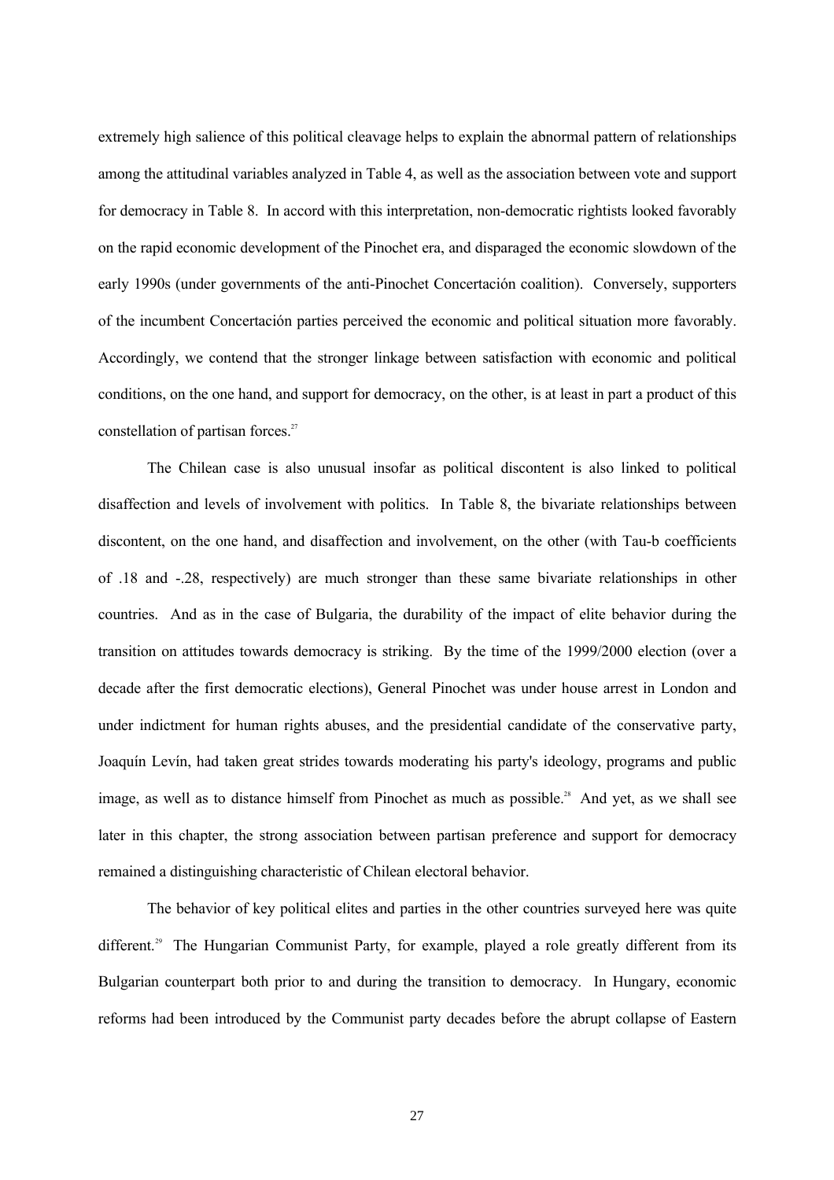extremely high salience of this political cleavage helps to explain the abnormal pattern of relationships among the attitudinal variables analyzed in Table 4, as well as the association between vote and support for democracy in Table 8. In accord with this interpretation, non-democratic rightists looked favorably on the rapid economic development of the Pinochet era, and disparaged the economic slowdown of the early 1990s (under governments of the anti-Pinochet Concertación coalition). Conversely, supporters of the incumbent Concertación parties perceived the economic and political situation more favorably. Accordingly, we contend that the stronger linkage between satisfaction with economic and political conditions, on the one hand, and support for democracy, on the other, is at least in part a product of this constellation of partisan forces.[27]

The Chilean case is also unusual insofar as political discontent is also linked to political disaffection and levels of involvement with politics. In Table 8, the bivariate relationships between discontent, on the one hand, and disaffection and involvement, on the other (with Tau-b coefficients of .18 and -.28, respectively) are much stronger than these same bivariate relationships in other countries. And as in the case of Bulgaria, the durability of the impact of elite behavior during the transition on attitudes towards democracy is striking. By the time of the 1999/2000 election (over a decade after the first democratic elections), General Pinochet was under house arrest in London and under indictment for human rights abuses, and the presidential candidate of the conservative party, Joaquín Levín, had taken great strides towards moderating his party's ideology, programs and public image, as well as to distance himself from Pinochet as much as possible.[28] And yet, as we shall see later in this chapter, the strong association between partisan preference and support for democracy remained a distinguishing characteristic of Chilean electoral behavior.

The behavior of key political elites and parties in the other countries surveyed here was quite different.[29] The Hungarian Communist Party, for example, played a role greatly different from its Bulgarian counterpart both prior to and during the transition to democracy. In Hungary, economic reforms had been introduced by the Communist party decades before the abrupt collapse of Eastern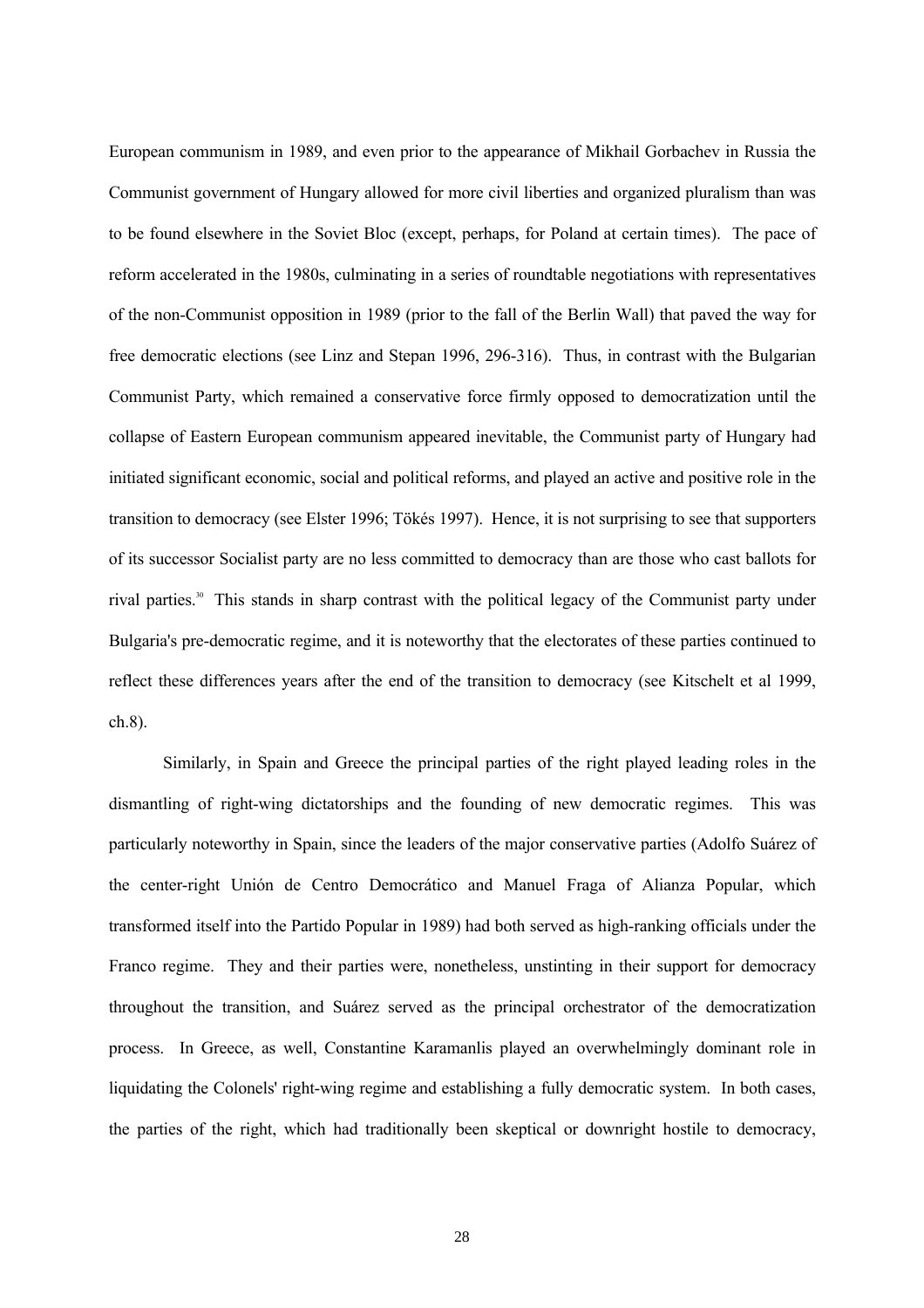European communism in 1989, and even prior to the appearance of Mikhail Gorbachev in Russia the Communist government of Hungary allowed for more civil liberties and organized pluralism than was to be found elsewhere in the Soviet Bloc (except, perhaps, for Poland at certain times). The pace of reform accelerated in the 1980s, culminating in a series of roundtable negotiations with representatives of the non-Communist opposition in 1989 (prior to the fall of the Berlin Wall) that paved the way for free democratic elections (see Linz and Stepan 1996, 296-316). Thus, in contrast with the Bulgarian Communist Party, which remained a conservative force firmly opposed to democratization until the collapse of Eastern European communism appeared inevitable, the Communist party of Hungary had initiated significant economic, social and political reforms, and played an active and positive role in the transition to democracy (see Elster 1996; Tökés 1997). Hence, it is not surprising to see that supporters of its successor Socialist party are no less committed to democracy than are those who cast ballots for rival parties.[30] This stands in sharp contrast with the political legacy of the Communist party under Bulgaria's pre-democratic regime, and it is noteworthy that the electorates of these parties continued to reflect these differences years after the end of the transition to democracy (see Kitschelt et al 1999, ch.8).

Similarly, in Spain and Greece the principal parties of the right played leading roles in the dismantling of right-wing dictatorships and the founding of new democratic regimes. This was particularly noteworthy in Spain, since the leaders of the major conservative parties (Adolfo Suárez of the center-right Unión de Centro Democrático and Manuel Fraga of Alianza Popular, which transformed itself into the Partido Popular in 1989) had both served as high-ranking officials under the Franco regime. They and their parties were, nonetheless, unstinting in their support for democracy throughout the transition, and Suárez served as the principal orchestrator of the democratization process. In Greece, as well, Constantine Karamanlis played an overwhelmingly dominant role in liquidating the Colonels' right-wing regime and establishing a fully democratic system. In both cases, the parties of the right, which had traditionally been skeptical or downright hostile to democracy,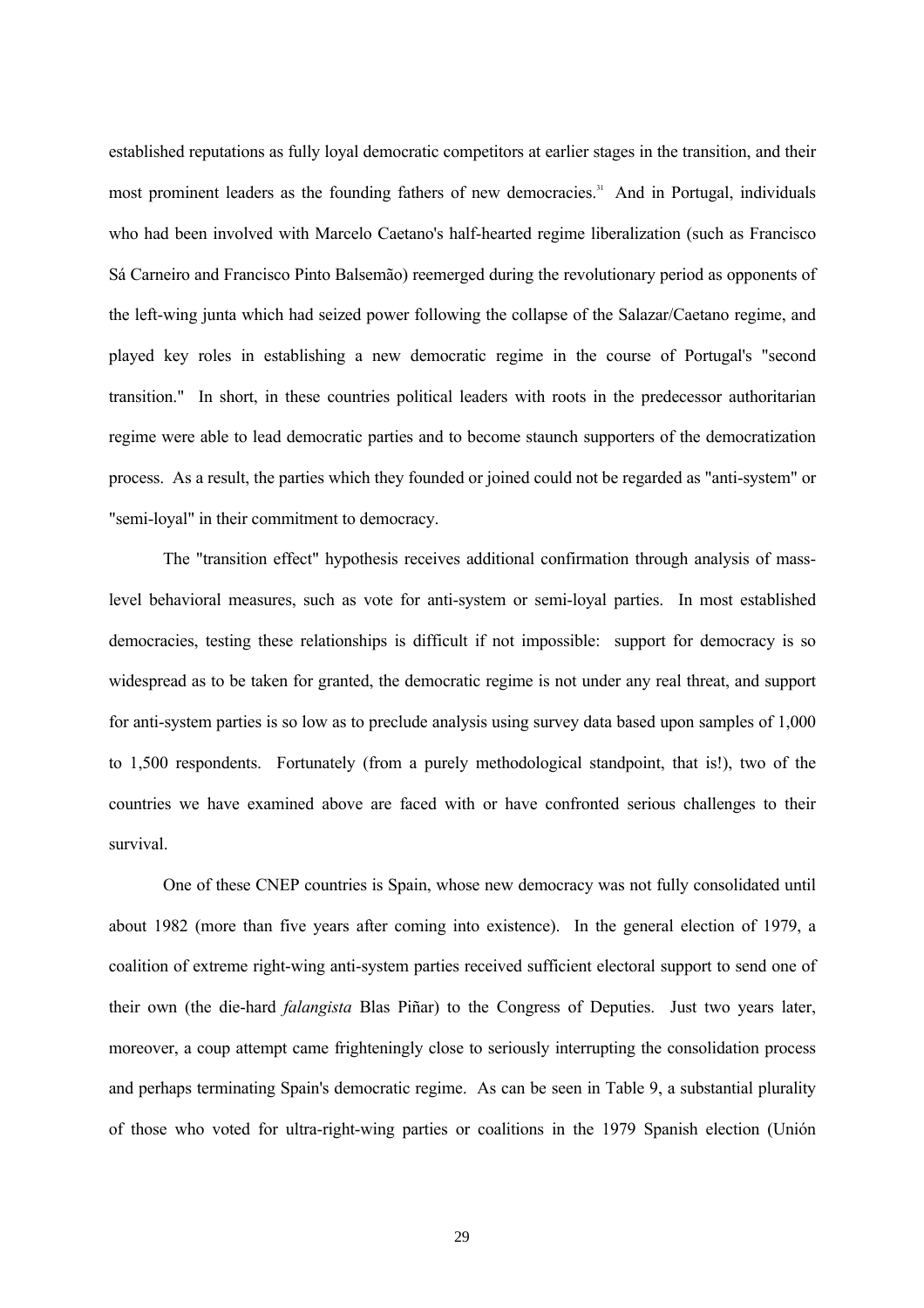established reputations as fully loyal democratic competitors at earlier stages in the transition, and their most prominent leaders as the founding fathers of new democracies.[31] And in Portugal, individuals who had been involved with Marcelo Caetano's half-hearted regime liberalization (such as Francisco Sá Carneiro and Francisco Pinto Balsemão) reemerged during the revolutionary period as opponents of the left-wing junta which had seized power following the collapse of the Salazar/Caetano regime, and played key roles in establishing a new democratic regime in the course of Portugal's "second transition." In short, in these countries political leaders with roots in the predecessor authoritarian regime were able to lead democratic parties and to become staunch supporters of the democratization process. As a result, the parties which they founded or joined could not be regarded as "anti-system" or "semi-loyal" in their commitment to democracy.

The "transition effect" hypothesis receives additional confirmation through analysis of mass-level behavioral measures, such as vote for anti-system or semi-loyal parties. In most established democracies, testing these relationships is difficult if not impossible: support for democracy is so widespread as to be taken for granted, the democratic regime is not under any real threat, and support for anti-system parties is so low as to preclude analysis using survey data based upon samples of 1,000 to 1,500 respondents. Fortunately (from a purely methodological standpoint, that is!), two of the countries we have examined above are faced with or have confronted serious challenges to their survival.

One of these CNEP countries is Spain, whose new democracy was not fully consolidated until about 1982 (more than five years after coming into existence). In the general election of 1979, a coalition of extreme right-wing anti-system parties received sufficient electoral support to send one of their own (the die-hard *falangista* Blas Piñar) to the Congress of Deputies. Just two years later, moreover, a coup attempt came frighteningly close to seriously interrupting the consolidation process and perhaps terminating Spain's democratic regime. As can be seen in Table 9, a substantial plurality of those who voted for ultra-right-wing parties or coalitions in the 1979 Spanish election (Unión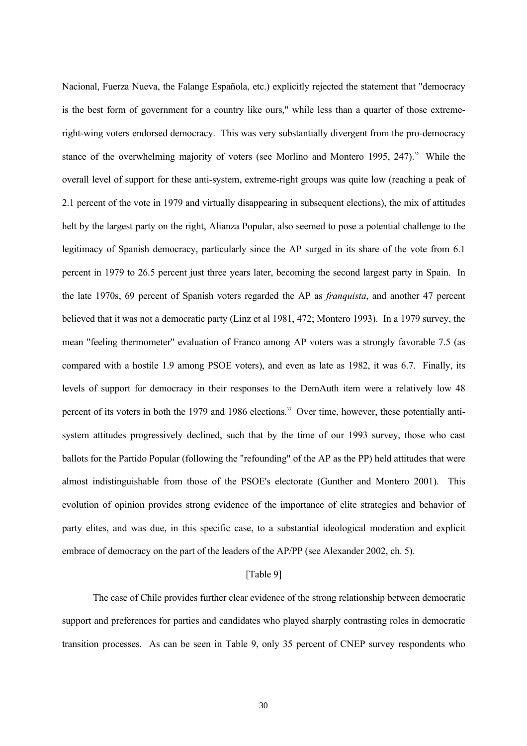Nacional, Fuerza Nueva, the Falange Española, etc.) explicitly rejected the statement that "democracy is the best form of government for a country like ours," while less than a quarter of those extreme-right-wing voters endorsed democracy. This was very substantially divergent from the pro-democracy stance of the overwhelming majority of voters (see Morlino and Montero 1995, 247).[32] While the overall level of support for these anti-system, extreme-right groups was quite low (reaching a peak of 2.1 percent of the vote in 1979 and virtually disappearing in subsequent elections), the mix of attitudes helt by the largest party on the right, Alianza Popular, also seemed to pose a potential challenge to the legitimacy of Spanish democracy, particularly since the AP surged in its share of the vote from 6.1 percent in 1979 to 26.5 percent just three years later, becoming the second largest party in Spain. In the late 1970s, 69 percent of Spanish voters regarded the AP as *franquista*, and another 47 percent believed that it was not a democratic party (Linz et al 1981, 472; Montero 1993). In a 1979 survey, the mean "feeling thermometer" evaluation of Franco among AP voters was a strongly favorable 7.5 (as compared with a hostile 1.9 among PSOE voters), and even as late as 1982, it was 6.7. Finally, its levels of support for democracy in their responses to the DemAuth item were a relatively low 48 percent of its voters in both the 1979 and 1986 elections.[33] Over time, however, these potentially anti-system attitudes progressively declined, such that by the time of our 1993 survey, those who cast ballots for the Partido Popular (following the "refounding" of the AP as the PP) held attitudes that were almost indistinguishable from those of the PSOE's electorate (Gunther and Montero 2001). This evolution of opinion provides strong evidence of the importance of elite strategies and behavior of party elites, and was due, in this specific case, to a substantial ideological moderation and explicit embrace of democracy on the part of the leaders of the AP/PP (see Alexander 2002, ch. 5).

[Table 9]

The case of Chile provides further clear evidence of the strong relationship between democratic support and preferences for parties and candidates who played sharply contrasting roles in democratic transition processes. As can be seen in Table 9, only 35 percent of CNEP survey respondents who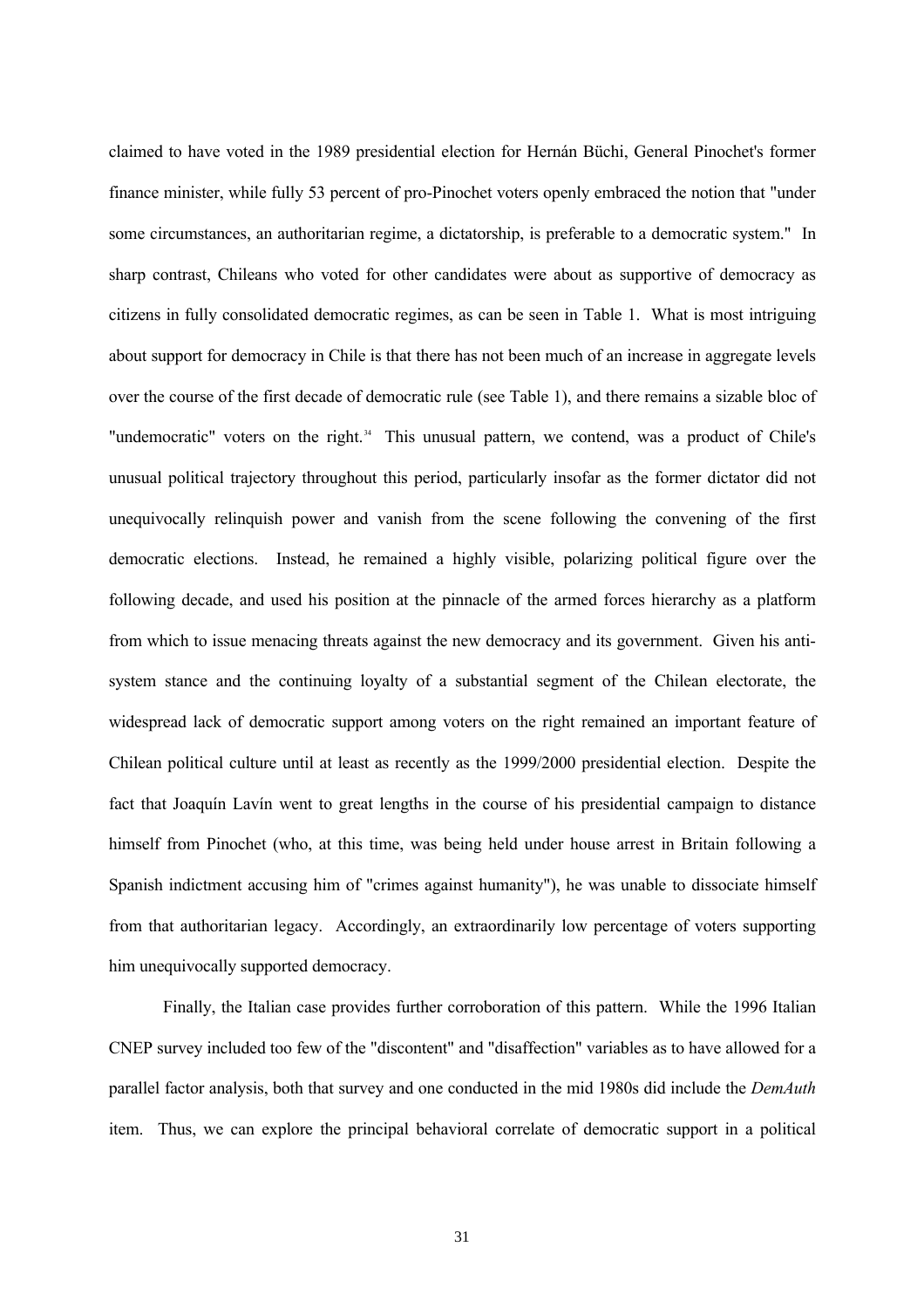claimed to have voted in the 1989 presidential election for Hernán Büchi, General Pinochet's former finance minister, while fully 53 percent of pro-Pinochet voters openly embraced the notion that "under some circumstances, an authoritarian regime, a dictatorship, is preferable to a democratic system." In sharp contrast, Chileans who voted for other candidates were about as supportive of democracy as citizens in fully consolidated democratic regimes, as can be seen in Table 1. What is most intriguing about support for democracy in Chile is that there has not been much of an increase in aggregate levels over the course of the first decade of democratic rule (see Table 1), and there remains a sizable bloc of "undemocratic" voters on the right.[34] This unusual pattern, we contend, was a product of Chile's unusual political trajectory throughout this period, particularly insofar as the former dictator did not unequivocally relinquish power and vanish from the scene following the convening of the first democratic elections. Instead, he remained a highly visible, polarizing political figure over the following decade, and used his position at the pinnacle of the armed forces hierarchy as a platform from which to issue menacing threats against the new democracy and its government. Given his anti-system stance and the continuing loyalty of a substantial segment of the Chilean electorate, the widespread lack of democratic support among voters on the right remained an important feature of Chilean political culture until at least as recently as the 1999/2000 presidential election. Despite the fact that Joaquín Lavín went to great lengths in the course of his presidential campaign to distance himself from Pinochet (who, at this time, was being held under house arrest in Britain following a Spanish indictment accusing him of "crimes against humanity"), he was unable to dissociate himself from that authoritarian legacy. Accordingly, an extraordinarily low percentage of voters supporting him unequivocally supported democracy.

Finally, the Italian case provides further corroboration of this pattern. While the 1996 Italian CNEP survey included too few of the "discontent" and "disaffection" variables as to have allowed for a parallel factor analysis, both that survey and one conducted in the mid 1980s did include the *DemAuth* item. Thus, we can explore the principal behavioral correlate of democratic support in a political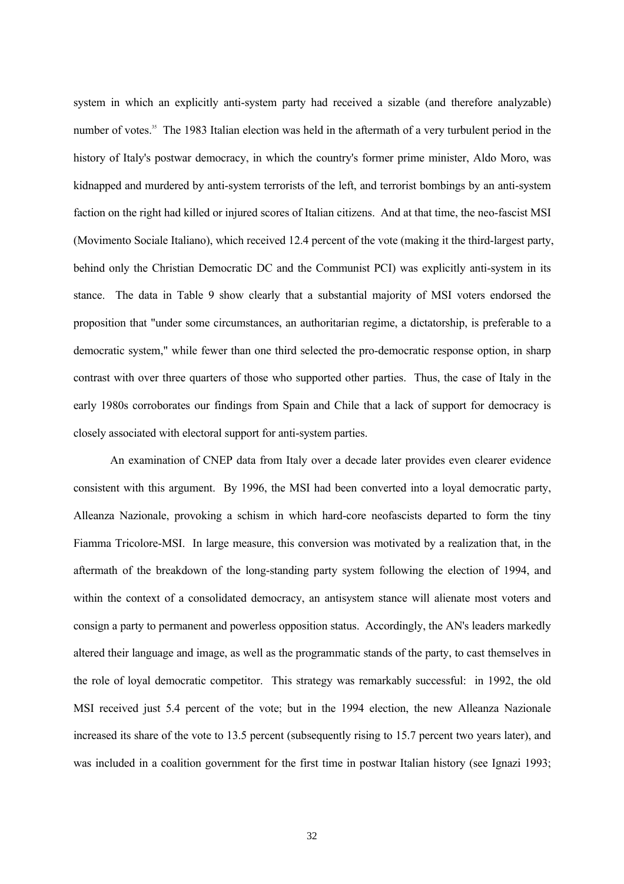system in which an explicitly anti-system party had received a sizable (and therefore analyzable) number of votes.[35] The 1983 Italian election was held in the aftermath of a very turbulent period in the history of Italy's postwar democracy, in which the country's former prime minister, Aldo Moro, was kidnapped and murdered by anti-system terrorists of the left, and terrorist bombings by an anti-system faction on the right had killed or injured scores of Italian citizens. And at that time, the neo-fascist MSI (Movimento Sociale Italiano), which received 12.4 percent of the vote (making it the third-largest party, behind only the Christian Democratic DC and the Communist PCI) was explicitly anti-system in its stance. The data in Table 9 show clearly that a substantial majority of MSI voters endorsed the proposition that "under some circumstances, an authoritarian regime, a dictatorship, is preferable to a democratic system," while fewer than one third selected the pro-democratic response option, in sharp contrast with over three quarters of those who supported other parties. Thus, the case of Italy in the early 1980s corroborates our findings from Spain and Chile that a lack of support for democracy is closely associated with electoral support for anti-system parties.

An examination of CNEP data from Italy over a decade later provides even clearer evidence consistent with this argument. By 1996, the MSI had been converted into a loyal democratic party, Alleanza Nazionale, provoking a schism in which hard-core neofascists departed to form the tiny Fiamma Tricolore-MSI. In large measure, this conversion was motivated by a realization that, in the aftermath of the breakdown of the long-standing party system following the election of 1994, and within the context of a consolidated democracy, an antisystem stance will alienate most voters and consign a party to permanent and powerless opposition status. Accordingly, the AN's leaders markedly altered their language and image, as well as the programmatic stands of the party, to cast themselves in the role of loyal democratic competitor. This strategy was remarkably successful: in 1992, the old MSI received just 5.4 percent of the vote; but in the 1994 election, the new Alleanza Nazionale increased its share of the vote to 13.5 percent (subsequently rising to 15.7 percent two years later), and was included in a coalition government for the first time in postwar Italian history (see Ignazi 1993;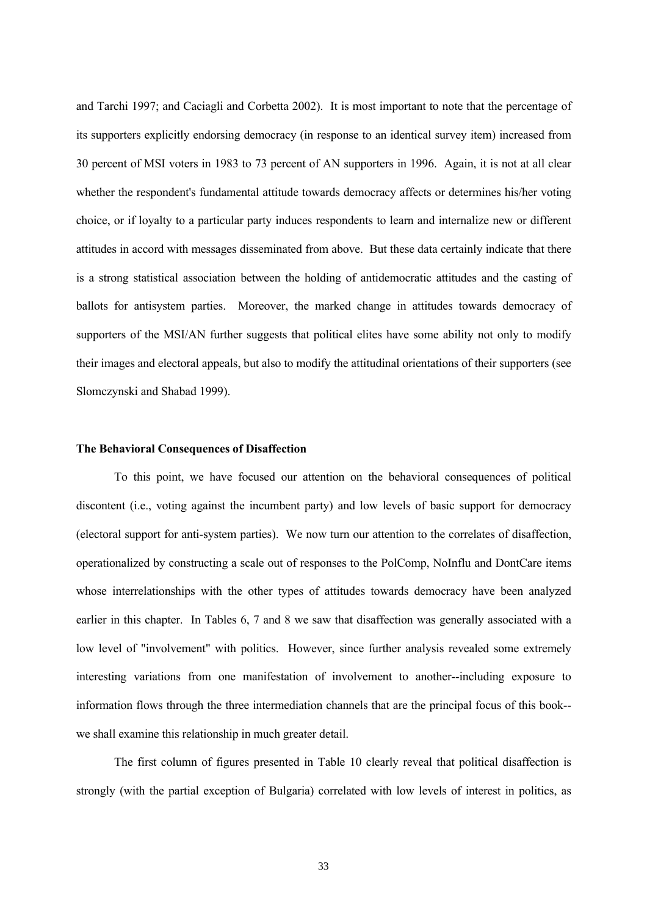and Tarchi 1997; and Caciagli and Corbetta 2002). It is most important to note that the percentage of its supporters explicitly endorsing democracy (in response to an identical survey item) increased from 30 percent of MSI voters in 1983 to 73 percent of AN supporters in 1996. Again, it is not at all clear whether the respondent's fundamental attitude towards democracy affects or determines his/her voting choice, or if loyalty to a particular party induces respondents to learn and internalize new or different attitudes in accord with messages disseminated from above. But these data certainly indicate that there is a strong statistical association between the holding of antidemocratic attitudes and the casting of ballots for antisystem parties. Moreover, the marked change in attitudes towards democracy of supporters of the MSI/AN further suggests that political elites have some ability not only to modify their images and electoral appeals, but also to modify the attitudinal orientations of their supporters (see Slomczynski and Shabad 1999).

### The Behavioral Consequences of Disaffection

To this point, we have focused our attention on the behavioral consequences of political discontent (i.e., voting against the incumbent party) and low levels of basic support for democracy (electoral support for anti-system parties). We now turn our attention to the correlates of disaffection, operationalized by constructing a scale out of responses to the PolComp, NoInflu and DontCare items whose interrelationships with the other types of attitudes towards democracy have been analyzed earlier in this chapter. In Tables 6, 7 and 8 we saw that disaffection was generally associated with a low level of "involvement" with politics. However, since further analysis revealed some extremely interesting variations from one manifestation of involvement to another--including exposure to information flows through the three intermediation channels that are the principal focus of this book--we shall examine this relationship in much greater detail.

The first column of figures presented in Table 10 clearly reveal that political disaffection is strongly (with the partial exception of Bulgaria) correlated with low levels of interest in politics, as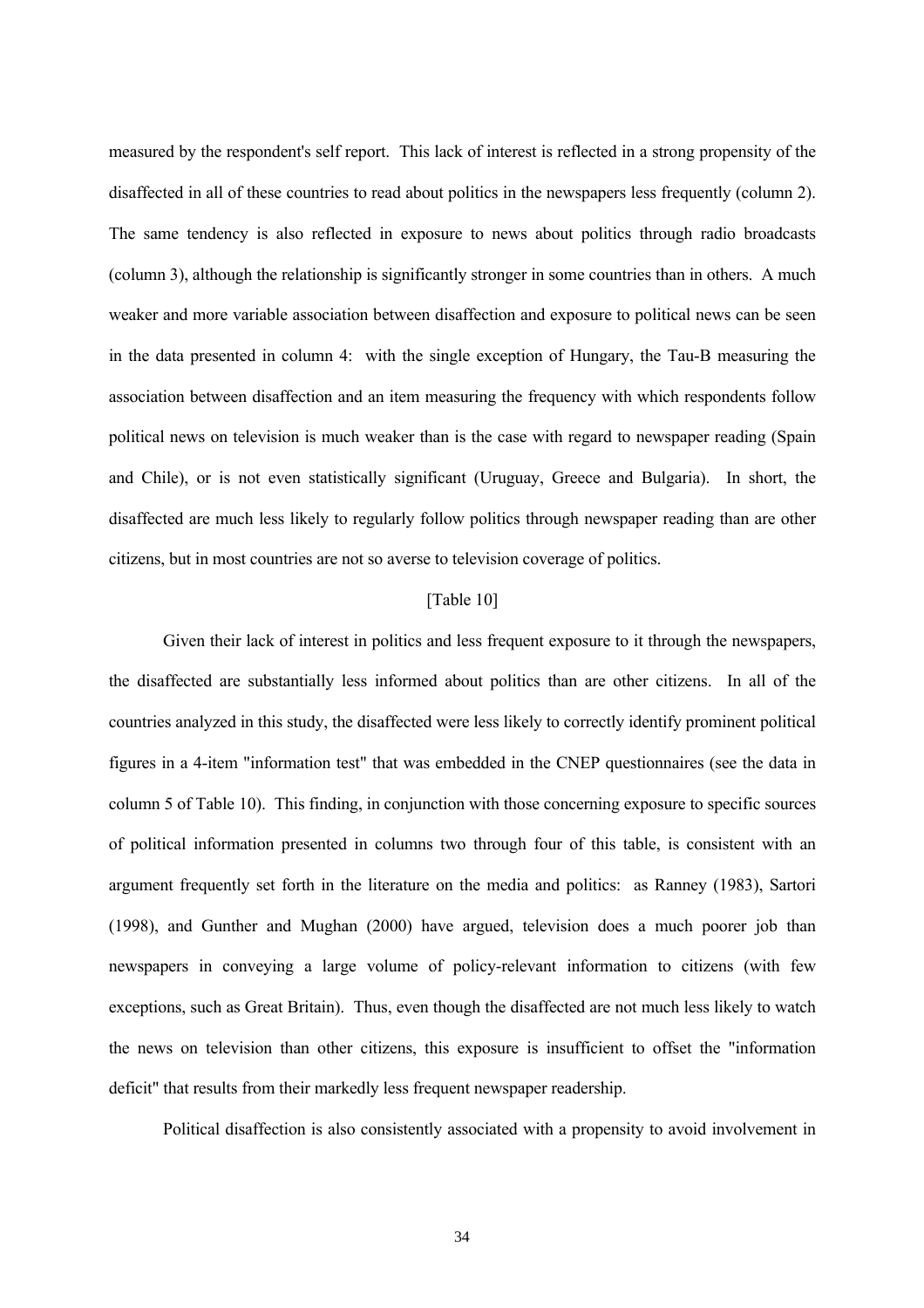measured by the respondent's self report. This lack of interest is reflected in a strong propensity of the disaffected in all of these countries to read about politics in the newspapers less frequently (column 2). The same tendency is also reflected in exposure to news about politics through radio broadcasts (column 3), although the relationship is significantly stronger in some countries than in others. A much weaker and more variable association between disaffection and exposure to political news can be seen in the data presented in column 4: with the single exception of Hungary, the Tau-B measuring the association between disaffection and an item measuring the frequency with which respondents follow political news on television is much weaker than is the case with regard to newspaper reading (Spain and Chile), or is not even statistically significant (Uruguay, Greece and Bulgaria). In short, the disaffected are much less likely to regularly follow politics through newspaper reading than are other citizens, but in most countries are not so averse to television coverage of politics.

[Table 10]

Given their lack of interest in politics and less frequent exposure to it through the newspapers, the disaffected are substantially less informed about politics than are other citizens. In all of the countries analyzed in this study, the disaffected were less likely to correctly identify prominent political figures in a 4-item "information test" that was embedded in the CNEP questionnaires (see the data in column 5 of Table 10). This finding, in conjunction with those concerning exposure to specific sources of political information presented in columns two through four of this table, is consistent with an argument frequently set forth in the literature on the media and politics: as Ranney (1983), Sartori (1998), and Gunther and Mughan (2000) have argued, television does a much poorer job than newspapers in conveying a large volume of policy-relevant information to citizens (with few exceptions, such as Great Britain). Thus, even though the disaffected are not much less likely to watch the news on television than other citizens, this exposure is insufficient to offset the "information deficit" that results from their markedly less frequent newspaper readership.

Political disaffection is also consistently associated with a propensity to avoid involvement in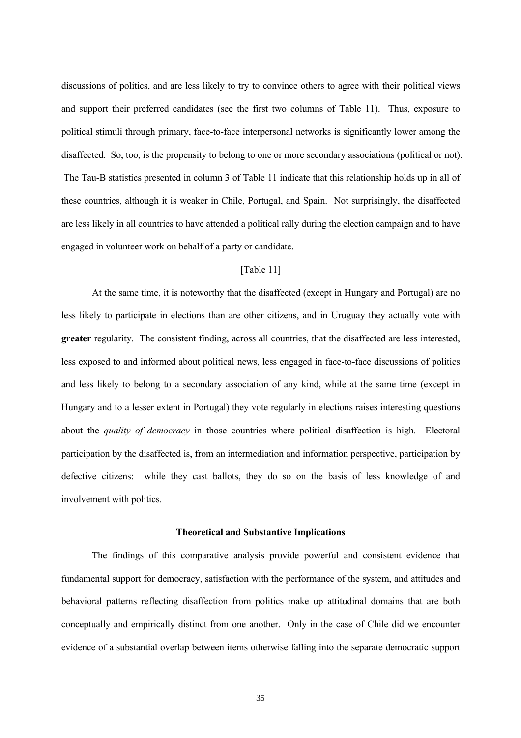discussions of politics, and are less likely to try to convince others to agree with their political views and support their preferred candidates (see the first two columns of Table 11). Thus, exposure to political stimuli through primary, face-to-face interpersonal networks is significantly lower among the disaffected. So, too, is the propensity to belong to one or more secondary associations (political or not). The Tau-B statistics presented in column 3 of Table 11 indicate that this relationship holds up in all of these countries, although it is weaker in Chile, Portugal, and Spain. Not surprisingly, the disaffected are less likely in all countries to have attended a political rally during the election campaign and to have engaged in volunteer work on behalf of a party or candidate.

[Table 11]

At the same time, it is noteworthy that the disaffected (except in Hungary and Portugal) are no less likely to participate in elections than are other citizens, and in Uruguay they actually vote with **greater** regularity. The consistent finding, across all countries, that the disaffected are less interested, less exposed to and informed about political news, less engaged in face-to-face discussions of politics and less likely to belong to a secondary association of any kind, while at the same time (except in Hungary and to a lesser extent in Portugal) they vote regularly in elections raises interesting questions about the *quality of democracy* in those countries where political disaffection is high. Electoral participation by the disaffected is, from an intermediation and information perspective, participation by defective citizens: while they cast ballots, they do so on the basis of less knowledge of and involvement with politics.

### Theoretical and Substantive Implications

The findings of this comparative analysis provide powerful and consistent evidence that fundamental support for democracy, satisfaction with the performance of the system, and attitudes and behavioral patterns reflecting disaffection from politics make up attitudinal domains that are both conceptually and empirically distinct from one another. Only in the case of Chile did we encounter evidence of a substantial overlap between items otherwise falling into the separate democratic support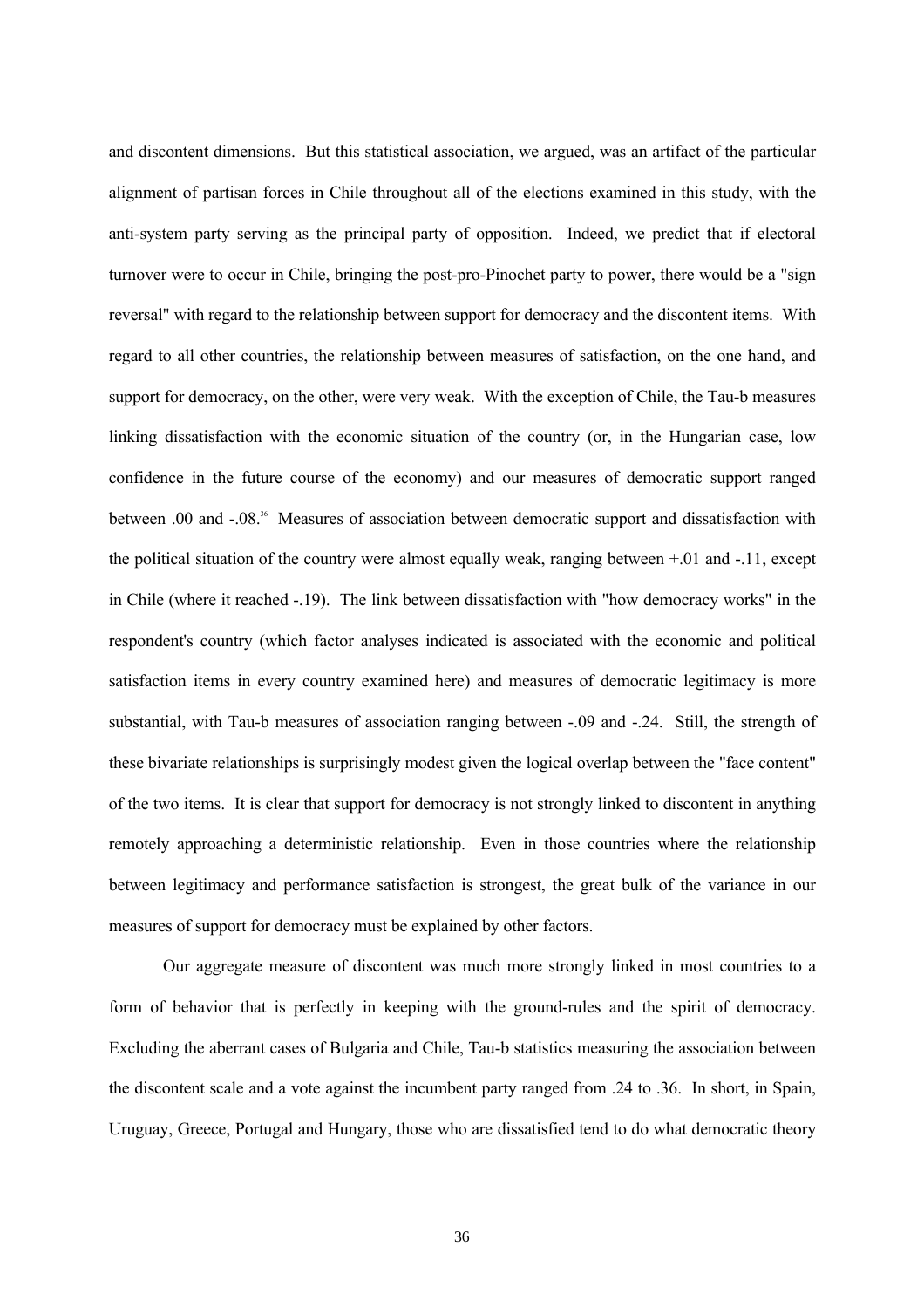and discontent dimensions. But this statistical association, we argued, was an artifact of the particular alignment of partisan forces in Chile throughout all of the elections examined in this study, with the anti-system party serving as the principal party of opposition. Indeed, we predict that if electoral turnover were to occur in Chile, bringing the post-pro-Pinochet party to power, there would be a "sign reversal" with regard to the relationship between support for democracy and the discontent items. With regard to all other countries, the relationship between measures of satisfaction, on the one hand, and support for democracy, on the other, were very weak. With the exception of Chile, the Tau-b measures linking dissatisfaction with the economic situation of the country (or, in the Hungarian case, low confidence in the future course of the economy) and our measures of democratic support ranged between .00 and -.08.[36] Measures of association between democratic support and dissatisfaction with the political situation of the country were almost equally weak, ranging between +.01 and -.11, except in Chile (where it reached -.19). The link between dissatisfaction with "how democracy works" in the respondent's country (which factor analyses indicated is associated with the economic and political satisfaction items in every country examined here) and measures of democratic legitimacy is more substantial, with Tau-b measures of association ranging between -.09 and -.24. Still, the strength of these bivariate relationships is surprisingly modest given the logical overlap between the "face content" of the two items. It is clear that support for democracy is not strongly linked to discontent in anything remotely approaching a deterministic relationship. Even in those countries where the relationship between legitimacy and performance satisfaction is strongest, the great bulk of the variance in our measures of support for democracy must be explained by other factors.

Our aggregate measure of discontent was much more strongly linked in most countries to a form of behavior that is perfectly in keeping with the ground-rules and the spirit of democracy. Excluding the aberrant cases of Bulgaria and Chile, Tau-b statistics measuring the association between the discontent scale and a vote against the incumbent party ranged from .24 to .36. In short, in Spain, Uruguay, Greece, Portugal and Hungary, those who are dissatisfied tend to do what democratic theory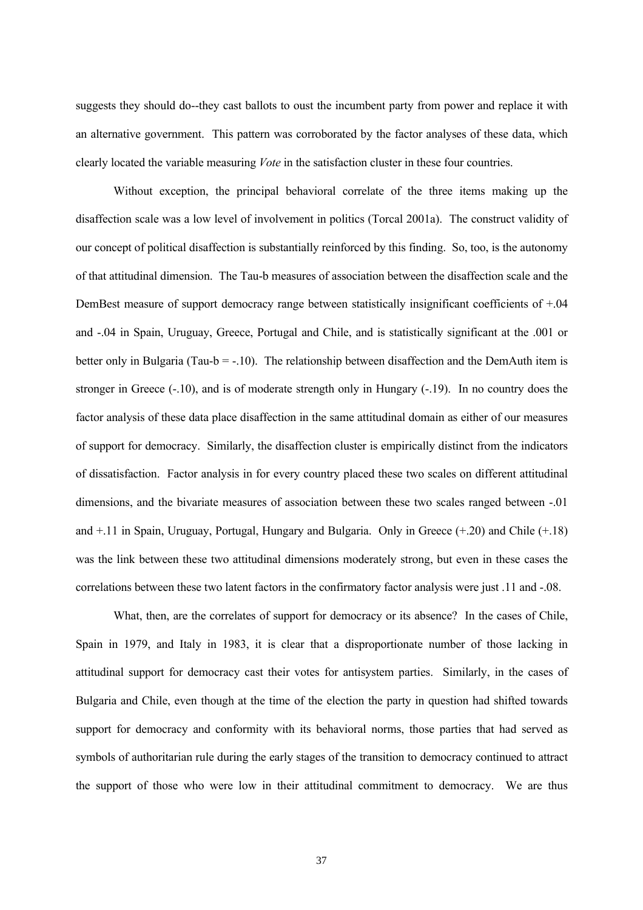suggests they should do--they cast ballots to oust the incumbent party from power and replace it with an alternative government. This pattern was corroborated by the factor analyses of these data, which clearly located the variable measuring *Vote* in the satisfaction cluster in these four countries.

Without exception, the principal behavioral correlate of the three items making up the disaffection scale was a low level of involvement in politics (Torcal 2001a). The construct validity of our concept of political disaffection is substantially reinforced by this finding. So, too, is the autonomy of that attitudinal dimension. The Tau-b measures of association between the disaffection scale and the DemBest measure of support democracy range between statistically insignificant coefficients of +.04 and -.04 in Spain, Uruguay, Greece, Portugal and Chile, and is statistically significant at the .001 or better only in Bulgaria (Tau-b = -.10). The relationship between disaffection and the DemAuth item is stronger in Greece (-.10), and is of moderate strength only in Hungary (-.19). In no country does the factor analysis of these data place disaffection in the same attitudinal domain as either of our measures of support for democracy. Similarly, the disaffection cluster is empirically distinct from the indicators of dissatisfaction. Factor analysis in for every country placed these two scales on different attitudinal dimensions, and the bivariate measures of association between these two scales ranged between -.01 and +.11 in Spain, Uruguay, Portugal, Hungary and Bulgaria. Only in Greece (+.20) and Chile (+.18) was the link between these two attitudinal dimensions moderately strong, but even in these cases the correlations between these two latent factors in the confirmatory factor analysis were just .11 and -.08.

What, then, are the correlates of support for democracy or its absence? In the cases of Chile, Spain in 1979, and Italy in 1983, it is clear that a disproportionate number of those lacking in attitudinal support for democracy cast their votes for antisystem parties. Similarly, in the cases of Bulgaria and Chile, even though at the time of the election the party in question had shifted towards support for democracy and conformity with its behavioral norms, those parties that had served as symbols of authoritarian rule during the early stages of the transition to democracy continued to attract the support of those who were low in their attitudinal commitment to democracy. We are thus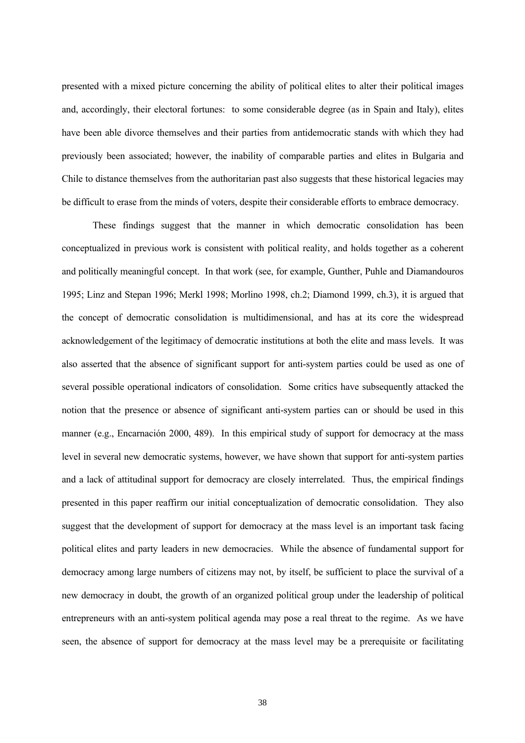presented with a mixed picture concerning the ability of political elites to alter their political images and, accordingly, their electoral fortunes: to some considerable degree (as in Spain and Italy), elites have been able divorce themselves and their parties from antidemocratic stands with which they had previously been associated; however, the inability of comparable parties and elites in Bulgaria and Chile to distance themselves from the authoritarian past also suggests that these historical legacies may be difficult to erase from the minds of voters, despite their considerable efforts to embrace democracy.

These findings suggest that the manner in which democratic consolidation has been conceptualized in previous work is consistent with political reality, and holds together as a coherent and politically meaningful concept. In that work (see, for example, Gunther, Puhle and Diamandouros 1995; Linz and Stepan 1996; Merkl 1998; Morlino 1998, ch.2; Diamond 1999, ch.3), it is argued that the concept of democratic consolidation is multidimensional, and has at its core the widespread acknowledgement of the legitimacy of democratic institutions at both the elite and mass levels. It was also asserted that the absence of significant support for anti-system parties could be used as one of several possible operational indicators of consolidation. Some critics have subsequently attacked the notion that the presence or absence of significant anti-system parties can or should be used in this manner (e.g., Encarnación 2000, 489). In this empirical study of support for democracy at the mass level in several new democratic systems, however, we have shown that support for anti-system parties and a lack of attitudinal support for democracy are closely interrelated. Thus, the empirical findings presented in this paper reaffirm our initial conceptualization of democratic consolidation. They also suggest that the development of support for democracy at the mass level is an important task facing political elites and party leaders in new democracies. While the absence of fundamental support for democracy among large numbers of citizens may not, by itself, be sufficient to place the survival of a new democracy in doubt, the growth of an organized political group under the leadership of political entrepreneurs with an anti-system political agenda may pose a real threat to the regime. As we have seen, the absence of support for democracy at the mass level may be a prerequisite or facilitating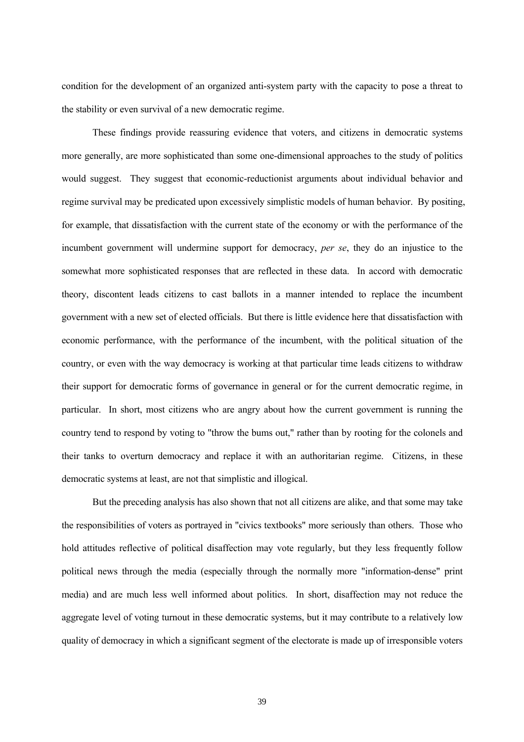condition for the development of an organized anti-system party with the capacity to pose a threat to the stability or even survival of a new democratic regime.

These findings provide reassuring evidence that voters, and citizens in democratic systems more generally, are more sophisticated than some one-dimensional approaches to the study of politics would suggest. They suggest that economic-reductionist arguments about individual behavior and regime survival may be predicated upon excessively simplistic models of human behavior. By positing, for example, that dissatisfaction with the current state of the economy or with the performance of the incumbent government will undermine support for democracy, *per se*, they do an injustice to the somewhat more sophisticated responses that are reflected in these data. In accord with democratic theory, discontent leads citizens to cast ballots in a manner intended to replace the incumbent government with a new set of elected officials. But there is little evidence here that dissatisfaction with economic performance, with the performance of the incumbent, with the political situation of the country, or even with the way democracy is working at that particular time leads citizens to withdraw their support for democratic forms of governance in general or for the current democratic regime, in particular. In short, most citizens who are angry about how the current government is running the country tend to respond by voting to "throw the bums out," rather than by rooting for the colonels and their tanks to overturn democracy and replace it with an authoritarian regime. Citizens, in these democratic systems at least, are not that simplistic and illogical.

But the preceding analysis has also shown that not all citizens are alike, and that some may take the responsibilities of voters as portrayed in "civics textbooks" more seriously than others. Those who hold attitudes reflective of political disaffection may vote regularly, but they less frequently follow political news through the media (especially through the normally more "information-dense" print media) and are much less well informed about politics. In short, disaffection may not reduce the aggregate level of voting turnout in these democratic systems, but it may contribute to a relatively low quality of democracy in which a significant segment of the electorate is made up of irresponsible voters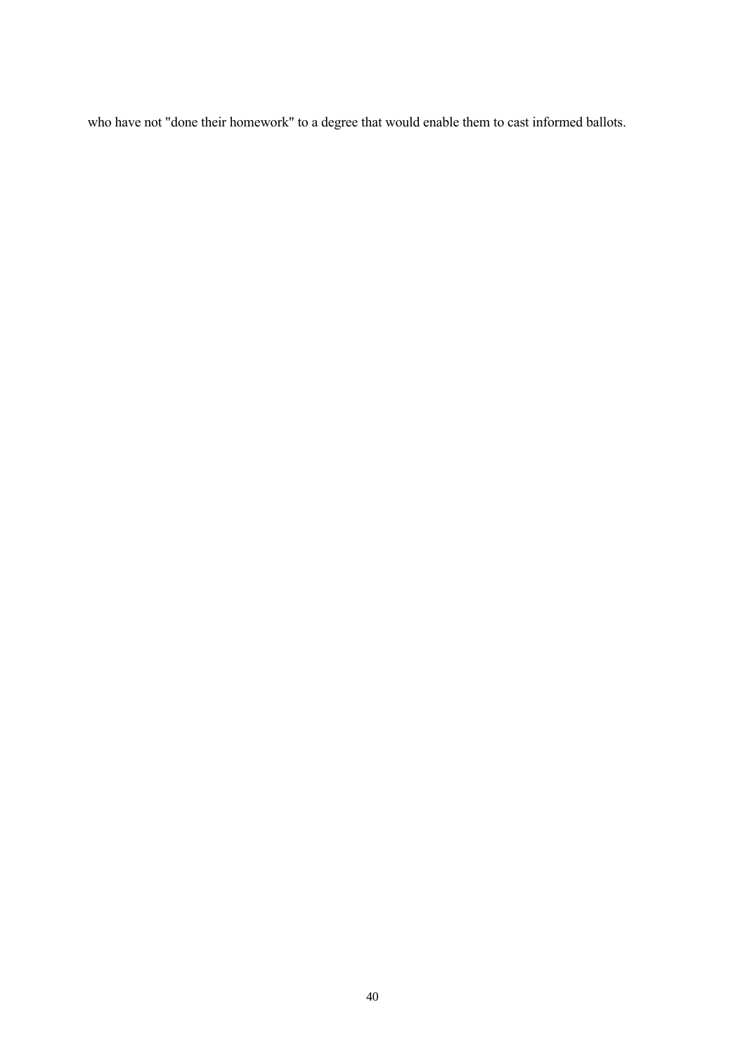who have not "done their homework" to a degree that would enable them to cast informed ballots.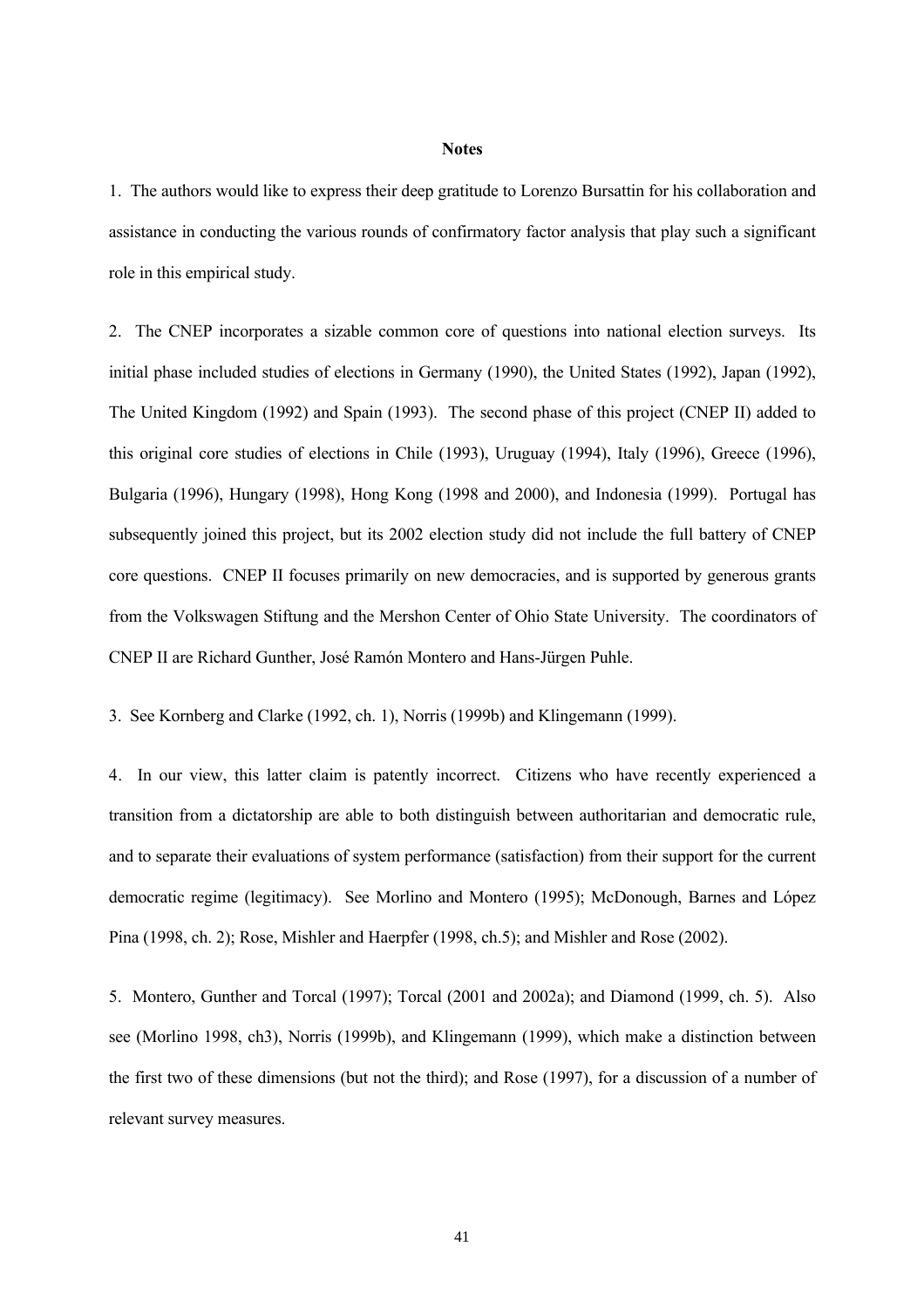## Notes

1. The authors would like to express their deep gratitude to Lorenzo Bursattin for his collaboration and assistance in conducting the various rounds of confirmatory factor analysis that play such a significant role in this empirical study.

2. The CNEP incorporates a sizable common core of questions into national election surveys. Its initial phase included studies of elections in Germany (1990), the United States (1992), Japan (1992), The United Kingdom (1992) and Spain (1993). The second phase of this project (CNEP II) added to this original core studies of elections in Chile (1993), Uruguay (1994), Italy (1996), Greece (1996), Bulgaria (1996), Hungary (1998), Hong Kong (1998 and 2000), and Indonesia (1999). Portugal has subsequently joined this project, but its 2002 election study did not include the full battery of CNEP core questions. CNEP II focuses primarily on new democracies, and is supported by generous grants from the Volkswagen Stiftung and the Mershon Center of Ohio State University. The coordinators of CNEP II are Richard Gunther, José Ramón Montero and Hans-Jürgen Puhle.

3. See Kornberg and Clarke (1992, ch. 1), Norris (1999b) and Klingemann (1999).

4. In our view, this latter claim is patently incorrect. Citizens who have recently experienced a transition from a dictatorship are able to both distinguish between authoritarian and democratic rule, and to separate their evaluations of system performance (satisfaction) from their support for the current democratic regime (legitimacy). See Morlino and Montero (1995); McDonough, Barnes and López Pina (1998, ch. 2); Rose, Mishler and Haerpfer (1998, ch.5); and Mishler and Rose (2002).

5. Montero, Gunther and Torcal (1997); Torcal (2001 and 2002a); and Diamond (1999, ch. 5). Also see (Morlino 1998, ch3), Norris (1999b), and Klingemann (1999), which make a distinction between the first two of these dimensions (but not the third); and Rose (1997), for a discussion of a number of relevant survey measures.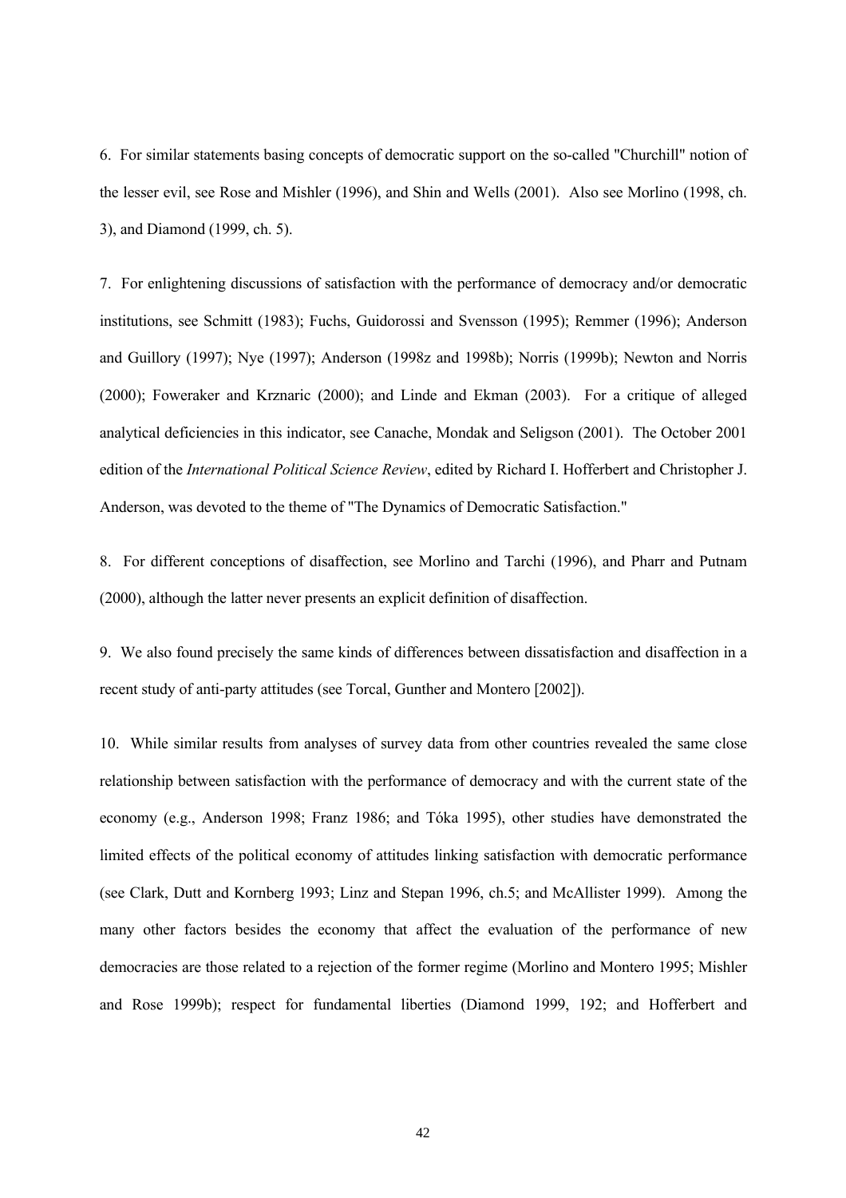6. For similar statements basing concepts of democratic support on the so-called "Churchill" notion of the lesser evil, see Rose and Mishler (1996), and Shin and Wells (2001). Also see Morlino (1998, ch. 3), and Diamond (1999, ch. 5).

7. For enlightening discussions of satisfaction with the performance of democracy and/or democratic institutions, see Schmitt (1983); Fuchs, Guidorossi and Svensson (1995); Remmer (1996); Anderson and Guillory (1997); Nye (1997); Anderson (1998z and 1998b); Norris (1999b); Newton and Norris (2000); Foweraker and Krznaric (2000); and Linde and Ekman (2003). For a critique of alleged analytical deficiencies in this indicator, see Canache, Mondak and Seligson (2001). The October 2001 edition of the *International Political Science Review*, edited by Richard I. Hofferbert and Christopher J. Anderson, was devoted to the theme of "The Dynamics of Democratic Satisfaction."

8. For different conceptions of disaffection, see Morlino and Tarchi (1996), and Pharr and Putnam (2000), although the latter never presents an explicit definition of disaffection.

9. We also found precisely the same kinds of differences between dissatisfaction and disaffection in a recent study of anti-party attitudes (see Torcal, Gunther and Montero [2002]).

10. While similar results from analyses of survey data from other countries revealed the same close relationship between satisfaction with the performance of democracy and with the current state of the economy (e.g., Anderson 1998; Franz 1986; and Tóka 1995), other studies have demonstrated the limited effects of the political economy of attitudes linking satisfaction with democratic performance (see Clark, Dutt and Kornberg 1993; Linz and Stepan 1996, ch.5; and McAllister 1999). Among the many other factors besides the economy that affect the evaluation of the performance of new democracies are those related to a rejection of the former regime (Morlino and Montero 1995; Mishler and Rose 1999b); respect for fundamental liberties (Diamond 1999, 192; and Hofferbert and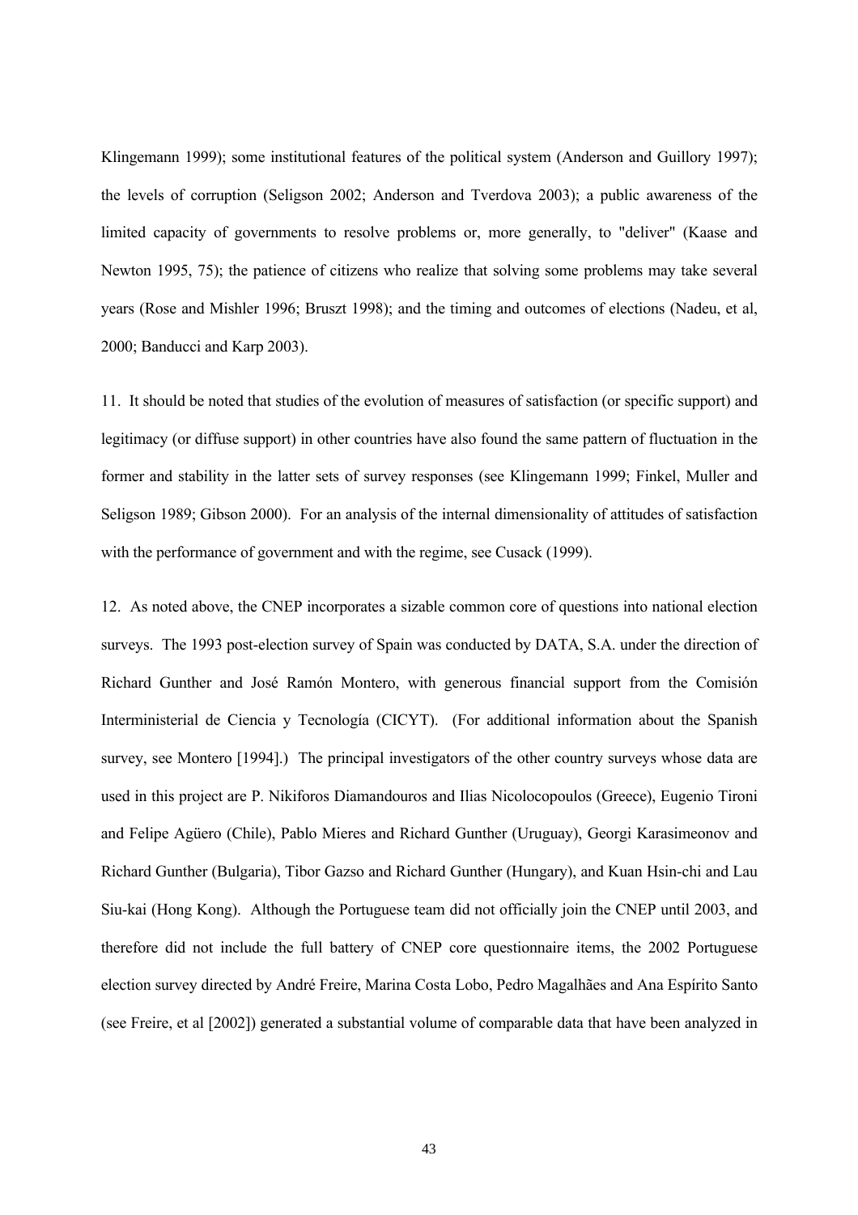Klingemann 1999); some institutional features of the political system (Anderson and Guillory 1997); the levels of corruption (Seligson 2002; Anderson and Tverdova 2003); a public awareness of the limited capacity of governments to resolve problems or, more generally, to "deliver" (Kaase and Newton 1995, 75); the patience of citizens who realize that solving some problems may take several years (Rose and Mishler 1996; Bruszt 1998); and the timing and outcomes of elections (Nadeu, et al, 2000; Banducci and Karp 2003).

11. It should be noted that studies of the evolution of measures of satisfaction (or specific support) and legitimacy (or diffuse support) in other countries have also found the same pattern of fluctuation in the former and stability in the latter sets of survey responses (see Klingemann 1999; Finkel, Muller and Seligson 1989; Gibson 2000). For an analysis of the internal dimensionality of attitudes of satisfaction with the performance of government and with the regime, see Cusack (1999).

12. As noted above, the CNEP incorporates a sizable common core of questions into national election surveys. The 1993 post-election survey of Spain was conducted by DATA, S.A. under the direction of Richard Gunther and José Ramón Montero, with generous financial support from the Comisión Interministerial de Ciencia y Tecnología (CICYT). (For additional information about the Spanish survey, see Montero [1994].) The principal investigators of the other country surveys whose data are used in this project are P. Nikiforos Diamandouros and Ilias Nicolocopoulos (Greece), Eugenio Tironi and Felipe Agüero (Chile), Pablo Mieres and Richard Gunther (Uruguay), Georgi Karasimeonov and Richard Gunther (Bulgaria), Tibor Gazso and Richard Gunther (Hungary), and Kuan Hsin-chi and Lau Siu-kai (Hong Kong). Although the Portuguese team did not officially join the CNEP until 2003, and therefore did not include the full battery of CNEP core questionnaire items, the 2002 Portuguese election survey directed by André Freire, Marina Costa Lobo, Pedro Magalhães and Ana Espírito Santo (see Freire, et al [2002]) generated a substantial volume of comparable data that have been analyzed in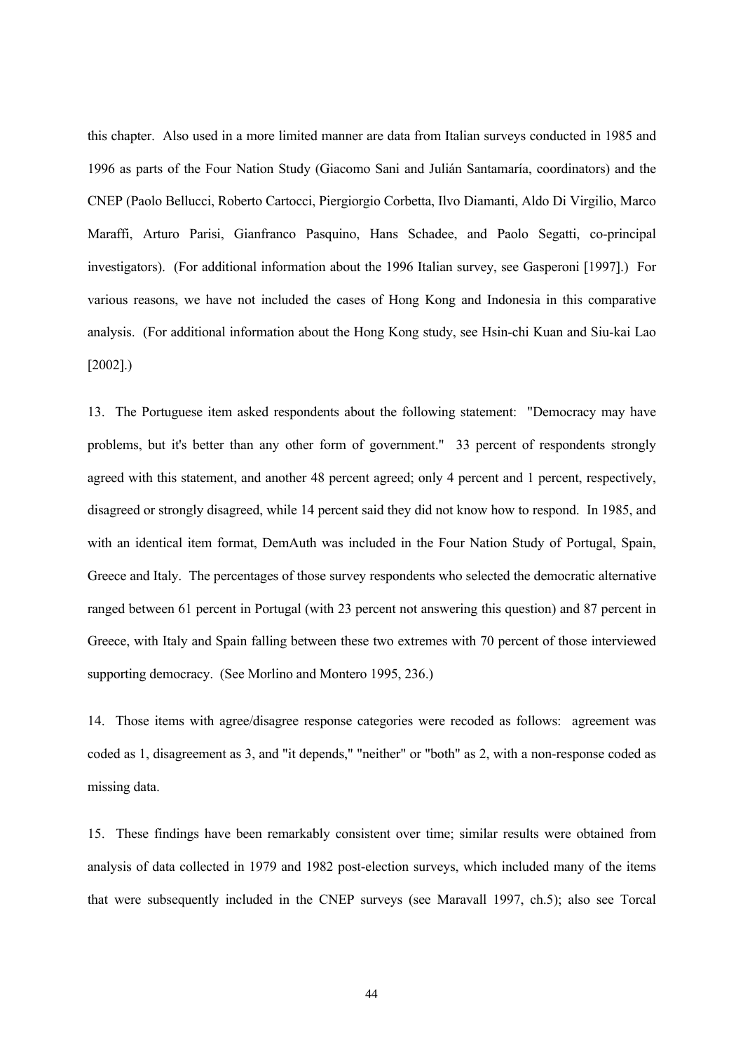this chapter. Also used in a more limited manner are data from Italian surveys conducted in 1985 and 1996 as parts of the Four Nation Study (Giacomo Sani and Julián Santamaría, coordinators) and the CNEP (Paolo Bellucci, Roberto Cartocci, Piergiorgio Corbetta, Ilvo Diamanti, Aldo Di Virgilio, Marco Maraffi, Arturo Parisi, Gianfranco Pasquino, Hans Schadee, and Paolo Segatti, co-principal investigators). (For additional information about the 1996 Italian survey, see Gasperoni [1997].) For various reasons, we have not included the cases of Hong Kong and Indonesia in this comparative analysis. (For additional information about the Hong Kong study, see Hsin-chi Kuan and Siu-kai Lao [2002].)

13. The Portuguese item asked respondents about the following statement: "Democracy may have problems, but it's better than any other form of government." 33 percent of respondents strongly agreed with this statement, and another 48 percent agreed; only 4 percent and 1 percent, respectively, disagreed or strongly disagreed, while 14 percent said they did not know how to respond. In 1985, and with an identical item format, DemAuth was included in the Four Nation Study of Portugal, Spain, Greece and Italy. The percentages of those survey respondents who selected the democratic alternative ranged between 61 percent in Portugal (with 23 percent not answering this question) and 87 percent in Greece, with Italy and Spain falling between these two extremes with 70 percent of those interviewed supporting democracy. (See Morlino and Montero 1995, 236.)

14. Those items with agree/disagree response categories were recoded as follows: agreement was coded as 1, disagreement as 3, and "it depends," "neither" or "both" as 2, with a non-response coded as missing data.

15. These findings have been remarkably consistent over time; similar results were obtained from analysis of data collected in 1979 and 1982 post-election surveys, which included many of the items that were subsequently included in the CNEP surveys (see Maravall 1997, ch.5); also see Torcal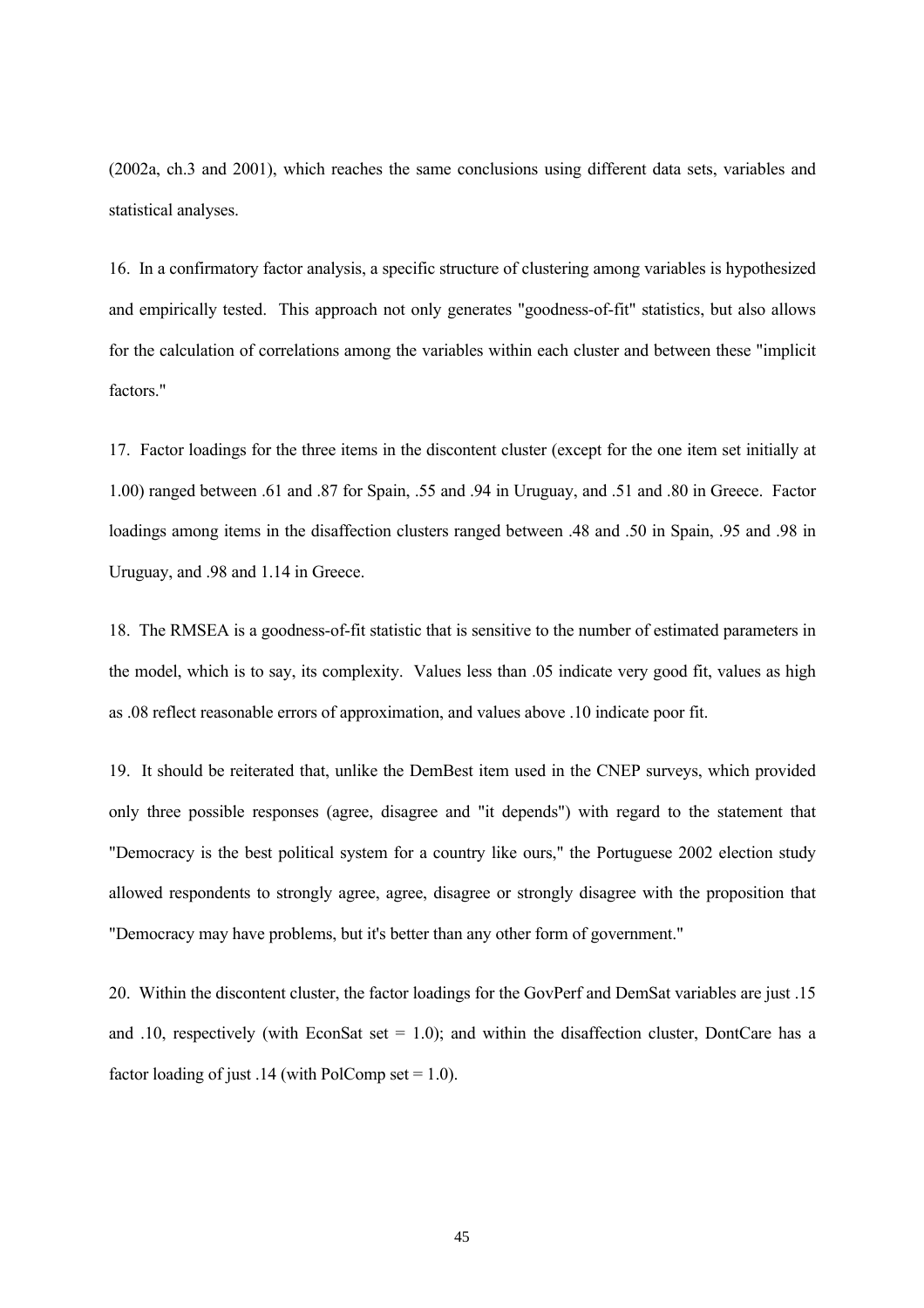(2002a, ch.3 and 2001), which reaches the same conclusions using different data sets, variables and statistical analyses.

16. In a confirmatory factor analysis, a specific structure of clustering among variables is hypothesized and empirically tested. This approach not only generates "goodness-of-fit" statistics, but also allows for the calculation of correlations among the variables within each cluster and between these "implicit factors."

17. Factor loadings for the three items in the discontent cluster (except for the one item set initially at 1.00) ranged between .61 and .87 for Spain, .55 and .94 in Uruguay, and .51 and .80 in Greece. Factor loadings among items in the disaffection clusters ranged between .48 and .50 in Spain, .95 and .98 in Uruguay, and .98 and 1.14 in Greece.

18. The RMSEA is a goodness-of-fit statistic that is sensitive to the number of estimated parameters in the model, which is to say, its complexity. Values less than .05 indicate very good fit, values as high as .08 reflect reasonable errors of approximation, and values above .10 indicate poor fit.

19. It should be reiterated that, unlike the DemBest item used in the CNEP surveys, which provided only three possible responses (agree, disagree and "it depends") with regard to the statement that "Democracy is the best political system for a country like ours," the Portuguese 2002 election study allowed respondents to strongly agree, agree, disagree or strongly disagree with the proposition that "Democracy may have problems, but it's better than any other form of government."

20. Within the discontent cluster, the factor loadings for the GovPerf and DemSat variables are just .15 and .10, respectively (with EconSat set = 1.0); and within the disaffection cluster, DontCare has a factor loading of just .14 (with PolComp set = 1.0).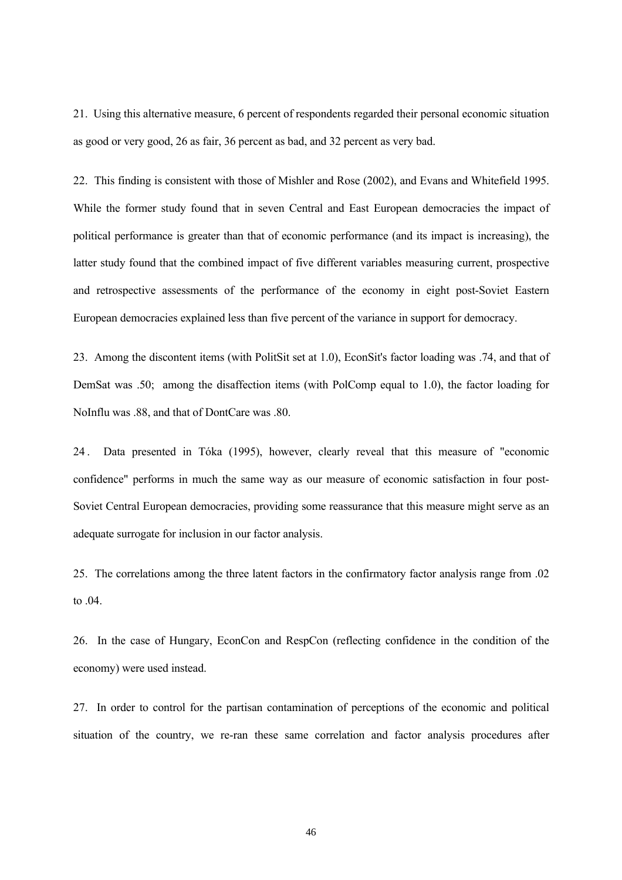21. Using this alternative measure, 6 percent of respondents regarded their personal economic situation as good or very good, 26 as fair, 36 percent as bad, and 32 percent as very bad.

22. This finding is consistent with those of Mishler and Rose (2002), and Evans and Whitefield 1995. While the former study found that in seven Central and East European democracies the impact of political performance is greater than that of economic performance (and its impact is increasing), the latter study found that the combined impact of five different variables measuring current, prospective and retrospective assessments of the performance of the economy in eight post-Soviet Eastern European democracies explained less than five percent of the variance in support for democracy.

23. Among the discontent items (with PolitSit set at 1.0), EconSit's factor loading was .74, and that of DemSat was .50; among the disaffection items (with PolComp equal to 1.0), the factor loading for NoInflu was .88, and that of DontCare was .80.

24. Data presented in Tóka (1995), however, clearly reveal that this measure of "economic confidence" performs in much the same way as our measure of economic satisfaction in four post-Soviet Central European democracies, providing some reassurance that this measure might serve as an adequate surrogate for inclusion in our factor analysis.

25. The correlations among the three latent factors in the confirmatory factor analysis range from .02 to .04.

26. In the case of Hungary, EconCon and RespCon (reflecting confidence in the condition of the economy) were used instead.

27. In order to control for the partisan contamination of perceptions of the economic and political situation of the country, we re-ran these same correlation and factor analysis procedures after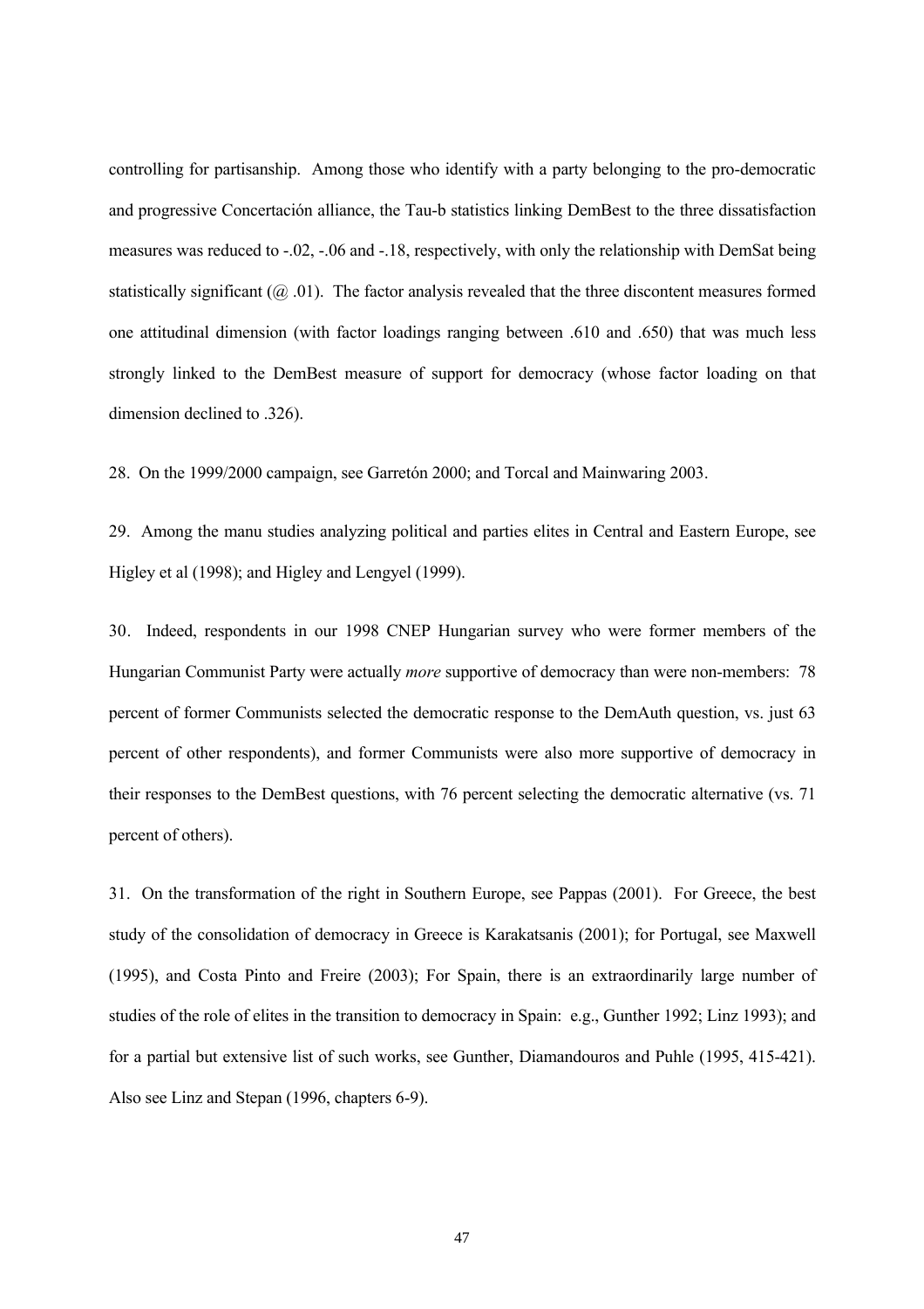controlling for partisanship. Among those who identify with a party belonging to the pro-democratic and progressive Concertación alliance, the Tau-b statistics linking DemBest to the three dissatisfaction measures was reduced to -.02, -.06 and -.18, respectively, with only the relationship with DemSat being statistically significant (@ .01). The factor analysis revealed that the three discontent measures formed one attitudinal dimension (with factor loadings ranging between .610 and .650) that was much less strongly linked to the DemBest measure of support for democracy (whose factor loading on that dimension declined to .326).

28. On the 1999/2000 campaign, see Garretón 2000; and Torcal and Mainwaring 2003.

29. Among the manu studies analyzing political and parties elites in Central and Eastern Europe, see Higley et al (1998); and Higley and Lengyel (1999).

30. Indeed, respondents in our 1998 CNEP Hungarian survey who were former members of the Hungarian Communist Party were actually *more* supportive of democracy than were non-members: 78 percent of former Communists selected the democratic response to the DemAuth question, vs. just 63 percent of other respondents), and former Communists were also more supportive of democracy in their responses to the DemBest questions, with 76 percent selecting the democratic alternative (vs. 71 percent of others).

31. On the transformation of the right in Southern Europe, see Pappas (2001). For Greece, the best study of the consolidation of democracy in Greece is Karakatsanis (2001); for Portugal, see Maxwell (1995), and Costa Pinto and Freire (2003); For Spain, there is an extraordinarily large number of studies of the role of elites in the transition to democracy in Spain: e.g., Gunther 1992; Linz 1993); and for a partial but extensive list of such works, see Gunther, Diamandouros and Puhle (1995, 415-421). Also see Linz and Stepan (1996, chapters 6-9).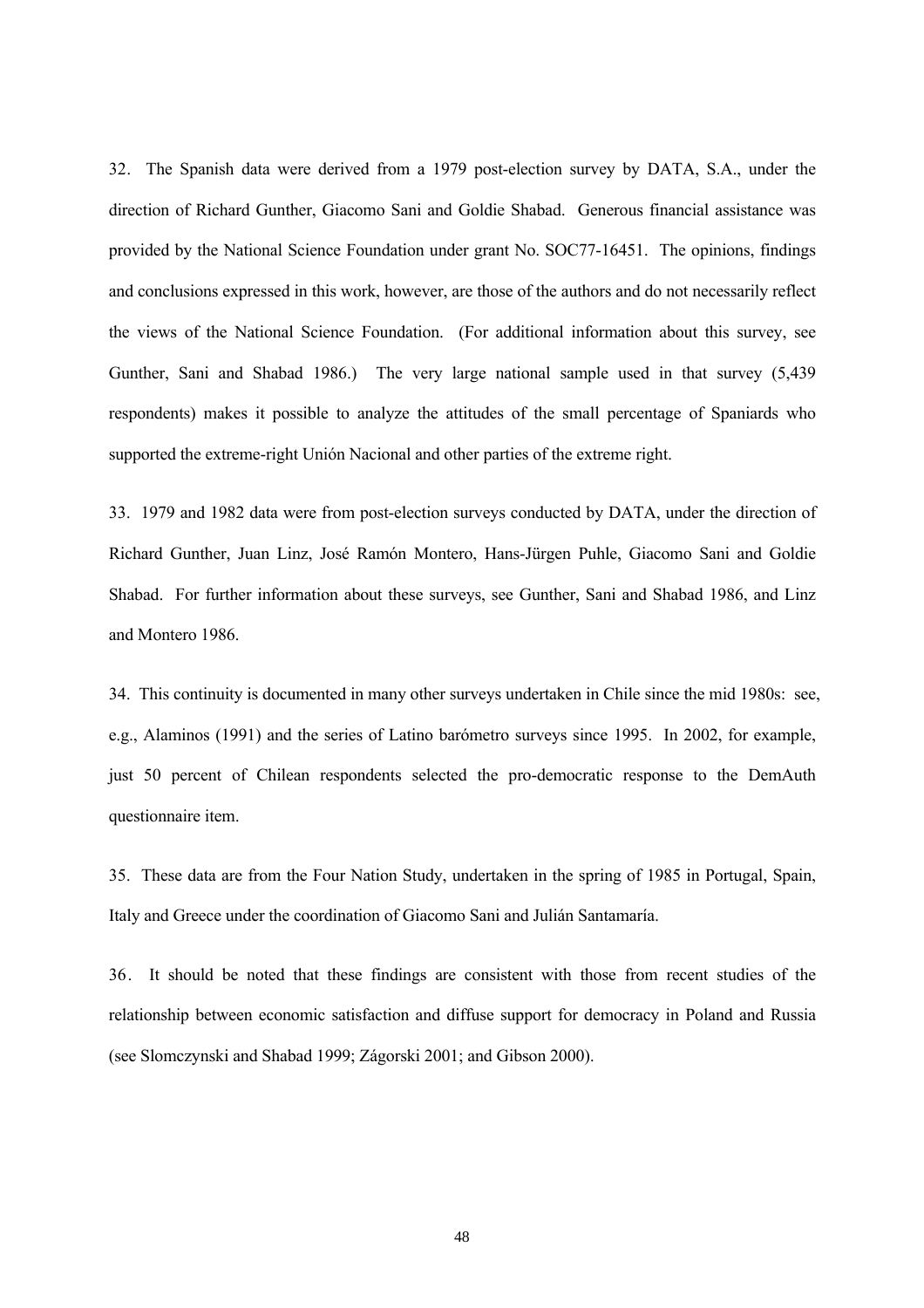32. The Spanish data were derived from a 1979 post-election survey by DATA, S.A., under the direction of Richard Gunther, Giacomo Sani and Goldie Shabad. Generous financial assistance was provided by the National Science Foundation under grant No. SOC77-16451. The opinions, findings and conclusions expressed in this work, however, are those of the authors and do not necessarily reflect the views of the National Science Foundation. (For additional information about this survey, see Gunther, Sani and Shabad 1986.) The very large national sample used in that survey (5,439 respondents) makes it possible to analyze the attitudes of the small percentage of Spaniards who supported the extreme-right Unión Nacional and other parties of the extreme right.

33. 1979 and 1982 data were from post-election surveys conducted by DATA, under the direction of Richard Gunther, Juan Linz, José Ramón Montero, Hans-Jürgen Puhle, Giacomo Sani and Goldie Shabad. For further information about these surveys, see Gunther, Sani and Shabad 1986, and Linz and Montero 1986.

34. This continuity is documented in many other surveys undertaken in Chile since the mid 1980s: see, e.g., Alaminos (1991) and the series of Latino barómetro surveys since 1995. In 2002, for example, just 50 percent of Chilean respondents selected the pro-democratic response to the DemAuth questionnaire item.

35. These data are from the Four Nation Study, undertaken in the spring of 1985 in Portugal, Spain, Italy and Greece under the coordination of Giacomo Sani and Julián Santamaría.

36. It should be noted that these findings are consistent with those from recent studies of the relationship between economic satisfaction and diffuse support for democracy in Poland and Russia (see Slomczynski and Shabad 1999; Zágorski 2001; and Gibson 2000).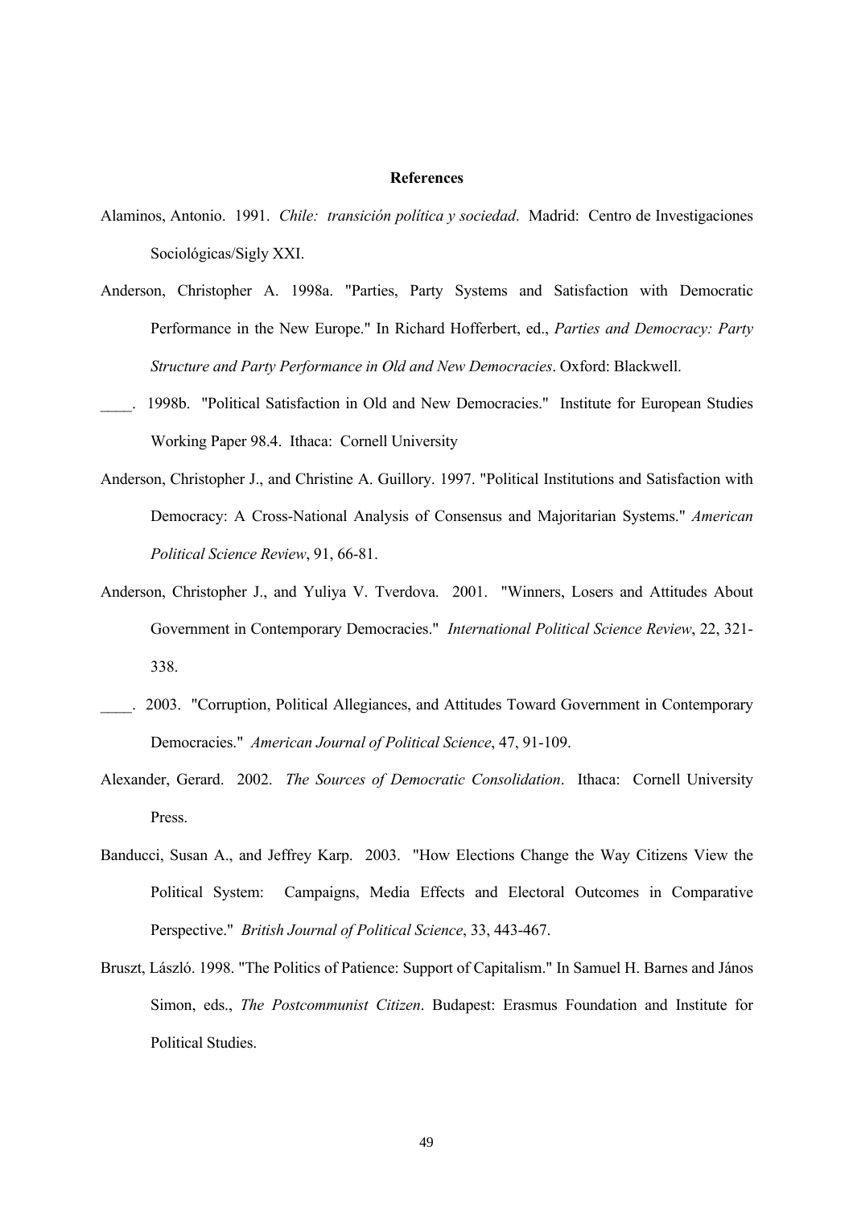**References**

Alaminos, Antonio. 1991. *Chile: transición política y sociedad*. Madrid: Centro de Investigaciones Sociológicas/Sigly XXI.

Anderson, Christopher A. 1998a. "Parties, Party Systems and Satisfaction with Democratic Performance in the New Europe." In Richard Hofferbert, ed., *Parties and Democracy: Party Structure and Party Performance in Old and New Democracies*. Oxford: Blackwell.

____. 1998b. "Political Satisfaction in Old and New Democracies." Institute for European Studies Working Paper 98.4. Ithaca: Cornell University

Anderson, Christopher J., and Christine A. Guillory. 1997. "Political Institutions and Satisfaction with Democracy: A Cross-National Analysis of Consensus and Majoritarian Systems." *American Political Science Review*, 91, 66-81.

Anderson, Christopher J., and Yuliya V. Tverdova. 2001. "Winners, Losers and Attitudes About Government in Contemporary Democracies." *International Political Science Review*, 22, 321-338.

____. 2003. "Corruption, Political Allegiances, and Attitudes Toward Government in Contemporary Democracies." *American Journal of Political Science*, 47, 91-109.

Alexander, Gerard. 2002. *The Sources of Democratic Consolidation*. Ithaca: Cornell University Press.

Banducci, Susan A., and Jeffrey Karp. 2003. "How Elections Change the Way Citizens View the Political System: Campaigns, Media Effects and Electoral Outcomes in Comparative Perspective." *British Journal of Political Science*, 33, 443-467.

Bruszt, László. 1998. "The Politics of Patience: Support of Capitalism." In Samuel H. Barnes and János Simon, eds., *The Postcommunist Citizen*. Budapest: Erasmus Foundation and Institute for Political Studies.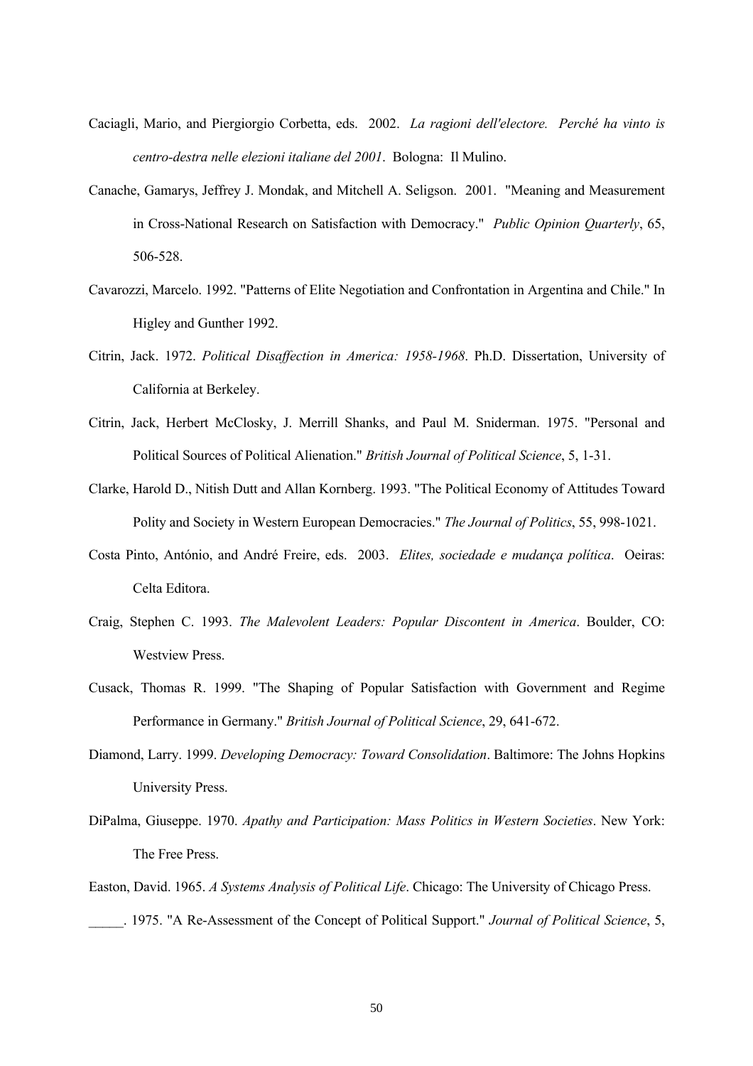Caciagli, Mario, and Piergiorgio Corbetta, eds. 2002. *La ragioni dell'electore. Perché ha vinto is centro-destra nelle elezioni italiane del 2001*. Bologna: Il Mulino.

Canache, Gamarys, Jeffrey J. Mondak, and Mitchell A. Seligson. 2001. "Meaning and Measurement in Cross-National Research on Satisfaction with Democracy." *Public Opinion Quarterly*, 65, 506-528.

Cavarozzi, Marcelo. 1992. "Patterns of Elite Negotiation and Confrontation in Argentina and Chile." In Higley and Gunther 1992.

Citrin, Jack. 1972. *Political Disaffection in America: 1958-1968*. Ph.D. Dissertation, University of California at Berkeley.

Citrin, Jack, Herbert McClosky, J. Merrill Shanks, and Paul M. Sniderman. 1975. "Personal and Political Sources of Political Alienation." *British Journal of Political Science*, 5, 1-31.

Clarke, Harold D., Nitish Dutt and Allan Kornberg. 1993. "The Political Economy of Attitudes Toward Polity and Society in Western European Democracies." *The Journal of Politics*, 55, 998-1021.

Costa Pinto, António, and André Freire, eds. 2003. *Elites, sociedade e mudança política*. Oeiras: Celta Editora.

Craig, Stephen C. 1993. *The Malevolent Leaders: Popular Discontent in America*. Boulder, CO: Westview Press.

Cusack, Thomas R. 1999. "The Shaping of Popular Satisfaction with Government and Regime Performance in Germany." *British Journal of Political Science*, 29, 641-672.

Diamond, Larry. 1999. *Developing Democracy: Toward Consolidation*. Baltimore: The Johns Hopkins University Press.

DiPalma, Giuseppe. 1970. *Apathy and Participation: Mass Politics in Western Societies*. New York: The Free Press.

Easton, David. 1965. *A Systems Analysis of Political Life*. Chicago: The University of Chicago Press.

_____. 1975. "A Re-Assessment of the Concept of Political Support." *Journal of Political Science*, 5,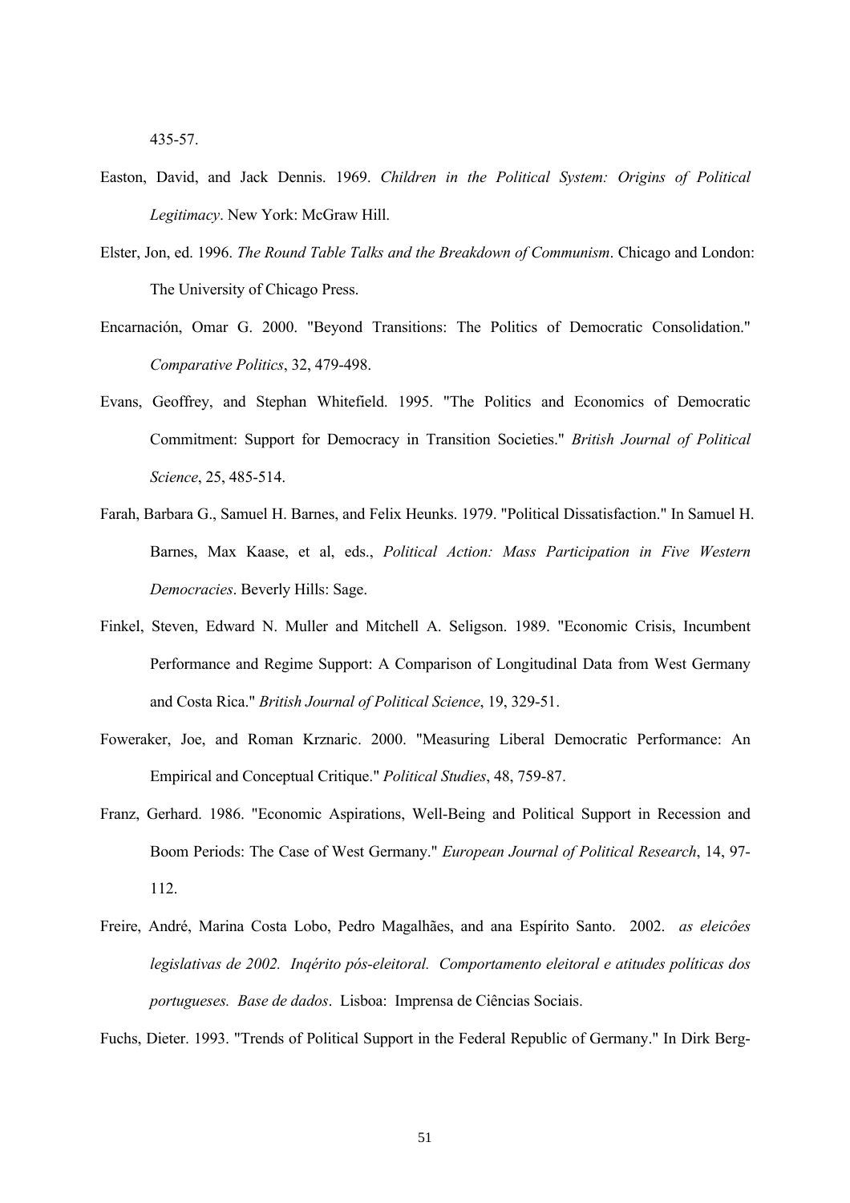435-57.

Easton, David, and Jack Dennis. 1969. *Children in the Political System: Origins of Political Legitimacy*. New York: McGraw Hill.

Elster, Jon, ed. 1996. *The Round Table Talks and the Breakdown of Communism*. Chicago and London: The University of Chicago Press.

Encarnación, Omar G. 2000. "Beyond Transitions: The Politics of Democratic Consolidation." *Comparative Politics*, 32, 479-498.

Evans, Geoffrey, and Stephan Whitefield. 1995. "The Politics and Economics of Democratic Commitment: Support for Democracy in Transition Societies." *British Journal of Political Science*, 25, 485-514.

Farah, Barbara G., Samuel H. Barnes, and Felix Heunks. 1979. "Political Dissatisfaction." In Samuel H. Barnes, Max Kaase, et al, eds., *Political Action: Mass Participation in Five Western Democracies*. Beverly Hills: Sage.

Finkel, Steven, Edward N. Muller and Mitchell A. Seligson. 1989. "Economic Crisis, Incumbent Performance and Regime Support: A Comparison of Longitudinal Data from West Germany and Costa Rica." *British Journal of Political Science*, 19, 329-51.

Foweraker, Joe, and Roman Krznaric. 2000. "Measuring Liberal Democratic Performance: An Empirical and Conceptual Critique." *Political Studies*, 48, 759-87.

Franz, Gerhard. 1986. "Economic Aspirations, Well-Being and Political Support in Recession and Boom Periods: The Case of West Germany." *European Journal of Political Research*, 14, 97-112.

Freire, André, Marina Costa Lobo, Pedro Magalhães, and ana Espírito Santo. 2002. *as eleicôes legislativas de 2002. Inqérito pós-eleitoral. Comportamento eleitoral e atitudes políticas dos portugueses. Base de dados*. Lisboa: Imprensa de Ciências Sociais.

Fuchs, Dieter. 1993. "Trends of Political Support in the Federal Republic of Germany." In Dirk Berg-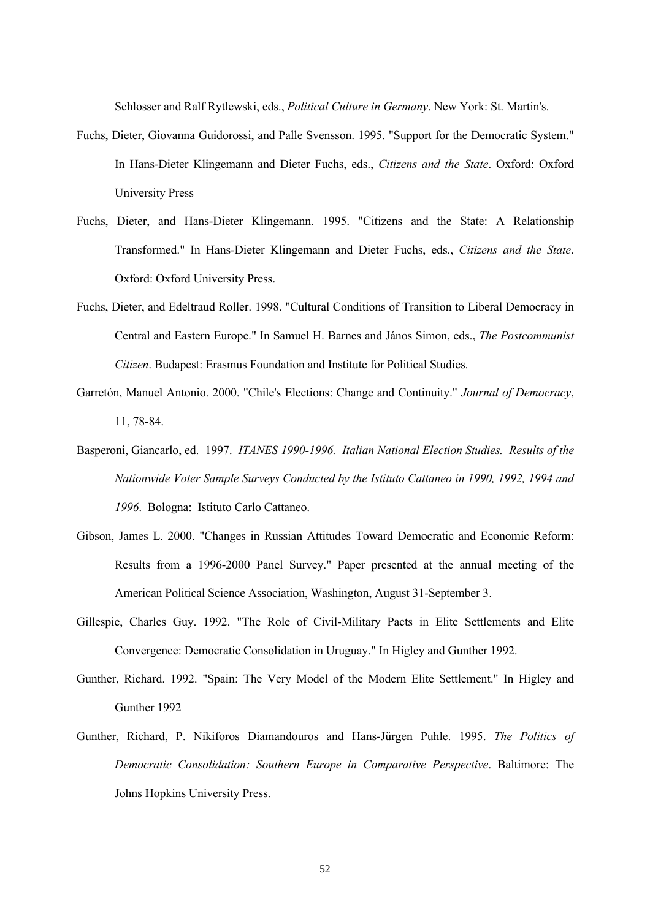Schlosser and Ralf Rytlewski, eds., *Political Culture in Germany*. New York: St. Martin's.

Fuchs, Dieter, Giovanna Guidorossi, and Palle Svensson. 1995. "Support for the Democratic System." In Hans-Dieter Klingemann and Dieter Fuchs, eds., *Citizens and the State*. Oxford: Oxford University Press

Fuchs, Dieter, and Hans-Dieter Klingemann. 1995. "Citizens and the State: A Relationship Transformed." In Hans-Dieter Klingemann and Dieter Fuchs, eds., *Citizens and the State*. Oxford: Oxford University Press.

Fuchs, Dieter, and Edeltraud Roller. 1998. "Cultural Conditions of Transition to Liberal Democracy in Central and Eastern Europe." In Samuel H. Barnes and János Simon, eds., *The Postcommunist Citizen*. Budapest: Erasmus Foundation and Institute for Political Studies.

Garretón, Manuel Antonio. 2000. "Chile's Elections: Change and Continuity." *Journal of Democracy*, 11, 78-84.

Basperoni, Giancarlo, ed. 1997. *ITANES 1990-1996. Italian National Election Studies. Results of the Nationwide Voter Sample Surveys Conducted by the Istituto Cattaneo in 1990, 1992, 1994 and 1996*. Bologna: Istituto Carlo Cattaneo.

Gibson, James L. 2000. "Changes in Russian Attitudes Toward Democratic and Economic Reform: Results from a 1996-2000 Panel Survey." Paper presented at the annual meeting of the American Political Science Association, Washington, August 31-September 3.

Gillespie, Charles Guy. 1992. "The Role of Civil-Military Pacts in Elite Settlements and Elite Convergence: Democratic Consolidation in Uruguay." In Higley and Gunther 1992.

Gunther, Richard. 1992. "Spain: The Very Model of the Modern Elite Settlement." In Higley and Gunther 1992

Gunther, Richard, P. Nikiforos Diamandouros and Hans-Jürgen Puhle. 1995. *The Politics of Democratic Consolidation: Southern Europe in Comparative Perspective*. Baltimore: The Johns Hopkins University Press.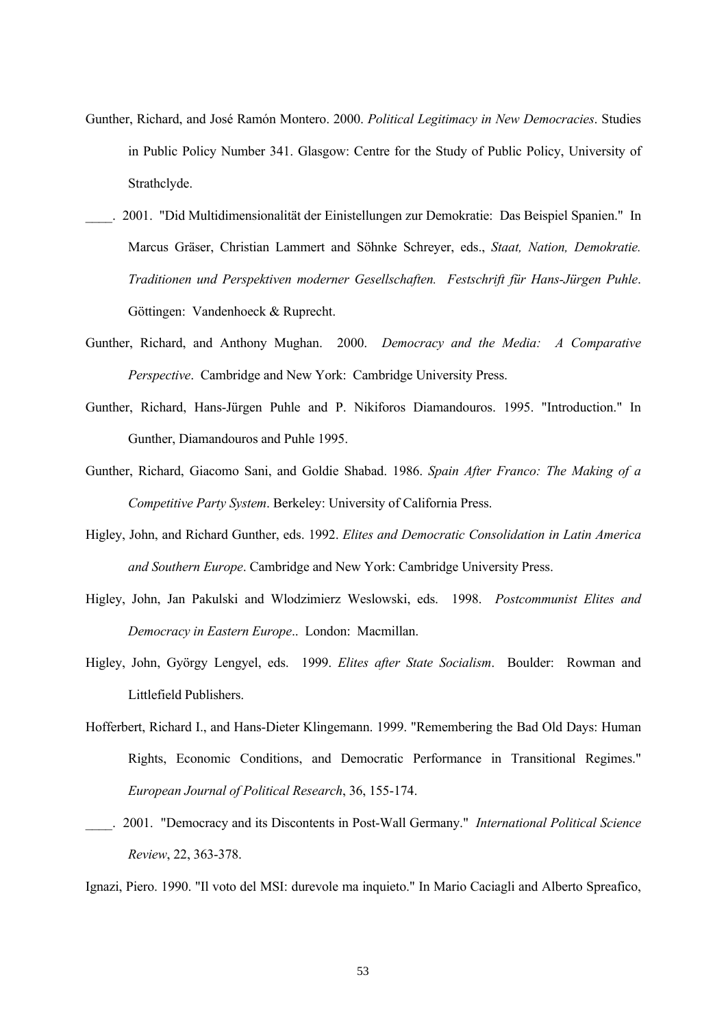Gunther, Richard, and José Ramón Montero. 2000. *Political Legitimacy in New Democracies*. Studies in Public Policy Number 341. Glasgow: Centre for the Study of Public Policy, University of Strathclyde.

____. 2001. "Did Multidimensionalität der Einistellungen zur Demokratie: Das Beispiel Spanien." In Marcus Gräser, Christian Lammert and Söhnke Schreyer, eds., *Staat, Nation, Demokratie. Traditionen und Perspektiven moderner Gesellschaften. Festschrift für Hans-Jürgen Puhle*. Göttingen: Vandenhoeck & Ruprecht.

Gunther, Richard, and Anthony Mughan. 2000. *Democracy and the Media: A Comparative Perspective*. Cambridge and New York: Cambridge University Press.

Gunther, Richard, Hans-Jürgen Puhle and P. Nikiforos Diamandouros. 1995. "Introduction." In Gunther, Diamandouros and Puhle 1995.

Gunther, Richard, Giacomo Sani, and Goldie Shabad. 1986. *Spain After Franco: The Making of a Competitive Party System*. Berkeley: University of California Press.

Higley, John, and Richard Gunther, eds. 1992. *Elites and Democratic Consolidation in Latin America and Southern Europe*. Cambridge and New York: Cambridge University Press.

Higley, John, Jan Pakulski and Wlodzimierz Weslowski, eds. 1998. *Postcommunist Elites and Democracy in Eastern Europe*.. London: Macmillan.

Higley, John, György Lengyel, eds. 1999. *Elites after State Socialism*. Boulder: Rowman and Littlefield Publishers.

Hofferbert, Richard I., and Hans-Dieter Klingemann. 1999. "Remembering the Bad Old Days: Human Rights, Economic Conditions, and Democratic Performance in Transitional Regimes." *European Journal of Political Research*, 36, 155-174.

____. 2001. "Democracy and its Discontents in Post-Wall Germany." *International Political Science Review*, 22, 363-378.

Ignazi, Piero. 1990. "Il voto del MSI: durevole ma inquieto." In Mario Caciagli and Alberto Spreafico,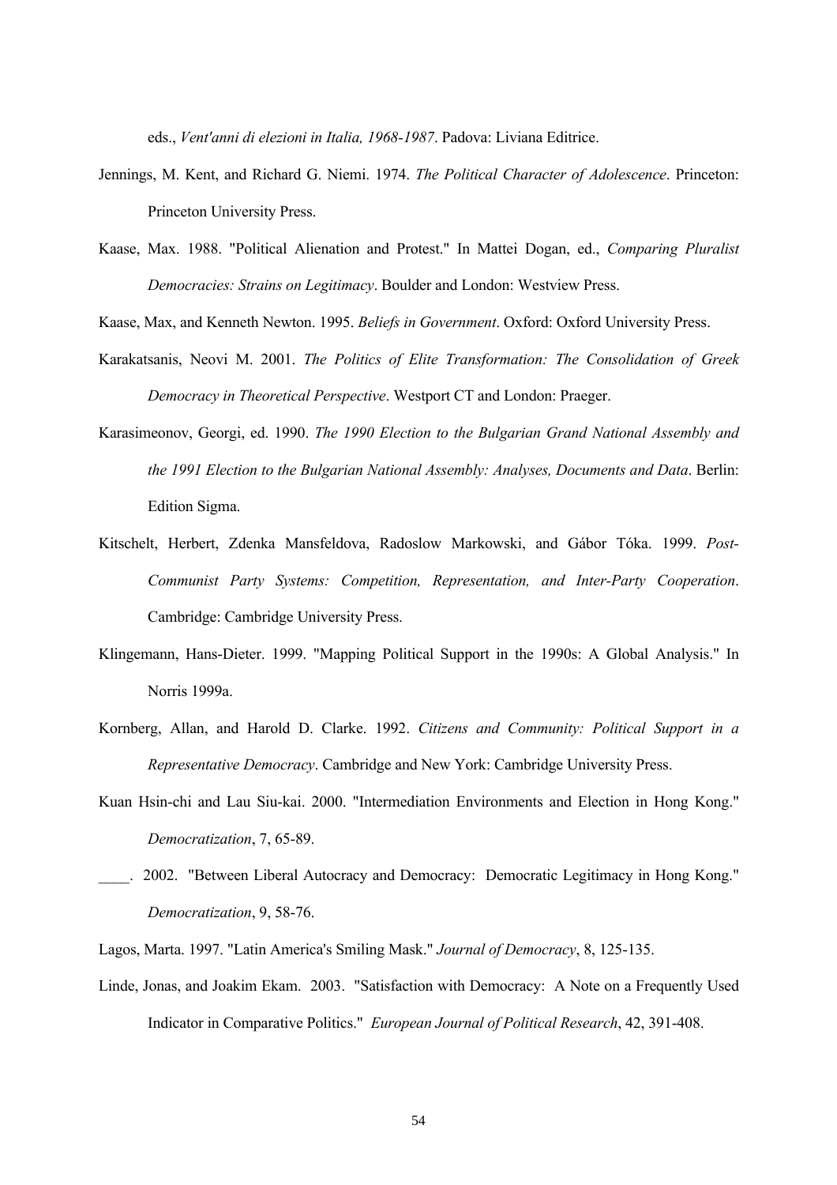eds., *Vent'anni di elezioni in Italia, 1968-1987*. Padova: Liviana Editrice.

Jennings, M. Kent, and Richard G. Niemi. 1974. *The Political Character of Adolescence*. Princeton: Princeton University Press.

Kaase, Max. 1988. "Political Alienation and Protest." In Mattei Dogan, ed., *Comparing Pluralist Democracies: Strains on Legitimacy*. Boulder and London: Westview Press.

Kaase, Max, and Kenneth Newton. 1995. *Beliefs in Government*. Oxford: Oxford University Press.

Karakatsanis, Neovi M. 2001. *The Politics of Elite Transformation: The Consolidation of Greek Democracy in Theoretical Perspective*. Westport CT and London: Praeger.

Karasimeonov, Georgi, ed. 1990. *The 1990 Election to the Bulgarian Grand National Assembly and the 1991 Election to the Bulgarian National Assembly: Analyses, Documents and Data*. Berlin: Edition Sigma.

Kitschelt, Herbert, Zdenka Mansfeldova, Radoslow Markowski, and Gábor Tóka. 1999. *Post-Communist Party Systems: Competition, Representation, and Inter-Party Cooperation*. Cambridge: Cambridge University Press.

Klingemann, Hans-Dieter. 1999. "Mapping Political Support in the 1990s: A Global Analysis." In Norris 1999a.

Kornberg, Allan, and Harold D. Clarke. 1992. *Citizens and Community: Political Support in a Representative Democracy*. Cambridge and New York: Cambridge University Press.

Kuan Hsin-chi and Lau Siu-kai. 2000. "Intermediation Environments and Election in Hong Kong." *Democratization*, 7, 65-89.

____. 2002. "Between Liberal Autocracy and Democracy: Democratic Legitimacy in Hong Kong." *Democratization*, 9, 58-76.

Lagos, Marta. 1997. "Latin America's Smiling Mask." *Journal of Democracy*, 8, 125-135.

Linde, Jonas, and Joakim Ekam. 2003. "Satisfaction with Democracy: A Note on a Frequently Used Indicator in Comparative Politics." *European Journal of Political Research*, 42, 391-408.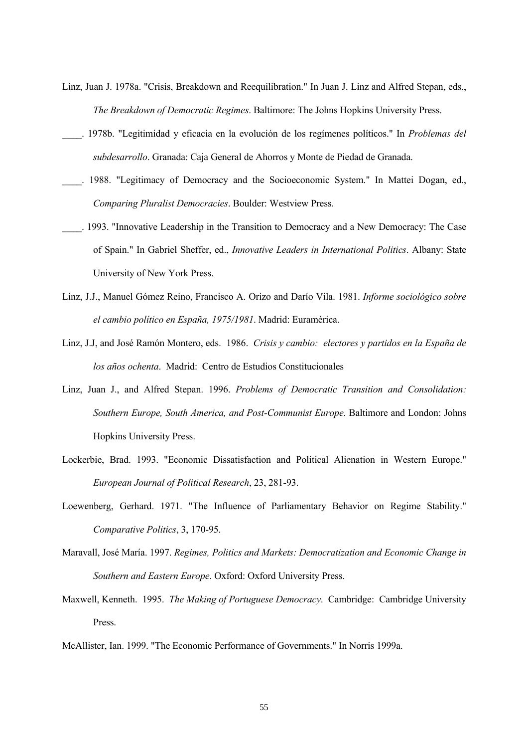Linz, Juan J. 1978a. "Crisis, Breakdown and Reequilibration." In Juan J. Linz and Alfred Stepan, eds., *The Breakdown of Democratic Regimes*. Baltimore: The Johns Hopkins University Press.

____. 1978b. "Legitimidad y eficacia en la evolución de los regímenes políticos." In *Problemas del subdesarrollo*. Granada: Caja General de Ahorros y Monte de Piedad de Granada.

____. 1988. "Legitimacy of Democracy and the Socioeconomic System." In Mattei Dogan, ed., *Comparing Pluralist Democracies*. Boulder: Westview Press.

____. 1993. "Innovative Leadership in the Transition to Democracy and a New Democracy: The Case of Spain." In Gabriel Sheffer, ed., *Innovative Leaders in International Politics*. Albany: State University of New York Press.

Linz, J.J., Manuel Gómez Reino, Francisco A. Orizo and Darío Vila. 1981. *Informe sociológico sobre el cambio político en España, 1975/1981*. Madrid: Euramérica.

Linz, J.J, and José Ramón Montero, eds. 1986. *Crisis y cambio: electores y partidos en la España de los años ochenta*. Madrid: Centro de Estudios Constitucionales

Linz, Juan J., and Alfred Stepan. 1996. *Problems of Democratic Transition and Consolidation: Southern Europe, South America, and Post-Communist Europe*. Baltimore and London: Johns Hopkins University Press.

Lockerbie, Brad. 1993. "Economic Dissatisfaction and Political Alienation in Western Europe." *European Journal of Political Research*, 23, 281-93.

Loewenberg, Gerhard. 1971. "The Influence of Parliamentary Behavior on Regime Stability." *Comparative Politics*, 3, 170-95.

Maravall, José María. 1997. *Regimes, Politics and Markets: Democratization and Economic Change in Southern and Eastern Europe*. Oxford: Oxford University Press.

Maxwell, Kenneth. 1995. *The Making of Portuguese Democracy*. Cambridge: Cambridge University Press.

McAllister, Ian. 1999. "The Economic Performance of Governments." In Norris 1999a.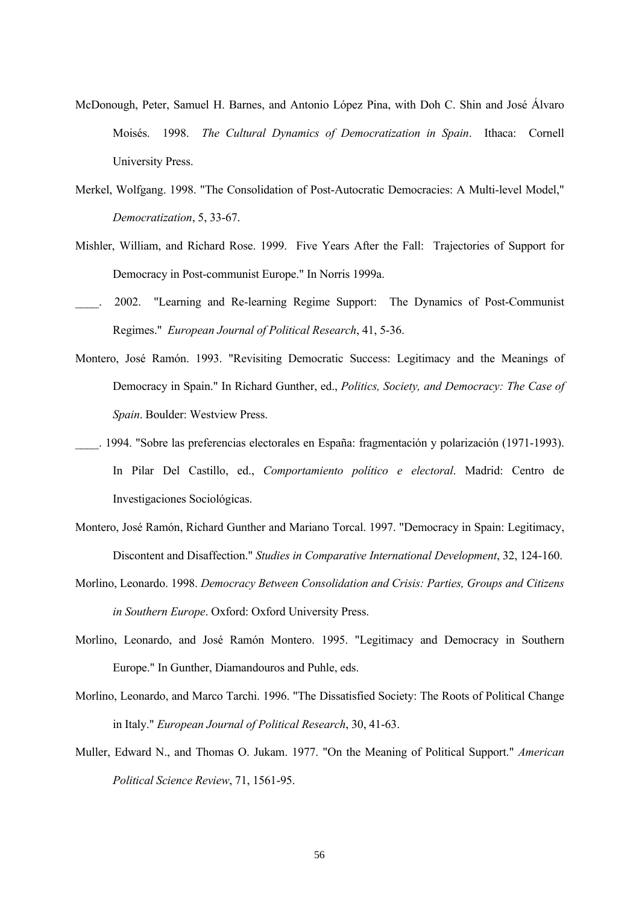McDonough, Peter, Samuel H. Barnes, and Antonio López Pina, with Doh C. Shin and José Álvaro Moisés. 1998. *The Cultural Dynamics of Democratization in Spain*. Ithaca: Cornell University Press.

Merkel, Wolfgang. 1998. "The Consolidation of Post-Autocratic Democracies: A Multi-level Model," *Democratization*, 5, 33-67.

Mishler, William, and Richard Rose. 1999. Five Years After the Fall: Trajectories of Support for Democracy in Post-communist Europe." In Norris 1999a.

____. 2002. "Learning and Re-learning Regime Support: The Dynamics of Post-Communist Regimes." *European Journal of Political Research*, 41, 5-36.

Montero, José Ramón. 1993. "Revisiting Democratic Success: Legitimacy and the Meanings of Democracy in Spain." In Richard Gunther, ed., *Politics, Society, and Democracy: The Case of Spain*. Boulder: Westview Press.

____. 1994. "Sobre las preferencias electorales en España: fragmentación y polarización (1971-1993). In Pilar Del Castillo, ed., *Comportamiento político e electoral*. Madrid: Centro de Investigaciones Sociológicas.

Montero, José Ramón, Richard Gunther and Mariano Torcal. 1997. "Democracy in Spain: Legitimacy, Discontent and Disaffection." *Studies in Comparative International Development*, 32, 124-160.

Morlino, Leonardo. 1998. *Democracy Between Consolidation and Crisis: Parties, Groups and Citizens in Southern Europe*. Oxford: Oxford University Press.

Morlino, Leonardo, and José Ramón Montero. 1995. "Legitimacy and Democracy in Southern Europe." In Gunther, Diamandouros and Puhle, eds.

Morlino, Leonardo, and Marco Tarchi. 1996. "The Dissatisfied Society: The Roots of Political Change in Italy." *European Journal of Political Research*, 30, 41-63.

Muller, Edward N., and Thomas O. Jukam. 1977. "On the Meaning of Political Support." *American Political Science Review*, 71, 1561-95.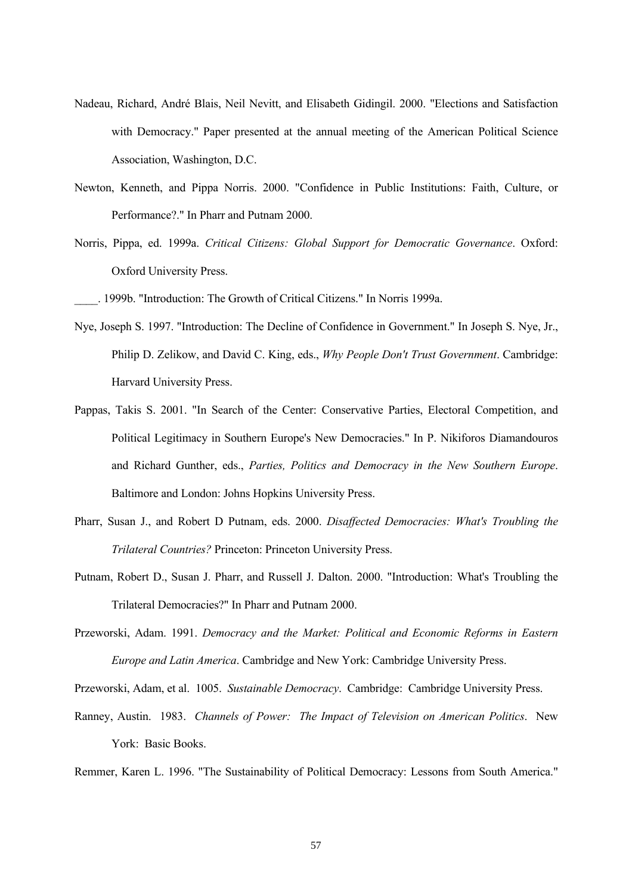Nadeau, Richard, André Blais, Neil Nevitt, and Elisabeth Gidingil. 2000. "Elections and Satisfaction with Democracy." Paper presented at the annual meeting of the American Political Science Association, Washington, D.C.

Newton, Kenneth, and Pippa Norris. 2000. "Confidence in Public Institutions: Faith, Culture, or Performance?." In Pharr and Putnam 2000.

Norris, Pippa, ed. 1999a. *Critical Citizens: Global Support for Democratic Governance*. Oxford: Oxford University Press.

____. 1999b. "Introduction: The Growth of Critical Citizens." In Norris 1999a.

Nye, Joseph S. 1997. "Introduction: The Decline of Confidence in Government." In Joseph S. Nye, Jr., Philip D. Zelikow, and David C. King, eds., *Why People Don't Trust Government*. Cambridge: Harvard University Press.

Pappas, Takis S. 2001. "In Search of the Center: Conservative Parties, Electoral Competition, and Political Legitimacy in Southern Europe's New Democracies." In P. Nikiforos Diamandouros and Richard Gunther, eds., *Parties, Politics and Democracy in the New Southern Europe*. Baltimore and London: Johns Hopkins University Press.

Pharr, Susan J., and Robert D Putnam, eds. 2000. *Disaffected Democracies: What's Troubling the Trilateral Countries?* Princeton: Princeton University Press.

Putnam, Robert D., Susan J. Pharr, and Russell J. Dalton. 2000. "Introduction: What's Troubling the Trilateral Democracies?" In Pharr and Putnam 2000.

Przeworski, Adam. 1991. *Democracy and the Market: Political and Economic Reforms in Eastern Europe and Latin America*. Cambridge and New York: Cambridge University Press.

Przeworski, Adam, et al. 1005. *Sustainable Democracy*. Cambridge: Cambridge University Press.

Ranney, Austin. 1983. *Channels of Power: The Impact of Television on American Politics*. New York: Basic Books.

Remmer, Karen L. 1996. "The Sustainability of Political Democracy: Lessons from South America."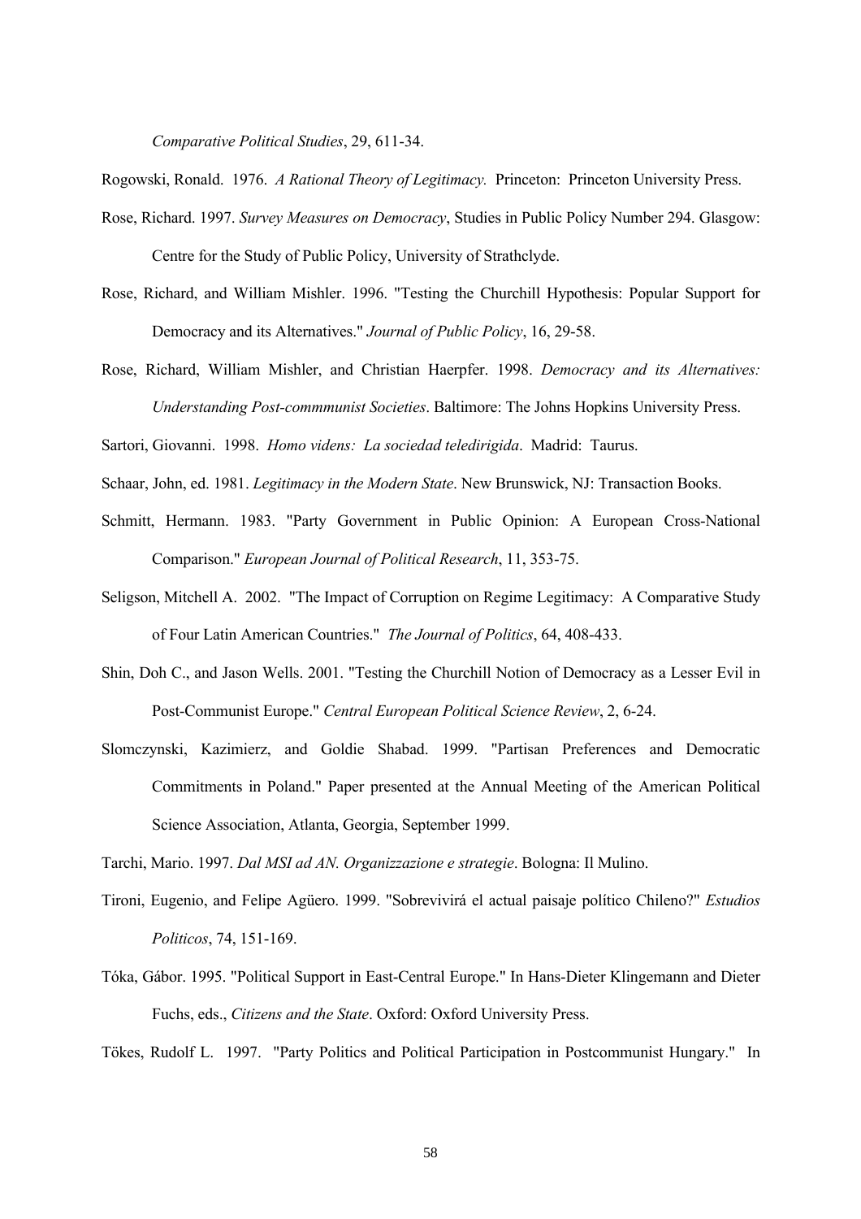*Comparative Political Studies*, 29, 611-34.

Rogowski, Ronald. 1976. *A Rational Theory of Legitimacy.* Princeton: Princeton University Press.

Rose, Richard. 1997. *Survey Measures on Democracy*, Studies in Public Policy Number 294. Glasgow: Centre for the Study of Public Policy, University of Strathclyde.

Rose, Richard, and William Mishler. 1996. "Testing the Churchill Hypothesis: Popular Support for Democracy and its Alternatives." *Journal of Public Policy*, 16, 29-58.

Rose, Richard, William Mishler, and Christian Haerpfer. 1998. *Democracy and its Alternatives: Understanding Post-commmunist Societies*. Baltimore: The Johns Hopkins University Press.

Sartori, Giovanni. 1998. *Homo videns: La sociedad teledirigida*. Madrid: Taurus.

Schaar, John, ed. 1981. *Legitimacy in the Modern State*. New Brunswick, NJ: Transaction Books.

Schmitt, Hermann. 1983. "Party Government in Public Opinion: A European Cross-National Comparison." *European Journal of Political Research*, 11, 353-75.

Seligson, Mitchell A. 2002. "The Impact of Corruption on Regime Legitimacy: A Comparative Study of Four Latin American Countries." *The Journal of Politics*, 64, 408-433.

Shin, Doh C., and Jason Wells. 2001. "Testing the Churchill Notion of Democracy as a Lesser Evil in Post-Communist Europe." *Central European Political Science Review*, 2, 6-24.

Slomczynski, Kazimierz, and Goldie Shabad. 1999. "Partisan Preferences and Democratic Commitments in Poland." Paper presented at the Annual Meeting of the American Political Science Association, Atlanta, Georgia, September 1999.

Tarchi, Mario. 1997. *Dal MSI ad AN. Organizzazione e strategie*. Bologna: Il Mulino.

Tironi, Eugenio, and Felipe Agüero. 1999. "Sobrevivirá el actual paisaje político Chileno?" *Estudios Politicos*, 74, 151-169.

Tóka, Gábor. 1995. "Political Support in East-Central Europe." In Hans-Dieter Klingemann and Dieter Fuchs, eds., *Citizens and the State*. Oxford: Oxford University Press.

Tökes, Rudolf L. 1997. "Party Politics and Political Participation in Postcommunist Hungary." In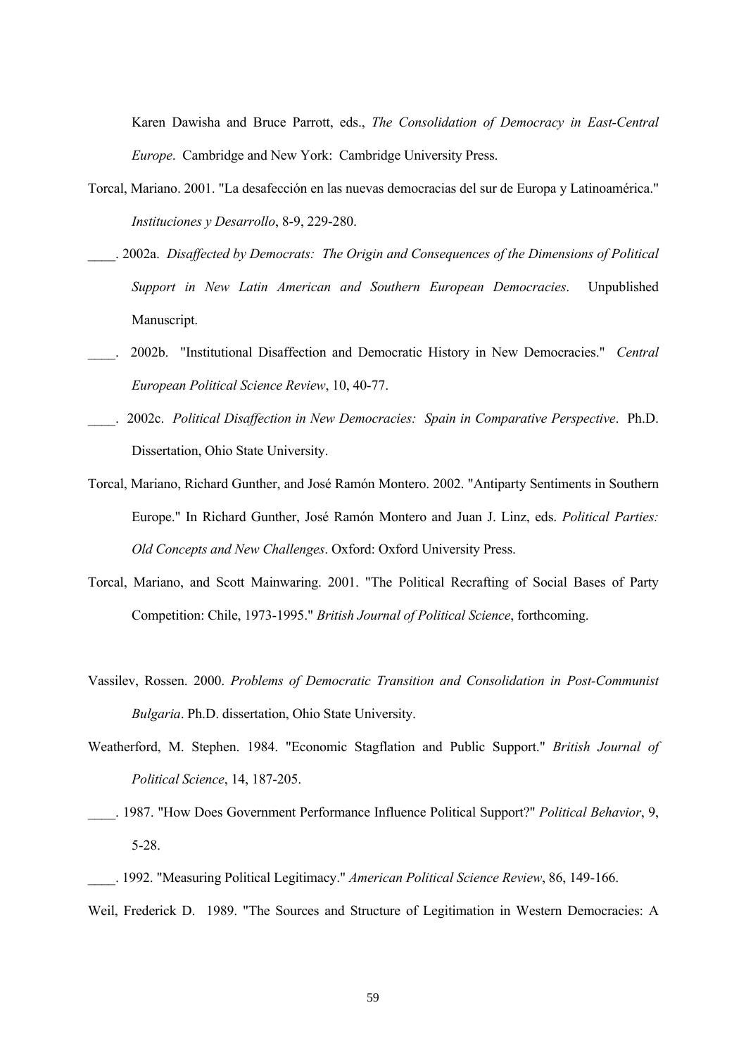Karen Dawisha and Bruce Parrott, eds., *The Consolidation of Democracy in East-Central Europe*. Cambridge and New York: Cambridge University Press.

Torcal, Mariano. 2001. "La desafección en las nuevas democracias del sur de Europa y Latinoamérica." *Instituciones y Desarrollo*, 8-9, 229-280.

____. 2002a. *Disaffected by Democrats: The Origin and Consequences of the Dimensions of Political Support in New Latin American and Southern European Democracies*. Unpublished Manuscript.

____. 2002b. "Institutional Disaffection and Democratic History in New Democracies." *Central European Political Science Review*, 10, 40-77.

____. 2002c. *Political Disaffection in New Democracies: Spain in Comparative Perspective*. Ph.D. Dissertation, Ohio State University.

Torcal, Mariano, Richard Gunther, and José Ramón Montero. 2002. "Antiparty Sentiments in Southern Europe." In Richard Gunther, José Ramón Montero and Juan J. Linz, eds. *Political Parties: Old Concepts and New Challenges*. Oxford: Oxford University Press.

Torcal, Mariano, and Scott Mainwaring. 2001. "The Political Recrafting of Social Bases of Party Competition: Chile, 1973-1995." *British Journal of Political Science*, forthcoming.

Vassilev, Rossen. 2000. *Problems of Democratic Transition and Consolidation in Post-Communist Bulgaria*. Ph.D. dissertation, Ohio State University.

Weatherford, M. Stephen. 1984. "Economic Stagflation and Public Support." *British Journal of Political Science*, 14, 187-205.

____. 1987. "How Does Government Performance Influence Political Support?" *Political Behavior*, 9, 5-28.

____. 1992. "Measuring Political Legitimacy." *American Political Science Review*, 86, 149-166.

Weil, Frederick D. 1989. "The Sources and Structure of Legitimation in Western Democracies: A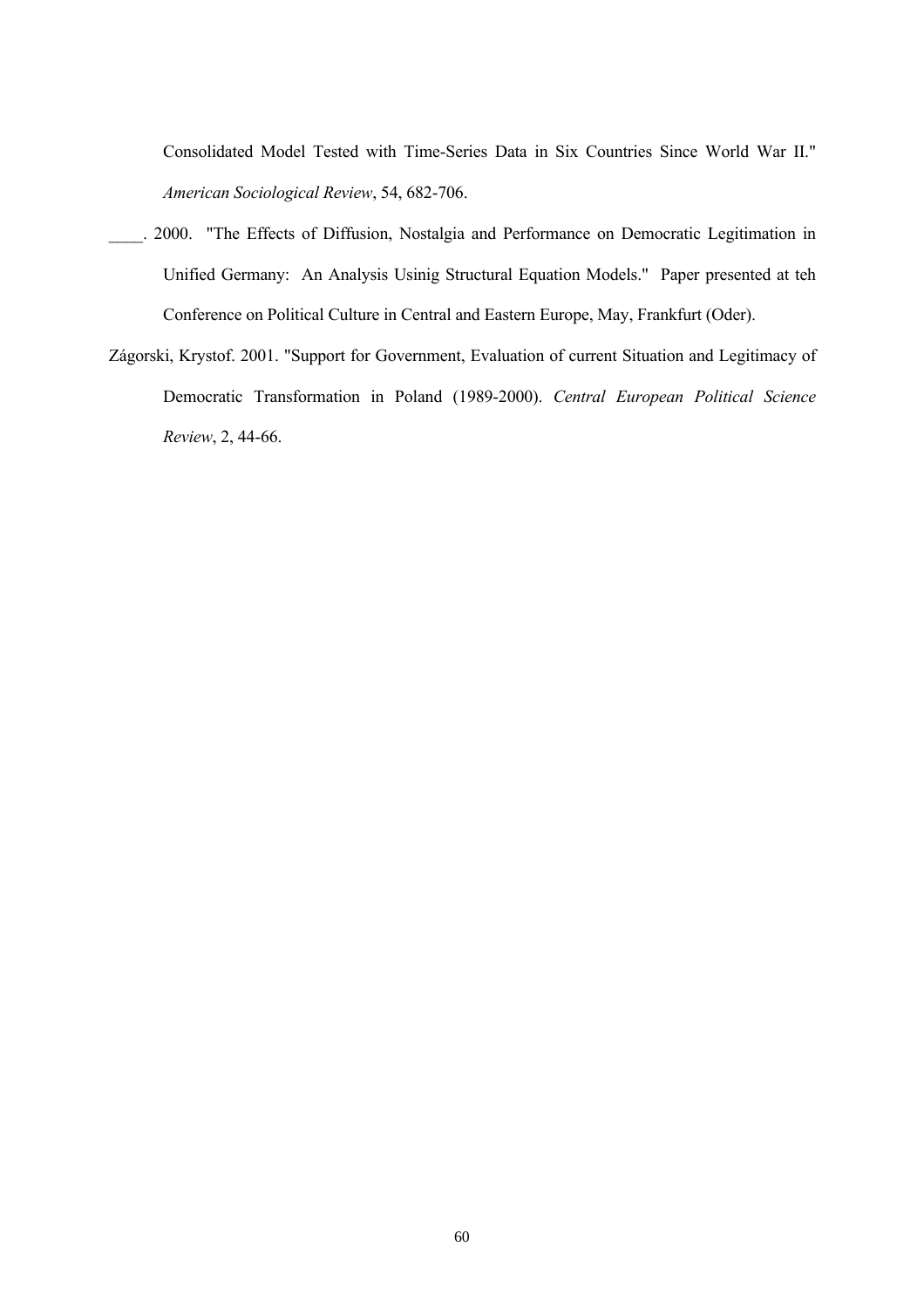Consolidated Model Tested with Time-Series Data in Six Countries Since World War II." *American Sociological Review*, 54, 682-706.

____. 2000. "The Effects of Diffusion, Nostalgia and Performance on Democratic Legitimation in Unified Germany: An Analysis Usinig Structural Equation Models." Paper presented at teh Conference on Political Culture in Central and Eastern Europe, May, Frankfurt (Oder).

Zágorski, Krystof. 2001. "Support for Government, Evaluation of current Situation and Legitimacy of Democratic Transformation in Poland (1989-2000). *Central European Political Science Review*, 2, 44-66.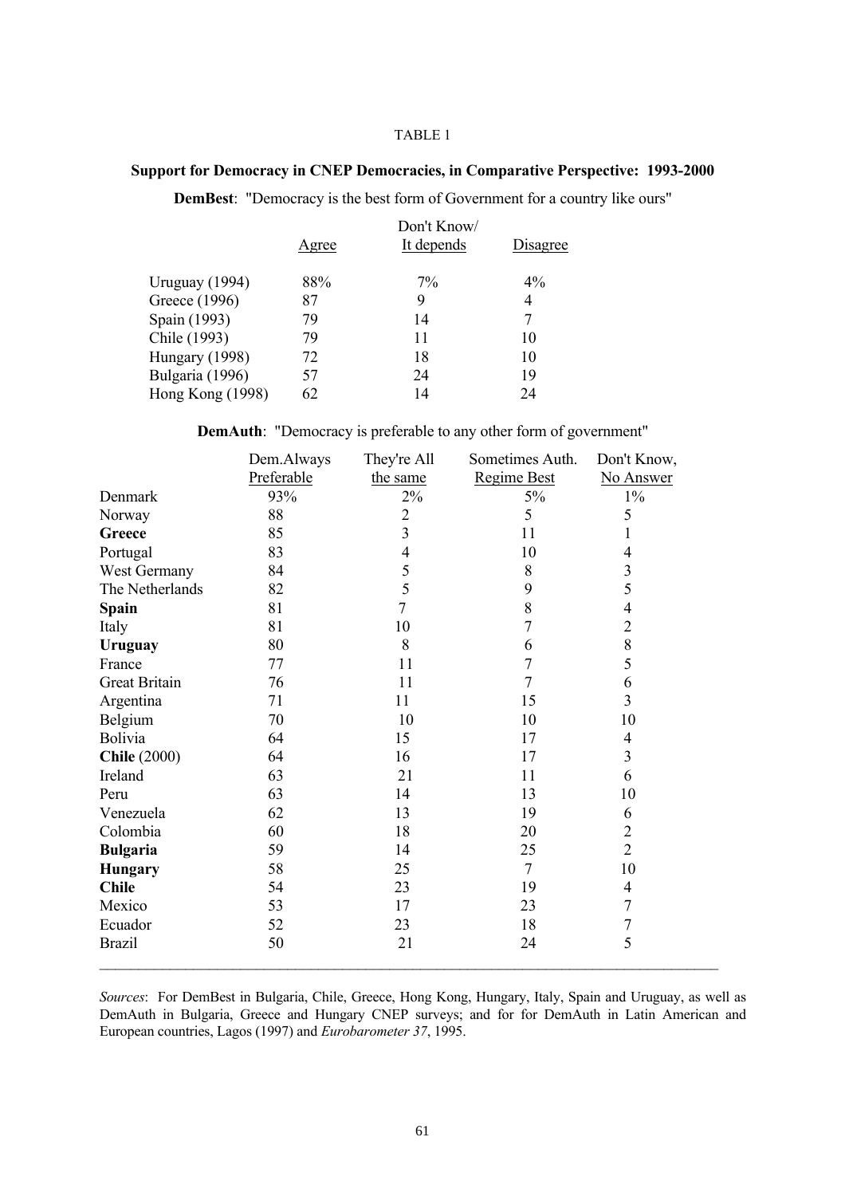TABLE 1

**Support for Democracy in CNEP Democracies, in Comparative Perspective: 1993-2000**

**DemBest**: "Democracy is the best form of Government for a country like ours"

| | Agree | Don't Know/ It depends | Disagree |
|---|---|---|---|
| Uruguay (1994) | 88% | 7% | 4% |
| Greece (1996) | 87 | 9 | 4 |
| Spain (1993) | 79 | 14 | 7 |
| Chile (1993) | 79 | 11 | 10 |
| Hungary (1998) | 72 | 18 | 10 |
| Bulgaria (1996) | 57 | 24 | 19 |
| Hong Kong (1998) | 62 | 14 | 24 |

**DemAuth**: "Democracy is preferable to any other form of government"

| | Dem.Always Preferable | They're All the same | Sometimes Auth. Regime Best | Don't Know, No Answer |
|---|---|---|---|---|
| Denmark | 93% | 2% | 5% | 1% |
| Norway | 88 | 2 | 5 | 5 |
| **Greece** | 85 | 3 | 11 | 1 |
| Portugal | 83 | 4 | 10 | 4 |
| West Germany | 84 | 5 | 8 | 3 |
| The Netherlands | 82 | 5 | 9 | 5 |
| **Spain** | 81 | 7 | 8 | 4 |
| Italy | 81 | 10 | 7 | 2 |
| **Uruguay** | 80 | 8 | 6 | 8 |
| France | 77 | 11 | 7 | 5 |
| Great Britain | 76 | 11 | 7 | 6 |
| Argentina | 71 | 11 | 15 | 3 |
| Belgium | 70 | 10 | 10 | 10 |
| Bolivia | 64 | 15 | 17 | 4 |
| **Chile** (2000) | 64 | 16 | 17 | 3 |
| Ireland | 63 | 21 | 11 | 6 |
| Peru | 63 | 14 | 13 | 10 |
| Venezuela | 62 | 13 | 19 | 6 |
| Colombia | 60 | 18 | 20 | 2 |
| **Bulgaria** | 59 | 14 | 25 | 2 |
| **Hungary** | 58 | 25 | 7 | 10 |
| **Chile** | 54 | 23 | 19 | 4 |
| Mexico | 53 | 17 | 23 | 7 |
| Ecuador | 52 | 23 | 18 | 7 |
| Brazil | 50 | 21 | 24 | 5 |

*Sources*: For DemBest in Bulgaria, Chile, Greece, Hong Kong, Hungary, Italy, Spain and Uruguay, as well as DemAuth in Bulgaria, Greece and Hungary CNEP surveys; and for for DemAuth in Latin American and European countries, Lagos (1997) and *Eurobarometer 37*, 1995.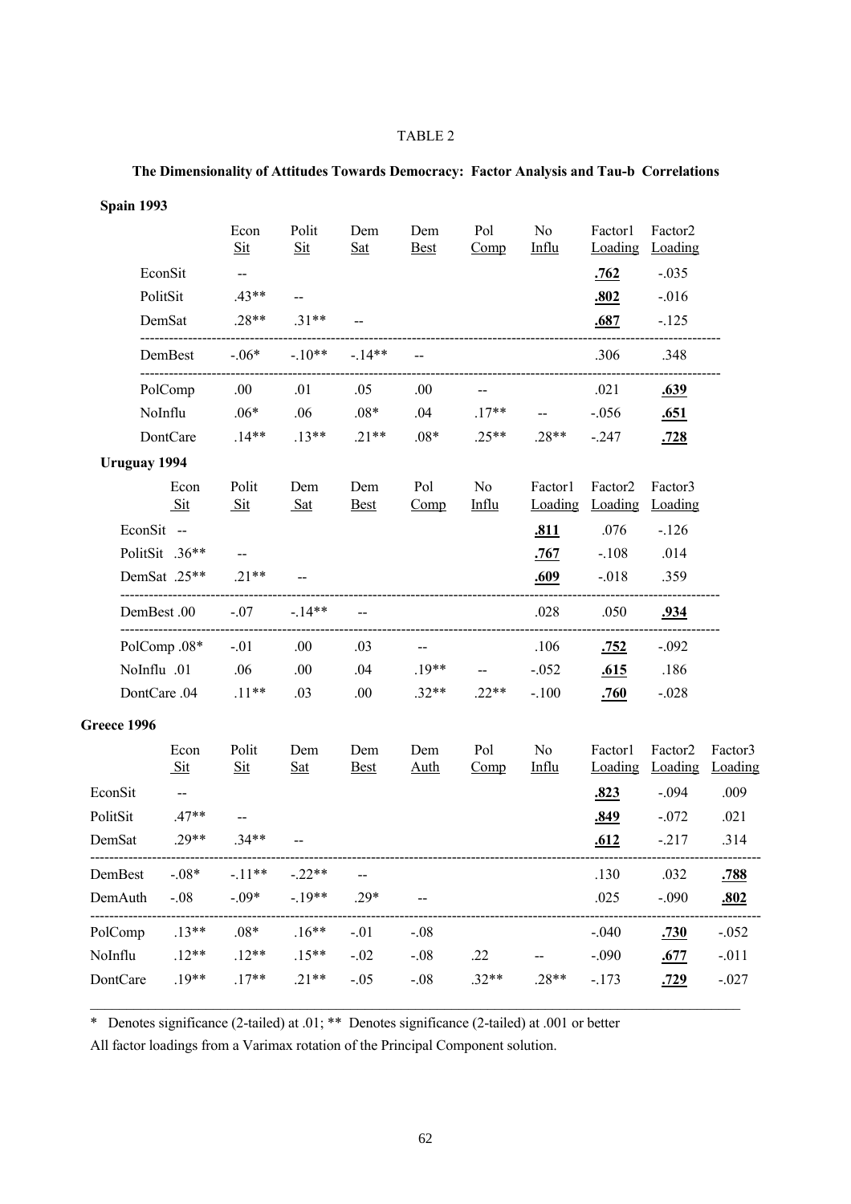TABLE 2

**The Dimensionality of Attitudes Towards Democracy: Factor Analysis and Tau-b Correlations**

**Spain 1993**

| | Econ Sit | Polit Sit | Dem Sat | Dem Best | Pol Comp | No Influ | Factor1 Loading | Factor2 Loading |
|---|---|---|---|---|---|---|---|---|
| EconSit | -- | | | | | | **.762** | -.035 |
| PolitSit | .43** | -- | | | | | **.802** | -.016 |
| DemSat | .28** | .31** | -- | | | | **.687** | -.125 |
| DemBest | -.06* | -.10** | -.14** | -- | | | .306 | .348 |
| PolComp | .00 | .01 | .05 | .00 | -- | | .021 | **.639** |
| NoInflu | .06* | .06 | .08* | .04 | .17** | -- | -.056 | **.651** |
| DontCare | .14** | .13** | .21** | .08* | .25** | .28** | -.247 | **.728** |

**Uruguay 1994**

| | Econ Sit | Polit Sit | Dem Sat | Dem Best | Pol Comp | No Influ | Factor1 Loading | Factor2 Loading | Factor3 Loading |
|---|---|---|---|---|---|---|---|---|---|
| EconSit | -- | | | | | | **.811** | .076 | -.126 |
| PolitSit | .36** | -- | | | | | **.767** | -.108 | .014 |
| DemSat | .25** | .21** | -- | | | | **.609** | -.018 | .359 |
| DemBest | .00 | -.07 | -.14** | -- | | | .028 | .050 | **.934** |
| PolComp | .08* | -.01 | .00 | .03 | -- | | .106 | **.752** | -.092 |
| NoInflu | .01 | .06 | .00 | .04 | .19** | -- | -.052 | **.615** | .186 |
| DontCare | .04 | .11** | .03 | .00 | .32** | .22** | -.100 | **.760** | -.028 |

**Greece 1996**

| | Econ Sit | Polit Sit | Dem Sat | Dem Best | Dem Auth | Pol Comp | No Influ | Factor1 Loading | Factor2 Loading | Factor3 Loading |
|---|---|---|---|---|---|---|---|---|---|---|
| EconSit | -- | | | | | | | **.823** | -.094 | .009 |
| PolitSit | .47** | -- | | | | | | **.849** | -.072 | .021 |
| DemSat | .29** | .34** | -- | | | | | **.612** | -.217 | .314 |
| DemBest | -.08* | -.11** | -.22** | -- | | | | .130 | .032 | **.788** |
| DemAuth | -.08 | -.09* | -.19** | .29* | -- | | | .025 | -.090 | **.802** |
| PolComp | .13** | .08* | .16** | -.01 | -.08 | | | -.040 | **.730** | -.052 |
| NoInflu | .12** | .12** | .15** | -.02 | -.08 | .22 | -- | -.090 | **.677** | -.011 |
| DontCare | .19** | .17** | .21** | -.05 | -.08 | .32** | .28** | -.173 | **.729** | -.027 |

\* Denotes significance (2-tailed) at .01; ** Denotes significance (2-tailed) at .001 or better

All factor loadings from a Varimax rotation of the Principal Component solution.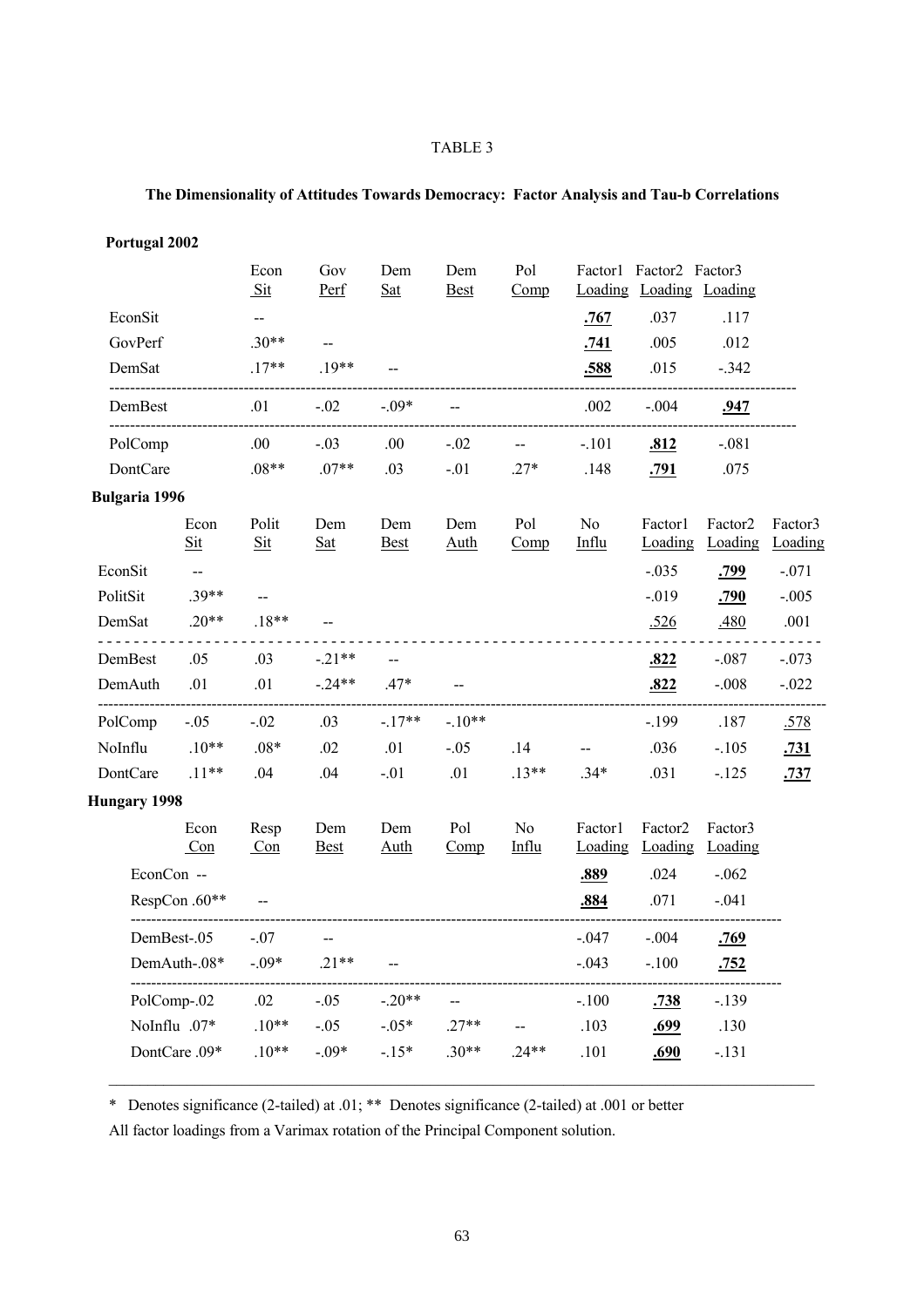TABLE 3

**The Dimensionality of Attitudes Towards Democracy: Factor Analysis and Tau-b Correlations**

**Portugal 2002**

| | Econ Sit | Gov Perf | Dem Sat | Dem Best | Pol Comp | Factor1 Loading | Factor2 Loading | Factor3 Loading |
|---|---|---|---|---|---|---|---|---|
| EconSit | -- | | | | | **.767** | .037 | .117 |
| GovPerf | .30** | -- | | | | **.741** | .005 | .012 |
| DemSat | .17** | .19** | -- | | | **.588** | .015 | -.342 |
| DemBest | .01 | -.02 | -.09* | -- | | .002 | -.004 | **.947** |
| PolComp | .00 | -.03 | .00 | -.02 | -- | -.101 | **.812** | -.081 |
| DontCare | .08** | .07** | .03 | -.01 | .27* | .148 | **.791** | .075 |

**Bulgaria 1996**

| | Econ Sit | Polit Sit | Dem Sat | Dem Best | Dem Auth | Pol Comp | No Influ | Factor1 Loading | Factor2 Loading | Factor3 Loading |
|---|---|---|---|---|---|---|---|---|---|---|
| EconSit | -- | | | | | | | -.035 | **.799** | -.071 |
| PolitSit | .39** | -- | | | | | | -.019 | **.790** | -.005 |
| DemSat | .20** | .18** | -- | | | | | .526 | .480 | .001 |
| DemBest | .05 | .03 | -.21** | -- | | | | **.822** | -.087 | -.073 |
| DemAuth | .01 | .01 | -.24** | .47* | -- | | | **.822** | -.008 | -.022 |
| PolComp | -.05 | -.02 | .03 | -.17** | -.10** | | | -.199 | .187 | .578 |
| NoInflu | .10** | .08* | .02 | .01 | -.05 | .14 | -- | .036 | -.105 | **.731** |
| DontCare | .11** | .04 | .04 | -.01 | .01 | .13** | .34* | .031 | -.125 | **.737** |

**Hungary 1998**

| | Econ Con | Resp Con | Dem Best | Dem Auth | Pol Comp | No Influ | Factor1 Loading | Factor2 Loading | Factor3 Loading |
|---|---|---|---|---|---|---|---|---|---|
| EconCon | -- | | | | | | **.889** | .024 | -.062 |
| RespCon | .60** | -- | | | | | **.884** | .071 | -.041 |
| DemBest | -.05 | -.07 | -- | | | | -.047 | -.004 | **.769** |
| DemAuth | -.08* | -.09* | .21** | -- | | | -.043 | -.100 | **.752** |
| PolComp | -.02 | .02 | -.05 | -.20** | -- | | -.100 | **.738** | -.139 |
| NoInflu | .07* | .10** | -.05 | -.05* | .27** | -- | .103 | **.699** | .130 |
| DontCare | .09* | .10** | -.09* | -.15* | .30** | .24** | .101 | **.690** | -.131 |

\* Denotes significance (2-tailed) at .01; ** Denotes significance (2-tailed) at .001 or better

All factor loadings from a Varimax rotation of the Principal Component solution.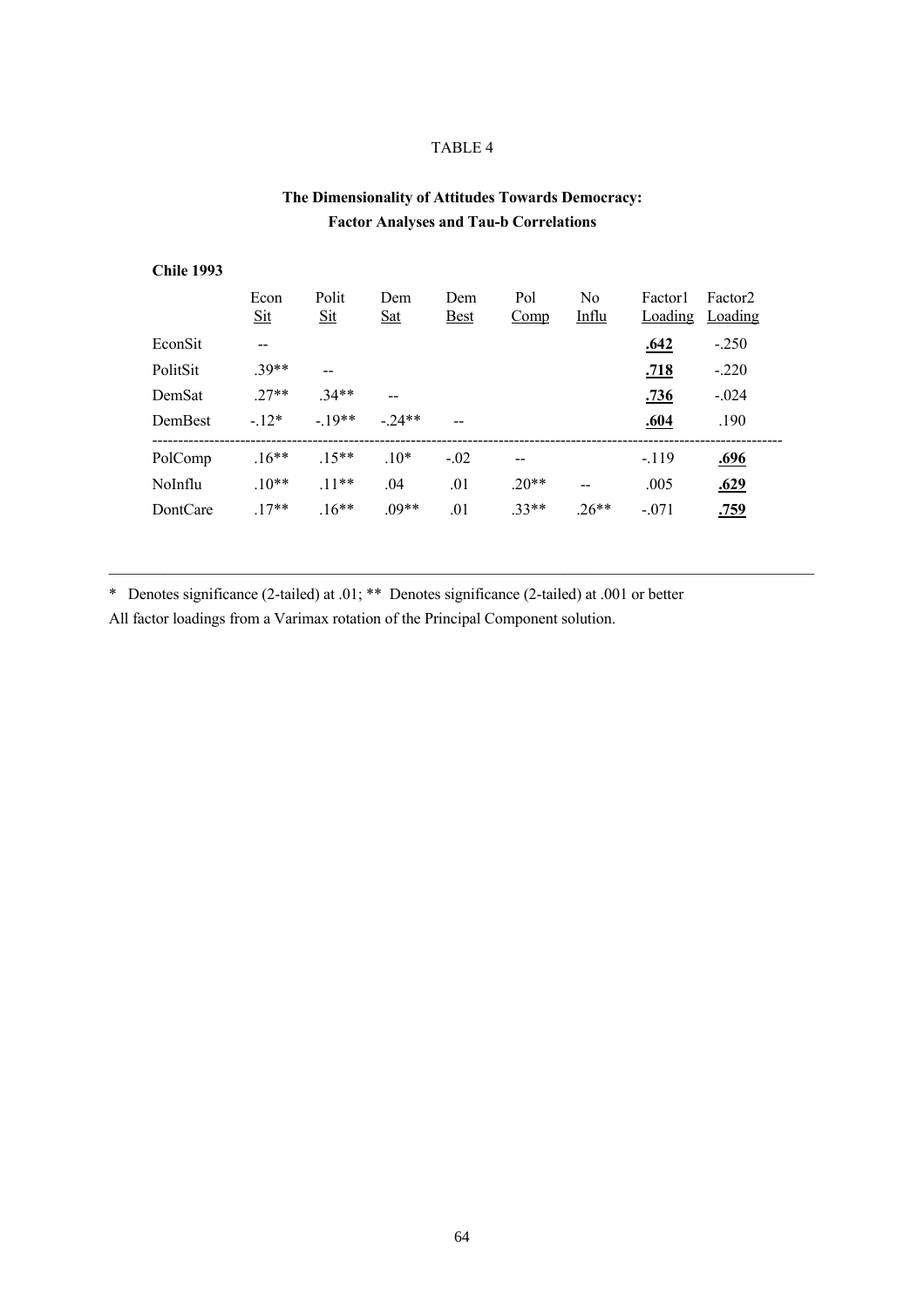TABLE 4

**The Dimensionality of Attitudes Towards Democracy:**
**Factor Analyses and Tau-b Correlations**

**Chile 1993**

| | Econ Sit | Polit Sit | Dem Sat | Dem Best | Pol Comp | No Influ | Factor1 Loading | Factor2 Loading |
|---|---|---|---|---|---|---|---|---|
| EconSit | -- | | | | | | **.642** | -.250 |
| PolitSit | .39** | -- | | | | | **.718** | -.220 |
| DemSat | .27** | .34** | -- | | | | **.736** | -.024 |
| DemBest | -.12* | -.19** | -.24** | -- | | | **.604** | .190 |
| PolComp | .16** | .15** | .10* | -.02 | -- | | -.119 | **.696** |
| NoInflu | .10** | .11** | .04 | .01 | .20** | -- | .005 | **.629** |
| DontCare | .17** | .16** | .09** | .01 | .33** | .26** | -.071 | **.759** |

* Denotes significance (2-tailed) at .01; ** Denotes significance (2-tailed) at .001 or better

All factor loadings from a Varimax rotation of the Principal Component solution.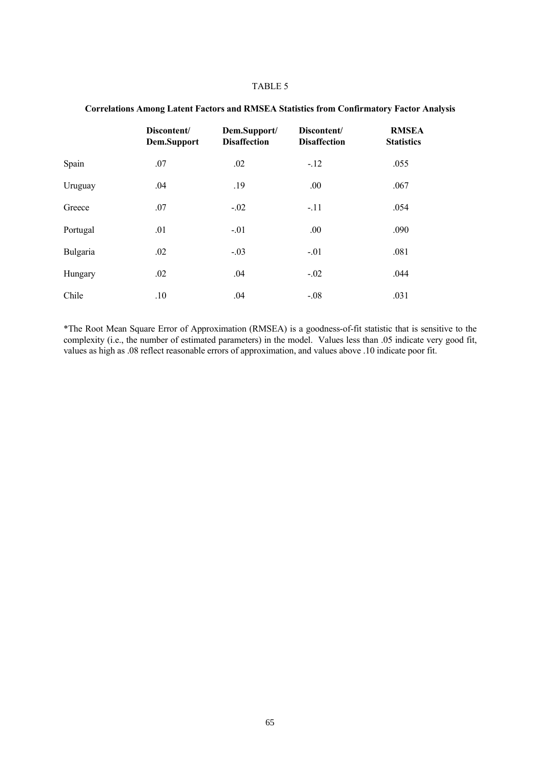TABLE 5

**Correlations Among Latent Factors and RMSEA Statistics from Confirmatory Factor Analysis**

| | Discontent/ Dem.Support | Dem.Support/ Disaffection | Discontent/ Disaffection | RMSEA Statistics |
|---|---|---|---|---|
| Spain | .07 | .02 | -.12 | .055 |
| Uruguay | .04 | .19 | .00 | .067 |
| Greece | .07 | -.02 | -.11 | .054 |
| Portugal | .01 | -.01 | .00 | .090 |
| Bulgaria | .02 | -.03 | -.01 | .081 |
| Hungary | .02 | .04 | -.02 | .044 |
| Chile | .10 | .04 | -.08 | .031 |

*The Root Mean Square Error of Approximation (RMSEA) is a goodness-of-fit statistic that is sensitive to the complexity (i.e., the number of estimated parameters) in the model. Values less than .05 indicate very good fit, values as high as .08 reflect reasonable errors of approximation, and values above .10 indicate poor fit.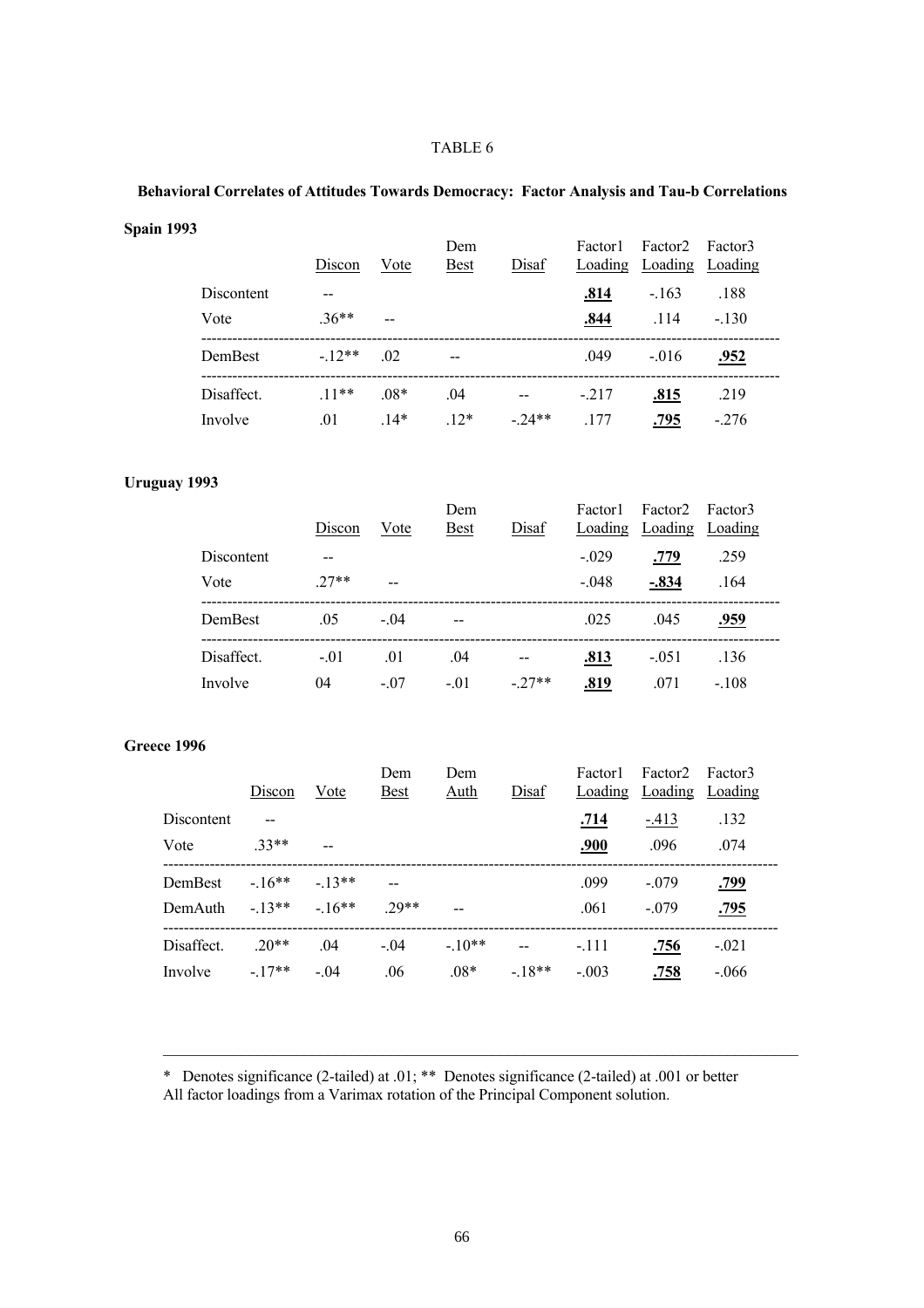TABLE 6

**Behavioral Correlates of Attitudes Towards Democracy: Factor Analysis and Tau-b Correlations**

**Spain 1993**

| | Discon | Vote | Dem Best | Disaf | Factor1 Loading | Factor2 Loading | Factor3 Loading |
|---|---|---|---|---|---|---|---|
| Discontent | -- | | | | **.814** | -.163 | .188 |
| Vote | .36** | -- | | | **.844** | .114 | -.130 |
| DemBest | -.12** | .02 | -- | | .049 | -.016 | **.952** |
| Disaffect. | .11** | .08* | .04 | -- | -.217 | **.815** | .219 |
| Involve | .01 | .14* | .12* | -.24** | .177 | **.795** | -.276 |

**Uruguay 1993**

| | Discon | Vote | Dem Best | Disaf | Factor1 Loading | Factor2 Loading | Factor3 Loading |
|---|---|---|---|---|---|---|---|
| Discontent | -- | | | | -.029 | **.779** | .259 |
| Vote | .27** | -- | | | -.048 | **-.834** | .164 |
| DemBest | .05 | -.04 | -- | | .025 | .045 | **.959** |
| Disaffect. | -.01 | .01 | .04 | -- | **.813** | -.051 | .136 |
| Involve | 04 | -.07 | -.01 | -.27** | **.819** | .071 | -.108 |

**Greece 1996**

| | Discon | Vote | Dem Best | Dem Auth | Disaf | Factor1 Loading | Factor2 Loading | Factor3 Loading |
|---|---|---|---|---|---|---|---|---|
| Discontent | -- | | | | | **.714** | -.413 | .132 |
| Vote | .33** | -- | | | | **.900** | .096 | .074 |
| DemBest | -.16** | -.13** | -- | | | .099 | -.079 | **.799** |
| DemAuth | -.13** | -.16** | .29** | -- | | .061 | -.079 | **.795** |
| Disaffect. | .20** | .04 | -.04 | -.10** | -- | -.111 | **.756** | -.021 |
| Involve | -.17** | -.04 | .06 | .08* | -.18** | -.003 | **.758** | -.066 |

\* Denotes significance (2-tailed) at .01; ** Denotes significance (2-tailed) at .001 or better
All factor loadings from a Varimax rotation of the Principal Component solution.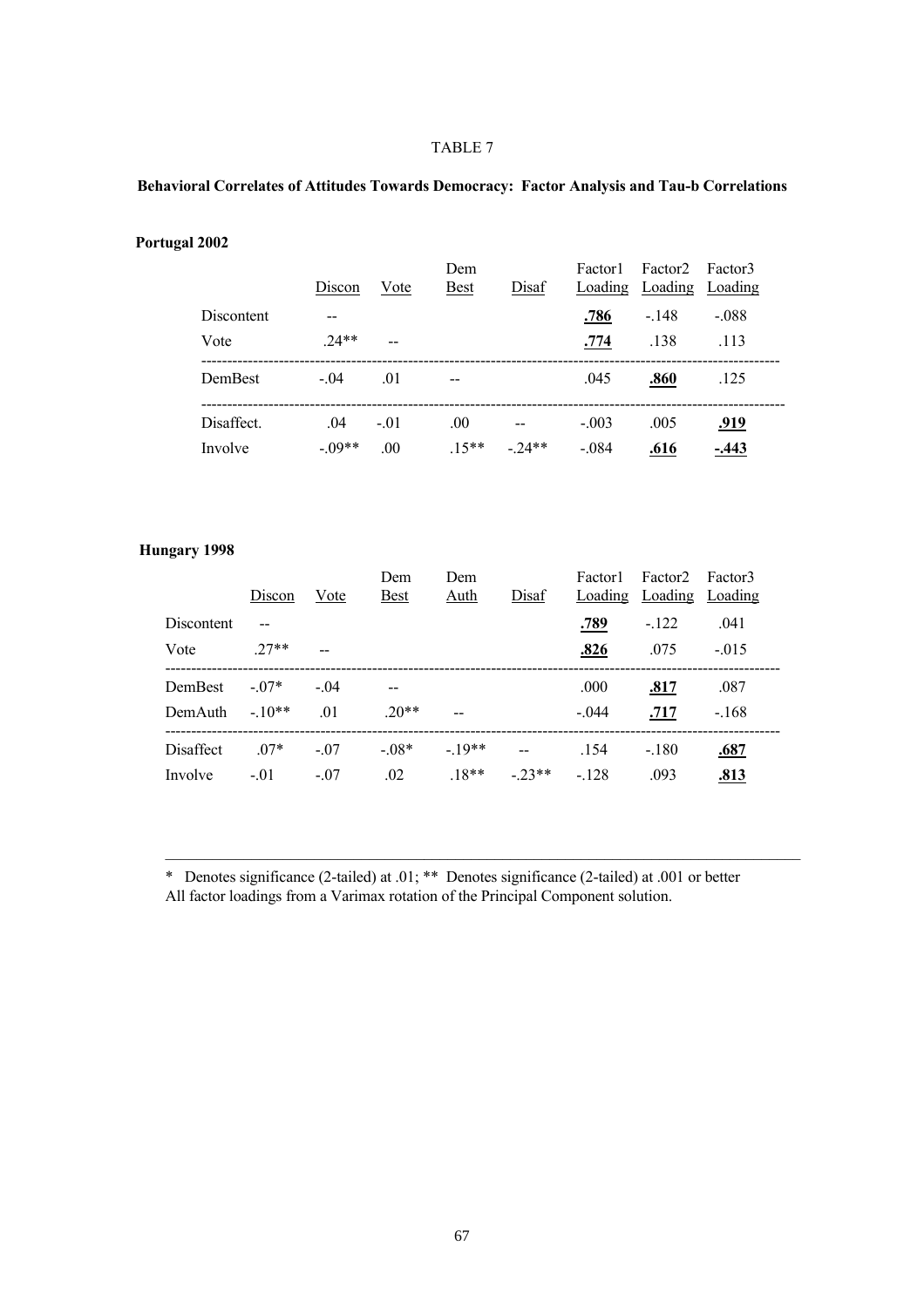TABLE 7

**Behavioral Correlates of Attitudes Towards Democracy: Factor Analysis and Tau-b Correlations**

**Portugal 2002**

| | Discon | Vote | Dem Best | Disaf | Factor1 Loading | Factor2 Loading | Factor3 Loading |
|---|---|---|---|---|---|---|---|
| Discontent | -- | | | | **.786** | -.148 | -.088 |
| Vote | .24** | -- | | | **.774** | .138 | .113 |
| DemBest | -.04 | .01 | -- | | .045 | **.860** | .125 |
| Disaffect. | .04 | -.01 | .00 | -- | -.003 | .005 | **.919** |
| Involve | -.09** | .00 | .15** | -.24** | -.084 | **.616** | **-.443** |

**Hungary 1998**

| | Discon | Vote | Dem Best | Dem Auth | Disaf | Factor1 Loading | Factor2 Loading | Factor3 Loading |
|---|---|---|---|---|---|---|---|---|
| Discontent | -- | | | | | **.789** | -.122 | .041 |
| Vote | .27** | -- | | | | **.826** | .075 | -.015 |
| DemBest | -.07* | -.04 | -- | | | .000 | **.817** | .087 |
| DemAuth | -.10** | .01 | .20** | -- | | -.044 | **.717** | -.168 |
| Disaffect | .07* | -.07 | -.08* | -.19** | -- | .154 | -.180 | **.687** |
| Involve | -.01 | -.07 | .02 | .18** | -.23** | -.128 | .093 | **.813** |

\* Denotes significance (2-tailed) at .01; ** Denotes significance (2-tailed) at .001 or better
All factor loadings from a Varimax rotation of the Principal Component solution.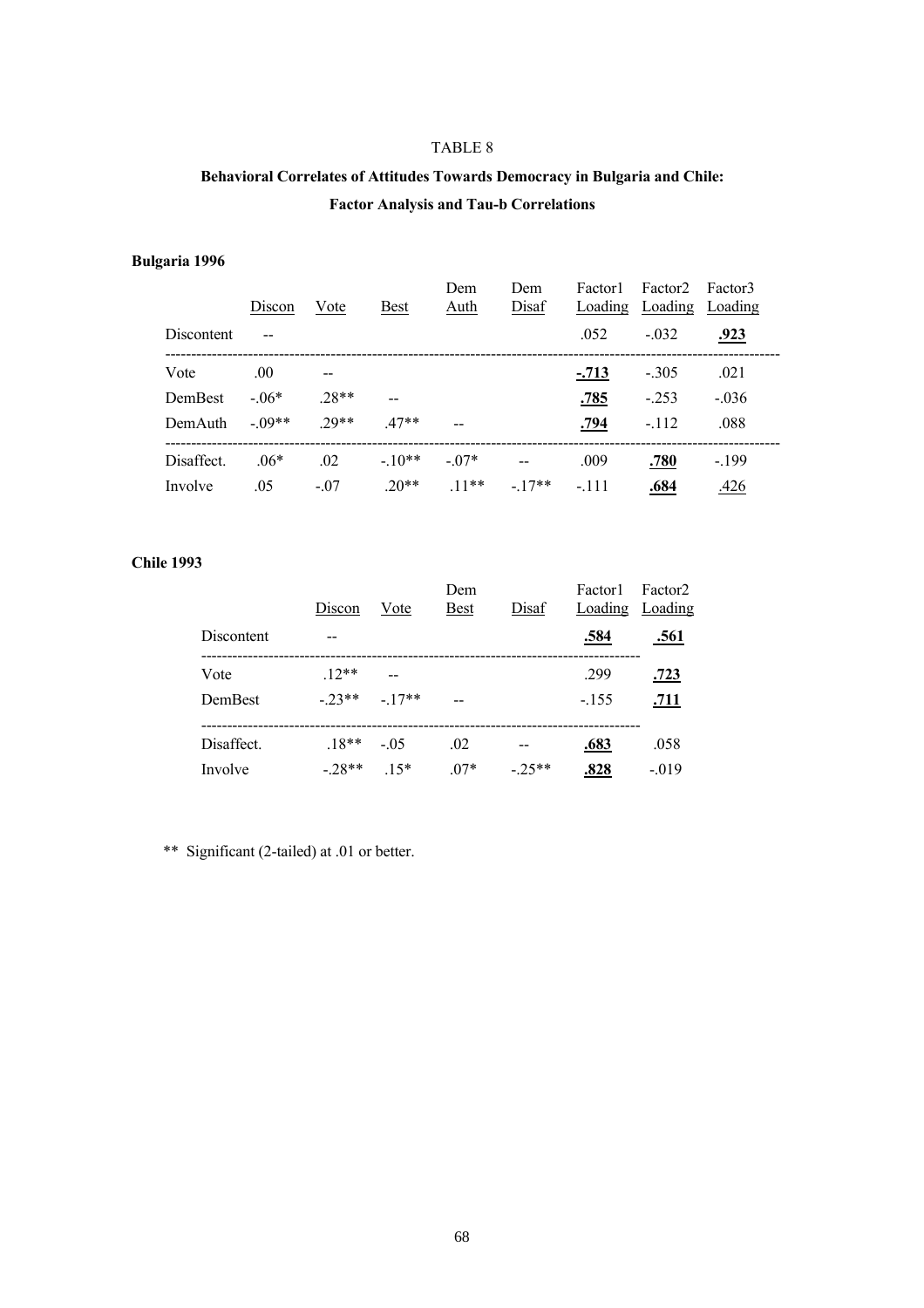TABLE 8

**Behavioral Correlates of Attitudes Towards Democracy in Bulgaria and Chile: Factor Analysis and Tau-b Correlations**

**Bulgaria 1996**

| | Discon | Vote | Best | Dem Auth | Dem Disaf | Factor1 Loading | Factor2 Loading | Factor3 Loading |
|---|---|---|---|---|---|---|---|---|
| Discontent | -- | | | | | .052 | -.032 | **.923** |
| Vote | .00 | -- | | | | **-.713** | -.305 | .021 |
| DemBest | -.06* | .28** | -- | | | **.785** | -.253 | -.036 |
| DemAuth | -.09** | .29** | .47** | -- | | **.794** | -.112 | .088 |
| Disaffect. | .06* | .02 | -.10** | -.07* | -- | .009 | **.780** | -.199 |
| Involve | .05 | -.07 | .20** | .11** | -.17** | -.111 | **.684** | .426 |

**Chile 1993**

| | Discon | Vote | Dem Best | Disaf | Factor1 Loading | Factor2 Loading |
|---|---|---|---|---|---|---|
| Discontent | -- | | | | **.584** | **.561** |
| Vote | .12** | -- | | | .299 | **.723** |
| DemBest | -.23** | -.17** | -- | | -.155 | **.711** |
| Disaffect. | .18** | -.05 | .02 | -- | **.683** | .058 |
| Involve | -.28** | .15* | .07* | -.25** | **.828** | -.019 |

** Significant (2-tailed) at .01 or better.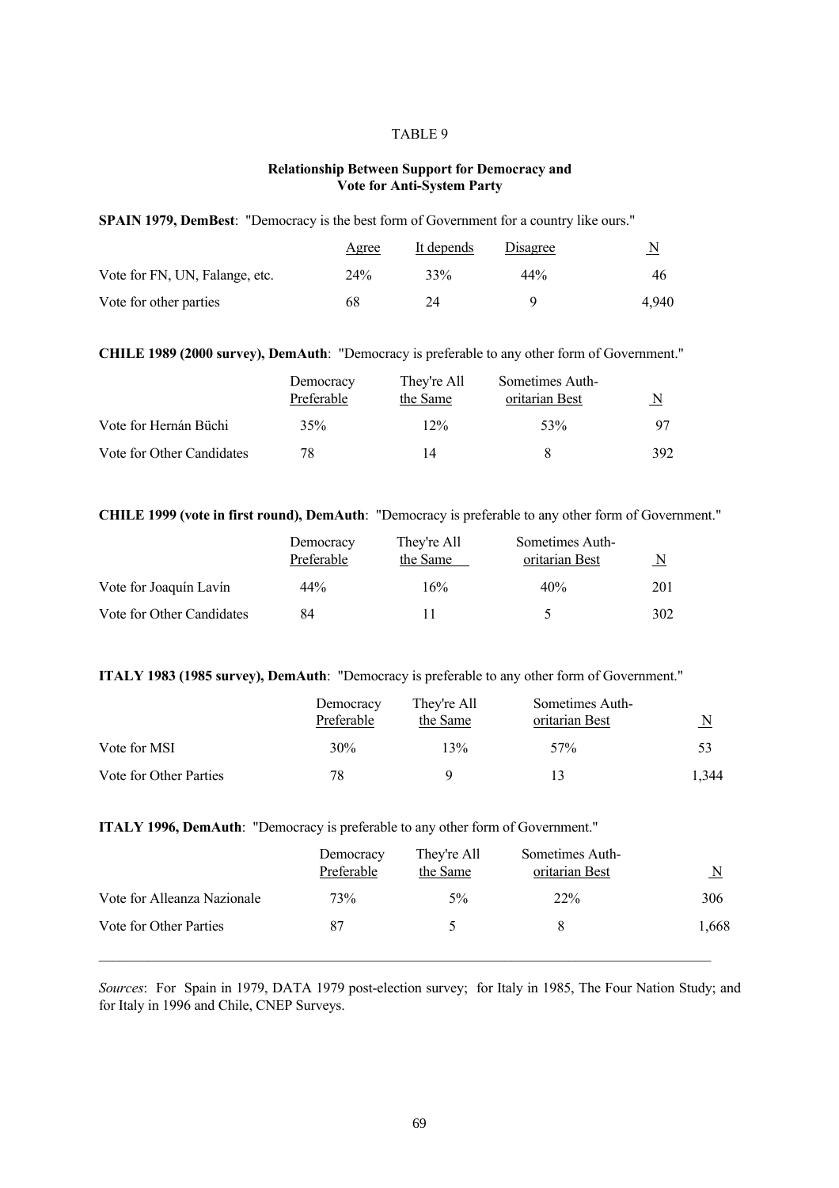TABLE 9

**Relationship Between Support for Democracy and Vote for Anti-System Party**

**SPAIN 1979, DemBest**: "Democracy is the best form of Government for a country like ours."

| | Agree | It depends | Disagree | N |
|---|---|---|---|---|
| Vote for FN, UN, Falange, etc. | 24% | 33% | 44% | 46 |
| Vote for other parties | 68 | 24 | 9 | 4,940 |

**CHILE 1989 (2000 survey), DemAuth**: "Democracy is preferable to any other form of Government."

| | Democracy Preferable | They're All the Same | Sometimes Authoritarian Best | N |
|---|---|---|---|---|
| Vote for Hernán Büchi | 35% | 12% | 53% | 97 |
| Vote for Other Candidates | 78 | 14 | 8 | 392 |

**CHILE 1999 (vote in first round), DemAuth**: "Democracy is preferable to any other form of Government."

| | Democracy Preferable | They're All the Same | Sometimes Authoritarian Best | N |
|---|---|---|---|---|
| Vote for Joaquín Lavín | 44% | 16% | 40% | 201 |
| Vote for Other Candidates | 84 | 11 | 5 | 302 |

**ITALY 1983 (1985 survey), DemAuth**: "Democracy is preferable to any other form of Government."

| | Democracy Preferable | They're All the Same | Sometimes Authoritarian Best | N |
|---|---|---|---|---|
| Vote for MSI | 30% | 13% | 57% | 53 |
| Vote for Other Parties | 78 | 9 | 13 | 1,344 |

**ITALY 1996, DemAuth**: "Democracy is preferable to any other form of Government."

| | Democracy Preferable | They're All the Same | Sometimes Authoritarian Best | N |
|---|---|---|---|---|
| Vote for Alleanza Nazionale | 73% | 5% | 22% | 306 |
| Vote for Other Parties | 87 | 5 | 8 | 1,668 |

*Sources*: For Spain in 1979, DATA 1979 post-election survey; for Italy in 1985, The Four Nation Study; and for Italy in 1996 and Chile, CNEP Surveys.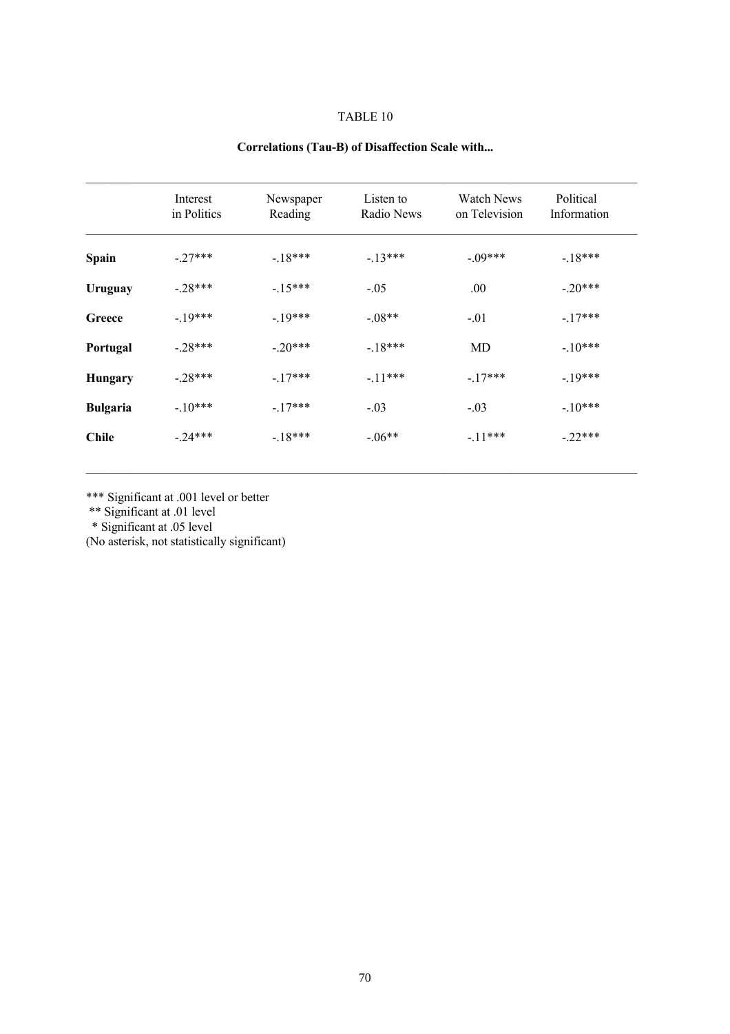TABLE 10

**Correlations (Tau-B) of Disaffection Scale with...**

| | Interest in Politics | Newspaper Reading | Listen to Radio News | Watch News on Television | Political Information |
|---|---|---|---|---|---|
| **Spain** | -.27*** | -.18*** | -.13*** | -.09*** | -.18*** |
| **Uruguay** | -.28*** | -.15*** | -.05 | .00 | -.20*** |
| **Greece** | -.19*** | -.19*** | -.08** | -.01 | -.17*** |
| **Portugal** | -.28*** | -.20*** | -.18*** | MD | -.10*** |
| **Hungary** | -.28*** | -.17*** | -.11*** | -.17*** | -.19*** |
| **Bulgaria** | -.10*** | -.17*** | -.03 | -.03 | -.10*** |
| **Chile** | -.24*** | -.18*** | -.06** | -.11*** | -.22*** |

*** Significant at .001 level or better
** Significant at .01 level
* Significant at .05 level
(No asterisk, not statistically significant)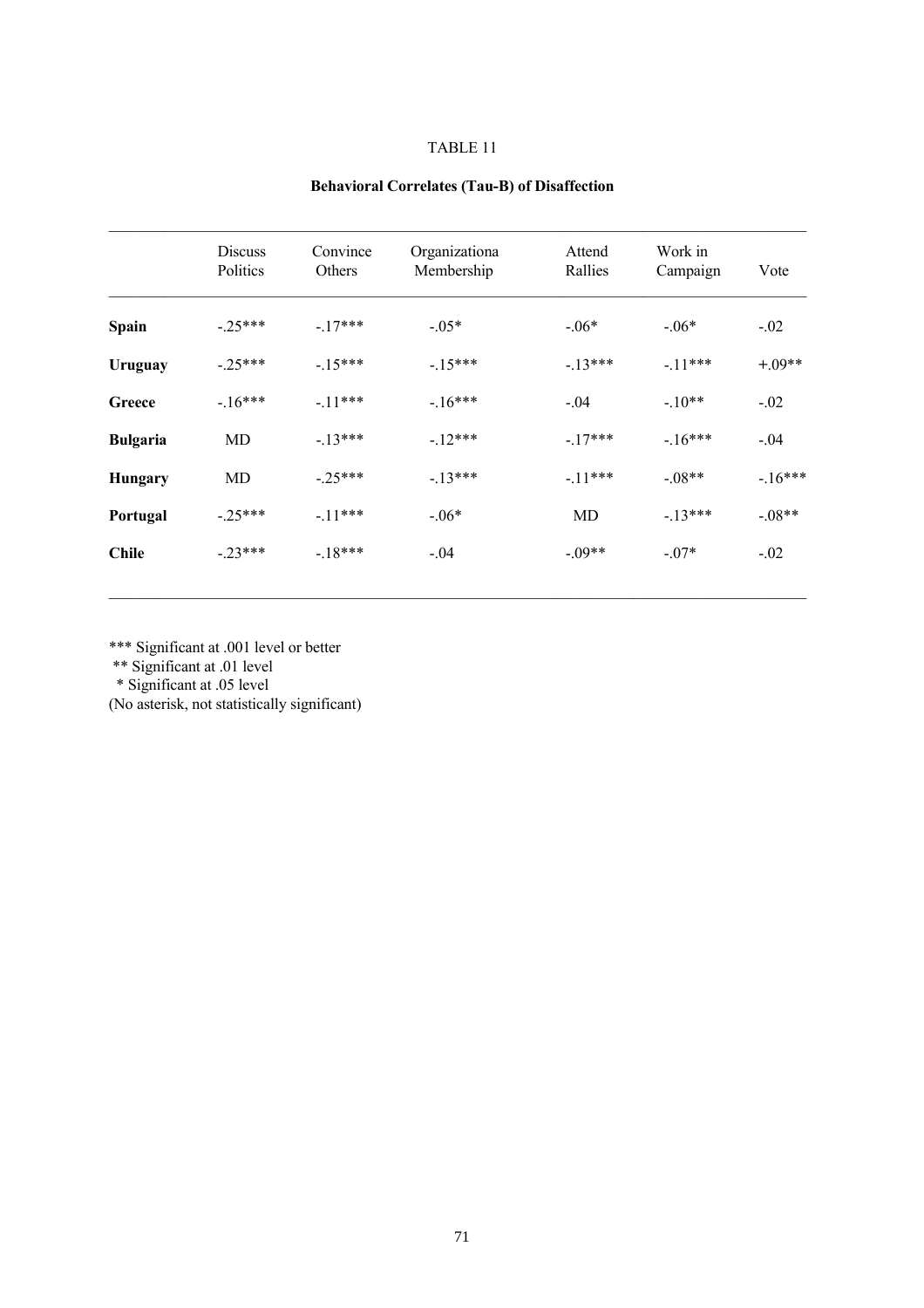TABLE 11

**Behavioral Correlates (Tau-B) of Disaffection**

| | Discuss Politics | Convince Others | Organizationa Membership | Attend Rallies | Work in Campaign | Vote |
|---|---|---|---|---|---|---|
| **Spain** | -.25*** | -.17*** | -.05* | -.06* | -.06* | -.02 |
| **Uruguay** | -.25*** | -.15*** | -.15*** | -.13*** | -.11*** | +.09** |
| **Greece** | -.16*** | -.11*** | -.16*** | -.04 | -.10** | -.02 |
| **Bulgaria** | MD | -.13*** | -.12*** | -.17*** | -.16*** | -.04 |
| **Hungary** | MD | -.25*** | -.13*** | -.11*** | -.08** | -.16*** |
| **Portugal** | -.25*** | -.11*** | -.06* | MD | -.13*** | -.08** |
| **Chile** | -.23*** | -.18*** | -.04 | -.09** | -.07* | -.02 |

*** Significant at .001 level or better
** Significant at .01 level
* Significant at .05 level
(No asterisk, not statistically significant)